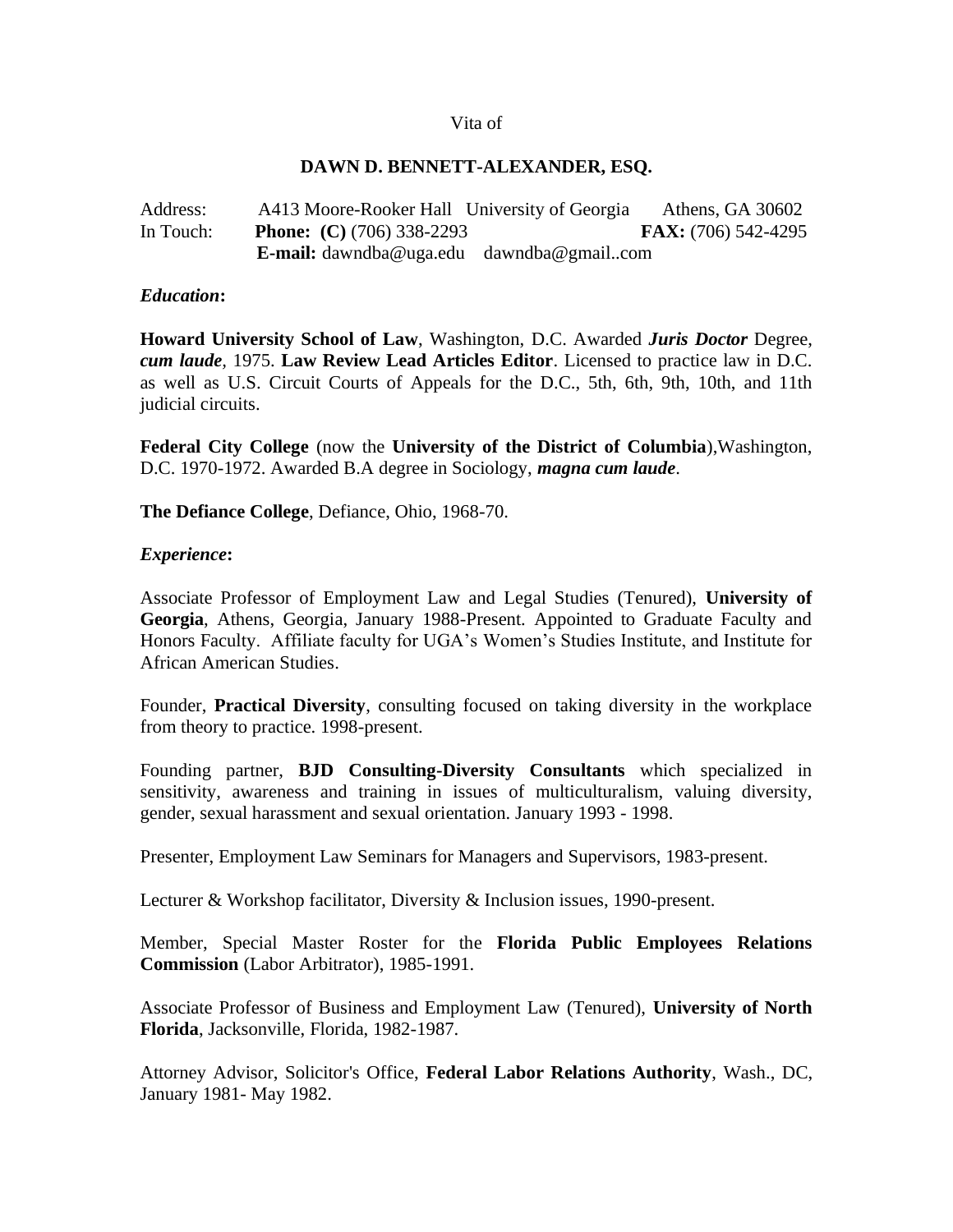Vita of

# DAWN D. BENNETT-ALEXANDER, ESQ.

Address: A413 Moore-Rooker Hall University of Georgia Athens, GA 30602
In Touch: **Phone: (C)** (706) 338-2293 **FAX:** (706) 542-4295
**E-mail:** dawndba@uga.edu dawndba@gmail..com

## *Education*:

**Howard University School of Law**, Washington, D.C. Awarded ***Juris Doctor*** Degree, ***cum laude***, 1975. **Law Review Lead Articles Editor**. Licensed to practice law in D.C. as well as U.S. Circuit Courts of Appeals for the D.C., 5th, 6th, 9th, 10th, and 11th judicial circuits.

**Federal City College** (now the **University of the District of Columbia**),Washington, D.C. 1970-1972. Awarded B.A degree in Sociology, ***magna cum laude***.

**The Defiance College**, Defiance, Ohio, 1968-70.

## *Experience*:

Associate Professor of Employment Law and Legal Studies (Tenured), **University of Georgia**, Athens, Georgia, January 1988-Present. Appointed to Graduate Faculty and Honors Faculty. Affiliate faculty for UGA's Women's Studies Institute, and Institute for African American Studies.

Founder, **Practical Diversity**, consulting focused on taking diversity in the workplace from theory to practice. 1998-present.

Founding partner, **BJD Consulting-Diversity Consultants** which specialized in sensitivity, awareness and training in issues of multiculturalism, valuing diversity, gender, sexual harassment and sexual orientation. January 1993 - 1998.

Presenter, Employment Law Seminars for Managers and Supervisors, 1983-present.

Lecturer & Workshop facilitator, Diversity & Inclusion issues, 1990-present.

Member, Special Master Roster for the **Florida Public Employees Relations Commission** (Labor Arbitrator), 1985-1991.

Associate Professor of Business and Employment Law (Tenured), **University of North Florida**, Jacksonville, Florida, 1982-1987.

Attorney Advisor, Solicitor's Office, **Federal Labor Relations Authority**, Wash., DC, January 1981- May 1982.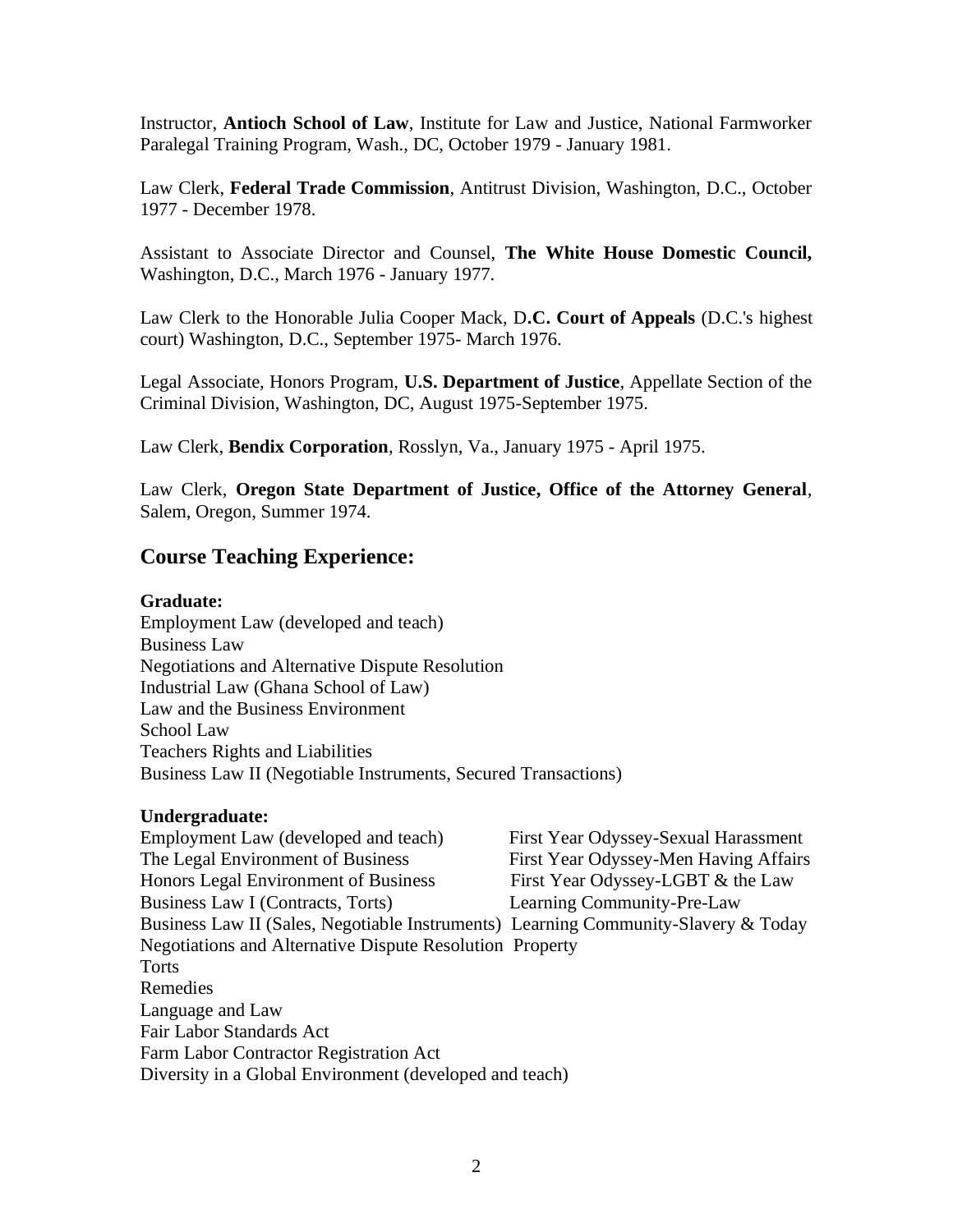Instructor, **Antioch School of Law**, Institute for Law and Justice, National Farmworker Paralegal Training Program, Wash., DC, October 1979 - January 1981.

Law Clerk, **Federal Trade Commission**, Antitrust Division, Washington, D.C., October 1977 - December 1978.

Assistant to Associate Director and Counsel, **The White House Domestic Council,** Washington, D.C., March 1976 - January 1977.

Law Clerk to the Honorable Julia Cooper Mack, D**.C. Court of Appeals** (D.C.'s highest court) Washington, D.C., September 1975- March 1976.

Legal Associate, Honors Program, **U.S. Department of Justice**, Appellate Section of the Criminal Division, Washington, DC, August 1975-September 1975.

Law Clerk, **Bendix Corporation**, Rosslyn, Va., January 1975 - April 1975.

Law Clerk, **Oregon State Department of Justice, Office of the Attorney General**, Salem, Oregon, Summer 1974.

## Course Teaching Experience:

**Graduate:**

Employment Law (developed and teach)
Business Law
Negotiations and Alternative Dispute Resolution
Industrial Law (Ghana School of Law)
Law and the Business Environment
School Law
Teachers Rights and Liabilities
Business Law II (Negotiable Instruments, Secured Transactions)

**Undergraduate:**

Employment Law (developed and teach)
The Legal Environment of Business
Honors Legal Environment of Business
Business Law I (Contracts, Torts)
Business Law II (Sales, Negotiable Instruments)
Negotiations and Alternative Dispute Resolution
Torts
Remedies
Language and Law
Fair Labor Standards Act
Farm Labor Contractor Registration Act
Diversity in a Global Environment (developed and teach)
First Year Odyssey-Sexual Harassment
First Year Odyssey-Men Having Affairs
First Year Odyssey-LGBT & the Law
Learning Community-Pre-Law
Learning Community-Slavery & Today
Property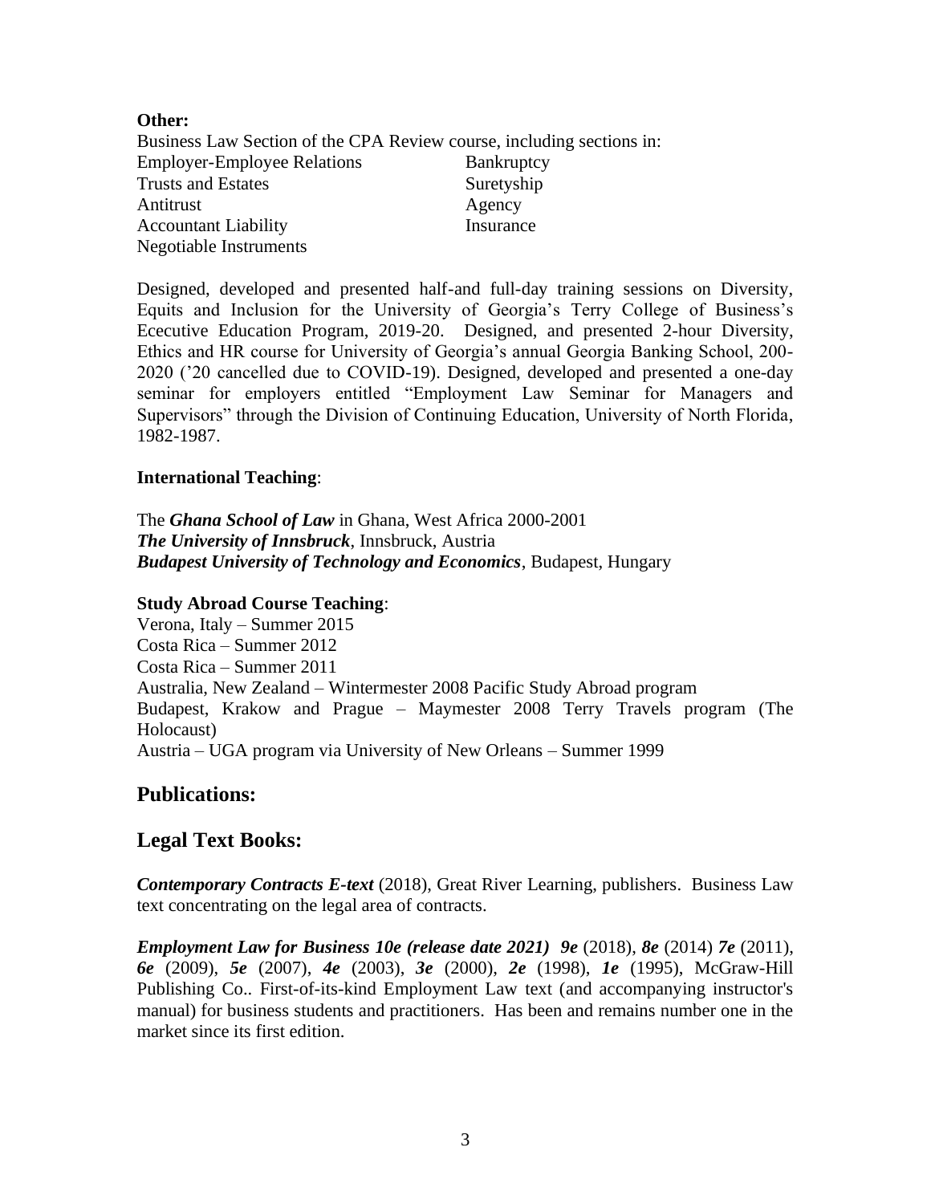**Other:**

Business Law Section of the CPA Review course, including sections in:

| | |
|---|---|
| Employer-Employee Relations | Bankruptcy |
| Trusts and Estates | Suretyship |
| Antitrust | Agency |
| Accountant Liability | Insurance |
| Negotiable Instruments | |

Designed, developed and presented half-and full-day training sessions on Diversity, Equits and Inclusion for the University of Georgia's Terry College of Business's Ececutive Education Program, 2019-20. Designed, and presented 2-hour Diversity, Ethics and HR course for University of Georgia's annual Georgia Banking School, 200-2020 ('20 cancelled due to COVID-19). Designed, developed and presented a one-day seminar for employers entitled "Employment Law Seminar for Managers and Supervisors" through the Division of Continuing Education, University of North Florida, 1982-1987.

**International Teaching**:

The ***Ghana School of Law*** in Ghana, West Africa 2000-2001
***The University of Innsbruck***, Innsbruck, Austria
***Budapest University of Technology and Economics***, Budapest, Hungary

**Study Abroad Course Teaching**:

Verona, Italy – Summer 2015
Costa Rica – Summer 2012
Costa Rica – Summer 2011
Australia, New Zealand – Wintermester 2008 Pacific Study Abroad program
Budapest, Krakow and Prague – Maymester 2008 Terry Travels program (The Holocaust)
Austria – UGA program via University of New Orleans – Summer 1999

## Publications:

## Legal Text Books:

***Contemporary Contracts E-text*** (2018), Great River Learning, publishers. Business Law text concentrating on the legal area of contracts.

***Employment Law for Business 10e (release date 2021) 9e*** (2018), ***8e*** (2014) ***7e*** (2011), ***6e*** (2009), ***5e*** (2007), ***4e*** (2003), ***3e*** (2000), ***2e*** (1998), ***1e*** (1995), McGraw-Hill Publishing Co.. First-of-its-kind Employment Law text (and accompanying instructor's manual) for business students and practitioners. Has been and remains number one in the market since its first edition.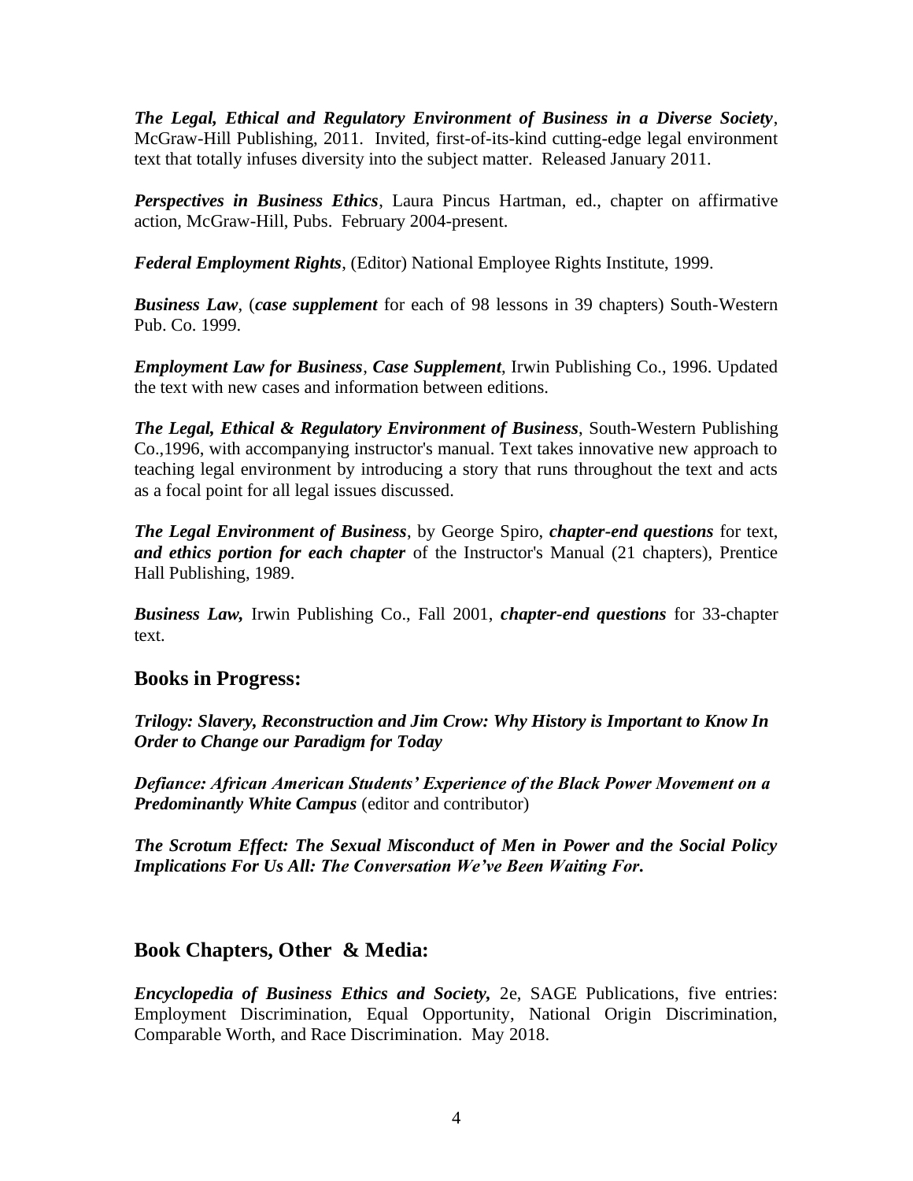***The Legal, Ethical and Regulatory Environment of Business in a Diverse Society***, McGraw-Hill Publishing, 2011. Invited, first-of-its-kind cutting-edge legal environment text that totally infuses diversity into the subject matter. Released January 2011.

***Perspectives in Business Ethics***, Laura Pincus Hartman, ed., chapter on affirmative action, McGraw-Hill, Pubs. February 2004-present.

***Federal Employment Rights***, (Editor) National Employee Rights Institute, 1999.

***Business Law***, (***case supplement*** for each of 98 lessons in 39 chapters) South-Western Pub. Co. 1999.

***Employment Law for Business***, ***Case Supplement***, Irwin Publishing Co., 1996. Updated the text with new cases and information between editions.

***The Legal, Ethical & Regulatory Environment of Business***, South-Western Publishing Co.,1996, with accompanying instructor's manual. Text takes innovative new approach to teaching legal environment by introducing a story that runs throughout the text and acts as a focal point for all legal issues discussed.

***The Legal Environment of Business***, by George Spiro, ***chapter-end questions*** for text, ***and ethics portion for each chapter*** of the Instructor's Manual (21 chapters), Prentice Hall Publishing, 1989.

***Business Law,*** Irwin Publishing Co., Fall 2001, ***chapter-end questions*** for 33-chapter text.

## Books in Progress:

***Trilogy: Slavery, Reconstruction and Jim Crow: Why History is Important to Know In Order to Change our Paradigm for Today***

***Defiance: African American Students' Experience of the Black Power Movement on a Predominantly White Campus*** (editor and contributor)

***The Scrotum Effect: The Sexual Misconduct of Men in Power and the Social Policy Implications For Us All: The Conversation We've Been Waiting For.***

## Book Chapters, Other & Media:

***Encyclopedia of Business Ethics and Society,*** 2e, SAGE Publications, five entries: Employment Discrimination, Equal Opportunity, National Origin Discrimination, Comparable Worth, and Race Discrimination. May 2018.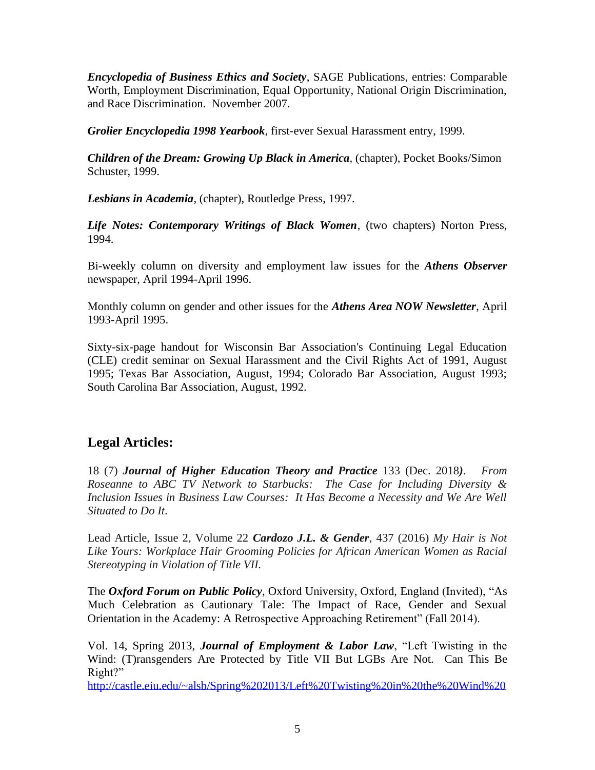***Encyclopedia of Business Ethics and Society***, SAGE Publications, entries: Comparable Worth, Employment Discrimination, Equal Opportunity, National Origin Discrimination, and Race Discrimination. November 2007.

***Grolier Encyclopedia 1998 Yearbook***, first-ever Sexual Harassment entry, 1999.

***Children of the Dream: Growing Up Black in America***, (chapter), Pocket Books/Simon Schuster, 1999.

***Lesbians in Academia***, (chapter), Routledge Press, 1997.

***Life Notes: Contemporary Writings of Black Women***, (two chapters) Norton Press, 1994.

Bi-weekly column on diversity and employment law issues for the ***Athens Observer*** newspaper, April 1994-April 1996.

Monthly column on gender and other issues for the ***Athens Area NOW Newsletter***, April 1993-April 1995.

Sixty-six-page handout for Wisconsin Bar Association's Continuing Legal Education (CLE) credit seminar on Sexual Harassment and the Civil Rights Act of 1991, August 1995; Texas Bar Association, August, 1994; Colorado Bar Association, August 1993; South Carolina Bar Association, August, 1992.

## Legal Articles:

18 (7) ***Journal of Higher Education Theory and Practice*** 133 (Dec. 2018***)***. *From Roseanne to ABC TV Network to Starbucks: The Case for Including Diversity & Inclusion Issues in Business Law Courses: It Has Become a Necessity and We Are Well Situated to Do It.*

Lead Article, Issue 2, Volume 22 ***Cardozo J.L. & Gender***, 437 (2016) *My Hair is Not Like Yours: Workplace Hair Grooming Policies for African American Women as Racial Stereotyping in Violation of Title VII.*

The ***Oxford Forum on Public Policy***, Oxford University, Oxford, England (Invited), "As Much Celebration as Cautionary Tale: The Impact of Race, Gender and Sexual Orientation in the Academy: A Retrospective Approaching Retirement" (Fall 2014).

Vol. 14, Spring 2013, ***Journal of Employment & Labor Law***, "Left Twisting in the Wind: (T)ransgenders Are Protected by Title VII But LGBs Are Not. Can This Be Right?"
http://castle.eiu.edu/~alsb/Spring%202013/Left%20Twisting%20in%20the%20Wind%20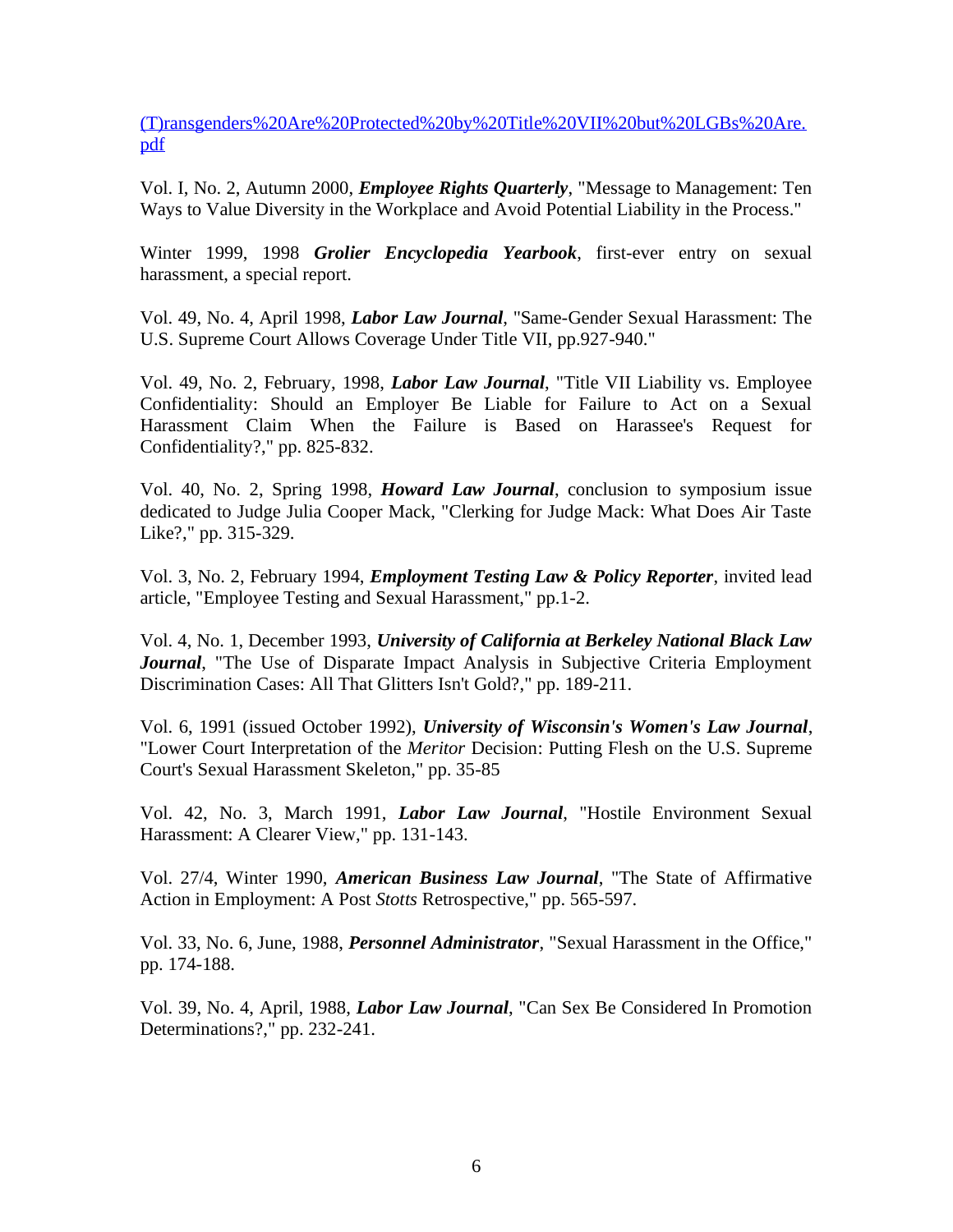(T)ransgenders%20Are%20Protected%20by%20Title%20VII%20but%20LGBs%20Are.pdf

Vol. I, No. 2, Autumn 2000, ***Employee Rights Quarterly***, "Message to Management: Ten Ways to Value Diversity in the Workplace and Avoid Potential Liability in the Process."

Winter 1999, 1998 ***Grolier Encyclopedia Yearbook***, first-ever entry on sexual harassment, a special report.

Vol. 49, No. 4, April 1998, ***Labor Law Journal***, "Same-Gender Sexual Harassment: The U.S. Supreme Court Allows Coverage Under Title VII, pp.927-940."

Vol. 49, No. 2, February, 1998, ***Labor Law Journal***, "Title VII Liability vs. Employee Confidentiality: Should an Employer Be Liable for Failure to Act on a Sexual Harassment Claim When the Failure is Based on Harassee's Request for Confidentiality?," pp. 825-832.

Vol. 40, No. 2, Spring 1998, ***Howard Law Journal***, conclusion to symposium issue dedicated to Judge Julia Cooper Mack, "Clerking for Judge Mack: What Does Air Taste Like?," pp. 315-329.

Vol. 3, No. 2, February 1994, ***Employment Testing Law & Policy Reporter***, invited lead article, "Employee Testing and Sexual Harassment," pp.1-2.

Vol. 4, No. 1, December 1993, ***University of California at Berkeley National Black Law Journal***, "The Use of Disparate Impact Analysis in Subjective Criteria Employment Discrimination Cases: All That Glitters Isn't Gold?," pp. 189-211.

Vol. 6, 1991 (issued October 1992), ***University of Wisconsin's Women's Law Journal***, "Lower Court Interpretation of the *Meritor* Decision: Putting Flesh on the U.S. Supreme Court's Sexual Harassment Skeleton," pp. 35-85

Vol. 42, No. 3, March 1991, ***Labor Law Journal***, "Hostile Environment Sexual Harassment: A Clearer View," pp. 131-143.

Vol. 27/4, Winter 1990, ***American Business Law Journal***, "The State of Affirmative Action in Employment: A Post *Stotts* Retrospective," pp. 565-597.

Vol. 33, No. 6, June, 1988, ***Personnel Administrator***, "Sexual Harassment in the Office," pp. 174-188.

Vol. 39, No. 4, April, 1988, ***Labor Law Journal***, "Can Sex Be Considered In Promotion Determinations?," pp. 232-241.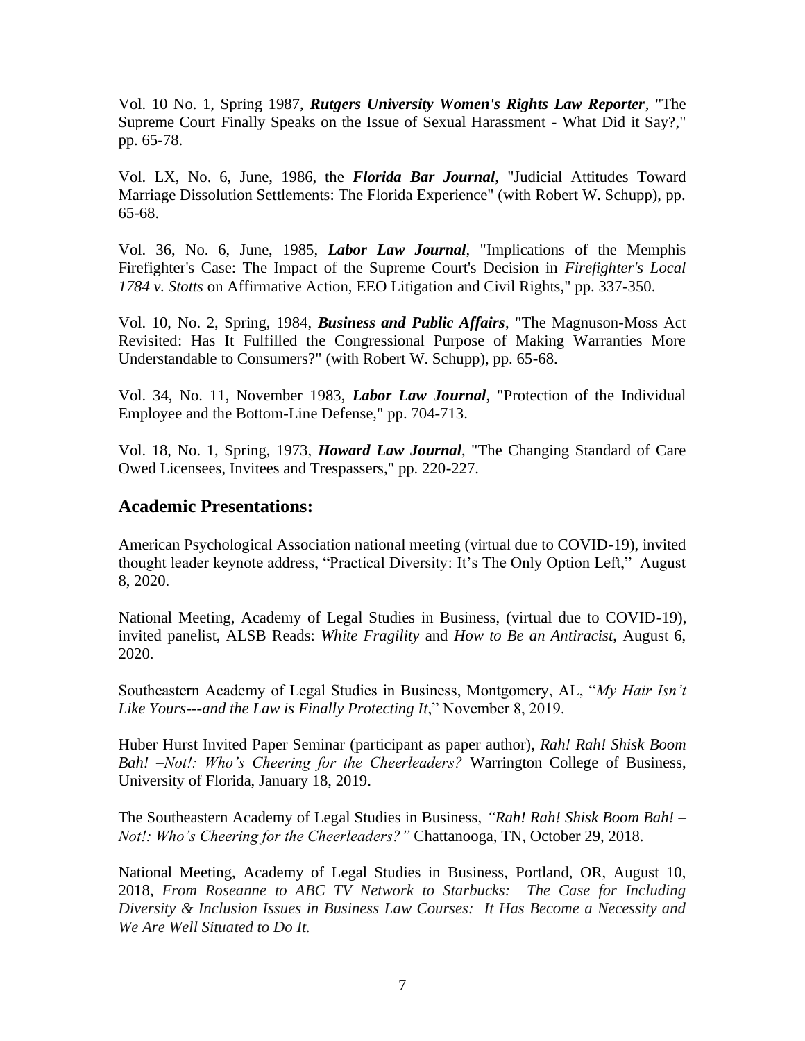Vol. 10 No. 1, Spring 1987, ***Rutgers University Women's Rights Law Reporter***, "The Supreme Court Finally Speaks on the Issue of Sexual Harassment - What Did it Say?," pp. 65-78.

Vol. LX, No. 6, June, 1986, the ***Florida Bar Journal***, "Judicial Attitudes Toward Marriage Dissolution Settlements: The Florida Experience" (with Robert W. Schupp), pp. 65-68.

Vol. 36, No. 6, June, 1985, ***Labor Law Journal***, "Implications of the Memphis Firefighter's Case: The Impact of the Supreme Court's Decision in *Firefighter's Local 1784 v. Stotts* on Affirmative Action, EEO Litigation and Civil Rights," pp. 337-350.

Vol. 10, No. 2, Spring, 1984, ***Business and Public Affairs***, "The Magnuson-Moss Act Revisited: Has It Fulfilled the Congressional Purpose of Making Warranties More Understandable to Consumers?" (with Robert W. Schupp), pp. 65-68.

Vol. 34, No. 11, November 1983, ***Labor Law Journal***, "Protection of the Individual Employee and the Bottom-Line Defense," pp. 704-713.

Vol. 18, No. 1, Spring, 1973, ***Howard Law Journal***, "The Changing Standard of Care Owed Licensees, Invitees and Trespassers," pp. 220-227.

## Academic Presentations:

American Psychological Association national meeting (virtual due to COVID-19), invited thought leader keynote address, "Practical Diversity: It's The Only Option Left," August 8, 2020.

National Meeting, Academy of Legal Studies in Business, (virtual due to COVID-19), invited panelist, ALSB Reads: *White Fragility* and *How to Be an Antiracist*, August 6, 2020.

Southeastern Academy of Legal Studies in Business, Montgomery, AL, "*My Hair Isn't Like Yours---and the Law is Finally Protecting It*," November 8, 2019.

Huber Hurst Invited Paper Seminar (participant as paper author), *Rah! Rah! Shisk Boom Bah! –Not!: Who's Cheering for the Cheerleaders?* Warrington College of Business, University of Florida, January 18, 2019.

The Southeastern Academy of Legal Studies in Business, *"Rah! Rah! Shisk Boom Bah! – Not!: Who's Cheering for the Cheerleaders?"* Chattanooga, TN, October 29, 2018.

National Meeting, Academy of Legal Studies in Business, Portland, OR, August 10, 2018, *From Roseanne to ABC TV Network to Starbucks: The Case for Including Diversity & Inclusion Issues in Business Law Courses: It Has Become a Necessity and We Are Well Situated to Do It.*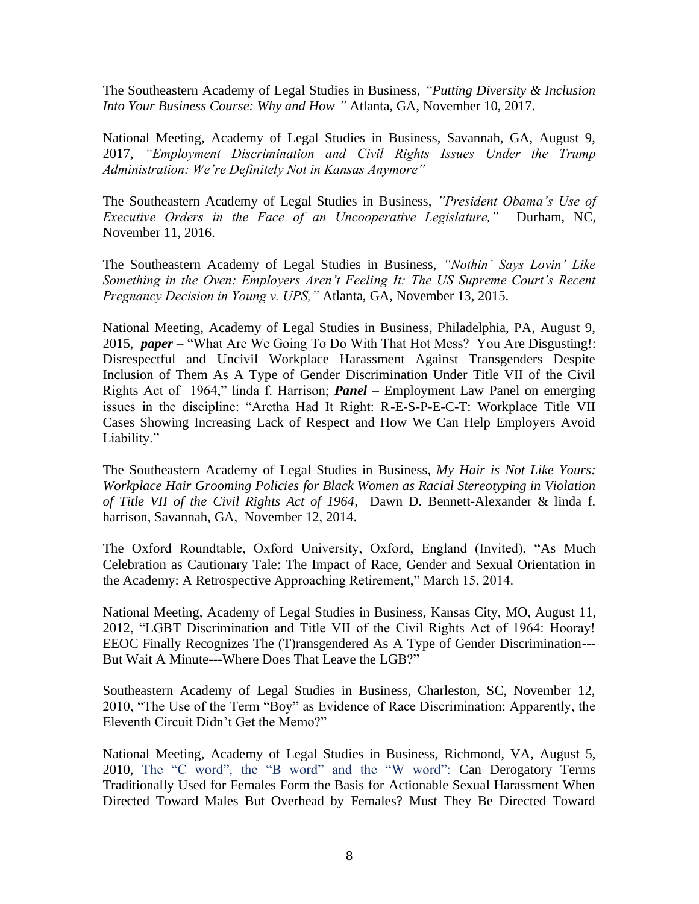The Southeastern Academy of Legal Studies in Business, *"Putting Diversity & Inclusion Into Your Business Course: Why and How "* Atlanta, GA, November 10, 2017.

National Meeting, Academy of Legal Studies in Business, Savannah, GA, August 9, 2017, *"Employment Discrimination and Civil Rights Issues Under the Trump Administration: We're Definitely Not in Kansas Anymore"*

The Southeastern Academy of Legal Studies in Business, *"President Obama's Use of Executive Orders in the Face of an Uncooperative Legislature,"* Durham, NC, November 11, 2016.

The Southeastern Academy of Legal Studies in Business, *"Nothin' Says Lovin' Like Something in the Oven: Employers Aren't Feeling It: The US Supreme Court's Recent Pregnancy Decision in Young v. UPS,"* Atlanta, GA, November 13, 2015.

National Meeting, Academy of Legal Studies in Business, Philadelphia, PA, August 9, 2015, ***paper*** – "What Are We Going To Do With That Hot Mess? You Are Disgusting!: Disrespectful and Uncivil Workplace Harassment Against Transgenders Despite Inclusion of Them As A Type of Gender Discrimination Under Title VII of the Civil Rights Act of 1964," linda f. Harrison; ***Panel*** – Employment Law Panel on emerging issues in the discipline: "Aretha Had It Right: R-E-S-P-E-C-T: Workplace Title VII Cases Showing Increasing Lack of Respect and How We Can Help Employers Avoid Liability."

The Southeastern Academy of Legal Studies in Business, *My Hair is Not Like Yours: Workplace Hair Grooming Policies for Black Women as Racial Stereotyping in Violation of Title VII of the Civil Rights Act of 1964,* Dawn D. Bennett-Alexander & linda f. harrison, Savannah, GA, November 12, 2014.

The Oxford Roundtable, Oxford University, Oxford, England (Invited), "As Much Celebration as Cautionary Tale: The Impact of Race, Gender and Sexual Orientation in the Academy: A Retrospective Approaching Retirement," March 15, 2014.

National Meeting, Academy of Legal Studies in Business, Kansas City, MO, August 11, 2012, "LGBT Discrimination and Title VII of the Civil Rights Act of 1964: Hooray! EEOC Finally Recognizes The (T)ransgendered As A Type of Gender Discrimination---But Wait A Minute---Where Does That Leave the LGB?"

Southeastern Academy of Legal Studies in Business, Charleston, SC, November 12, 2010, "The Use of the Term "Boy" as Evidence of Race Discrimination: Apparently, the Eleventh Circuit Didn't Get the Memo?"

National Meeting, Academy of Legal Studies in Business, Richmond, VA, August 5, 2010, The "C word", the "B word" and the "W word": Can Derogatory Terms Traditionally Used for Females Form the Basis for Actionable Sexual Harassment When Directed Toward Males But Overhead by Females? Must They Be Directed Toward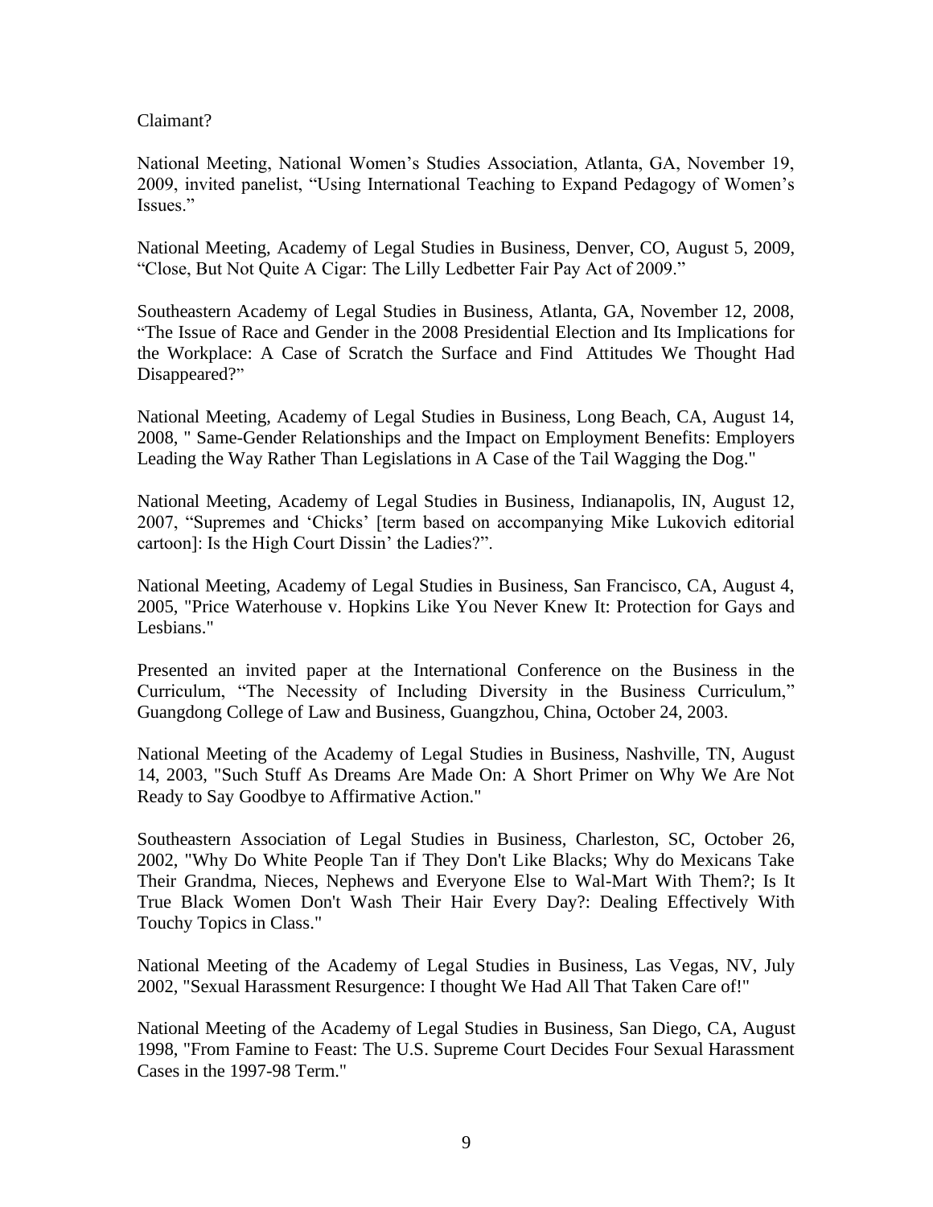Claimant?

National Meeting, National Women's Studies Association, Atlanta, GA, November 19, 2009, invited panelist, "Using International Teaching to Expand Pedagogy of Women's Issues."

National Meeting, Academy of Legal Studies in Business, Denver, CO, August 5, 2009, "Close, But Not Quite A Cigar: The Lilly Ledbetter Fair Pay Act of 2009."

Southeastern Academy of Legal Studies in Business, Atlanta, GA, November 12, 2008, "The Issue of Race and Gender in the 2008 Presidential Election and Its Implications for the Workplace: A Case of Scratch the Surface and Find Attitudes We Thought Had Disappeared?"

National Meeting, Academy of Legal Studies in Business, Long Beach, CA, August 14, 2008, " Same-Gender Relationships and the Impact on Employment Benefits: Employers Leading the Way Rather Than Legislations in A Case of the Tail Wagging the Dog."

National Meeting, Academy of Legal Studies in Business, Indianapolis, IN, August 12, 2007, "Supremes and 'Chicks' [term based on accompanying Mike Lukovich editorial cartoon]: Is the High Court Dissin' the Ladies?".

National Meeting, Academy of Legal Studies in Business, San Francisco, CA, August 4, 2005, "Price Waterhouse v. Hopkins Like You Never Knew It: Protection for Gays and Lesbians."

Presented an invited paper at the International Conference on the Business in the Curriculum, "The Necessity of Including Diversity in the Business Curriculum," Guangdong College of Law and Business, Guangzhou, China, October 24, 2003.

National Meeting of the Academy of Legal Studies in Business, Nashville, TN, August 14, 2003, "Such Stuff As Dreams Are Made On: A Short Primer on Why We Are Not Ready to Say Goodbye to Affirmative Action."

Southeastern Association of Legal Studies in Business, Charleston, SC, October 26, 2002, "Why Do White People Tan if They Don't Like Blacks; Why do Mexicans Take Their Grandma, Nieces, Nephews and Everyone Else to Wal-Mart With Them?; Is It True Black Women Don't Wash Their Hair Every Day?: Dealing Effectively With Touchy Topics in Class."

National Meeting of the Academy of Legal Studies in Business, Las Vegas, NV, July 2002, "Sexual Harassment Resurgence: I thought We Had All That Taken Care of!"

National Meeting of the Academy of Legal Studies in Business, San Diego, CA, August 1998, "From Famine to Feast: The U.S. Supreme Court Decides Four Sexual Harassment Cases in the 1997-98 Term."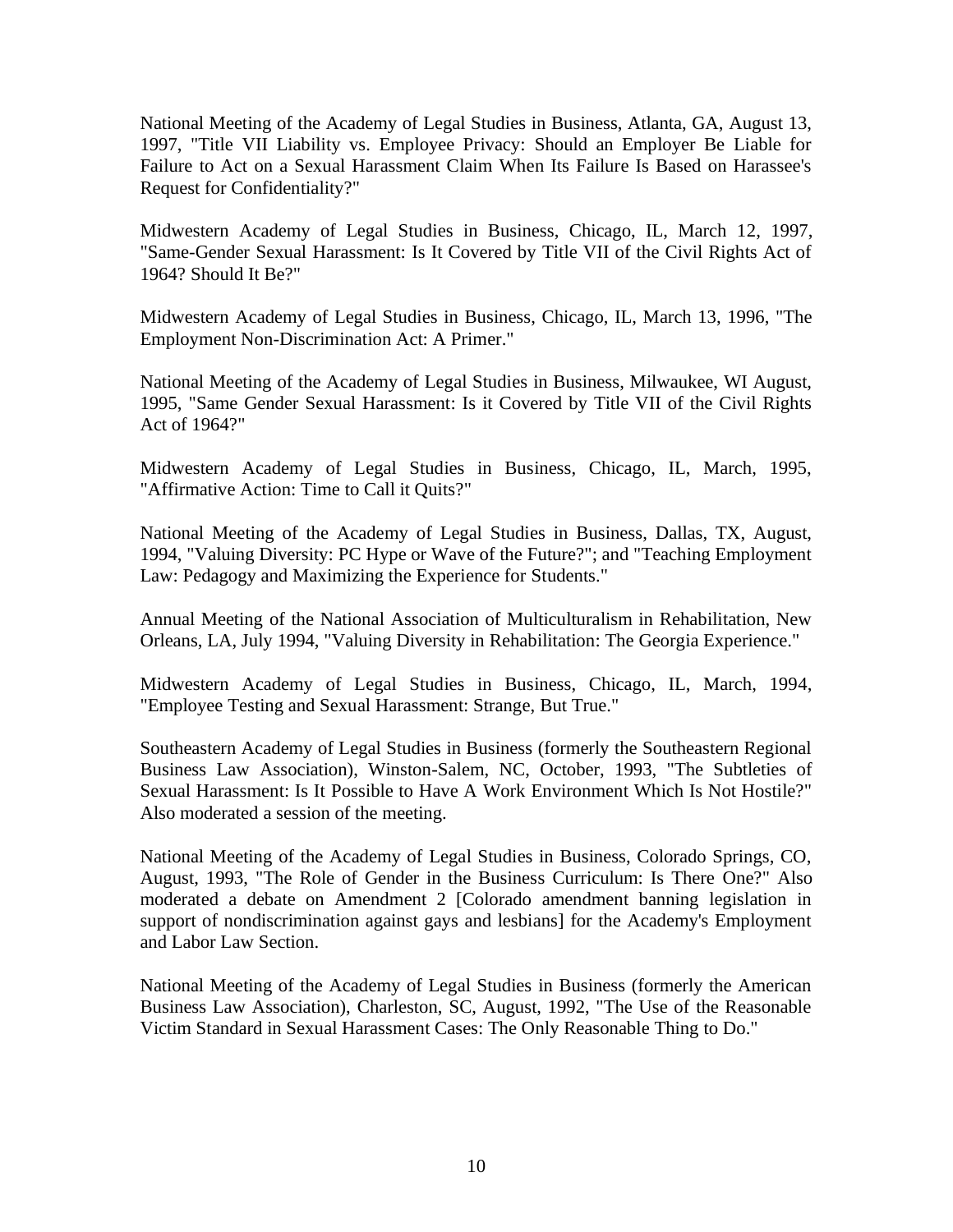National Meeting of the Academy of Legal Studies in Business, Atlanta, GA, August 13, 1997, "Title VII Liability vs. Employee Privacy: Should an Employer Be Liable for Failure to Act on a Sexual Harassment Claim When Its Failure Is Based on Harassee's Request for Confidentiality?"

Midwestern Academy of Legal Studies in Business, Chicago, IL, March 12, 1997, "Same-Gender Sexual Harassment: Is It Covered by Title VII of the Civil Rights Act of 1964? Should It Be?"

Midwestern Academy of Legal Studies in Business, Chicago, IL, March 13, 1996, "The Employment Non-Discrimination Act: A Primer."

National Meeting of the Academy of Legal Studies in Business, Milwaukee, WI August, 1995, "Same Gender Sexual Harassment: Is it Covered by Title VII of the Civil Rights Act of 1964?"

Midwestern Academy of Legal Studies in Business, Chicago, IL, March, 1995, "Affirmative Action: Time to Call it Quits?"

National Meeting of the Academy of Legal Studies in Business, Dallas, TX, August, 1994, "Valuing Diversity: PC Hype or Wave of the Future?"; and "Teaching Employment Law: Pedagogy and Maximizing the Experience for Students."

Annual Meeting of the National Association of Multiculturalism in Rehabilitation, New Orleans, LA, July 1994, "Valuing Diversity in Rehabilitation: The Georgia Experience."

Midwestern Academy of Legal Studies in Business, Chicago, IL, March, 1994, "Employee Testing and Sexual Harassment: Strange, But True."

Southeastern Academy of Legal Studies in Business (formerly the Southeastern Regional Business Law Association), Winston-Salem, NC, October, 1993, "The Subtleties of Sexual Harassment: Is It Possible to Have A Work Environment Which Is Not Hostile?" Also moderated a session of the meeting.

National Meeting of the Academy of Legal Studies in Business, Colorado Springs, CO, August, 1993, "The Role of Gender in the Business Curriculum: Is There One?" Also moderated a debate on Amendment 2 [Colorado amendment banning legislation in support of nondiscrimination against gays and lesbians] for the Academy's Employment and Labor Law Section.

National Meeting of the Academy of Legal Studies in Business (formerly the American Business Law Association), Charleston, SC, August, 1992, "The Use of the Reasonable Victim Standard in Sexual Harassment Cases: The Only Reasonable Thing to Do."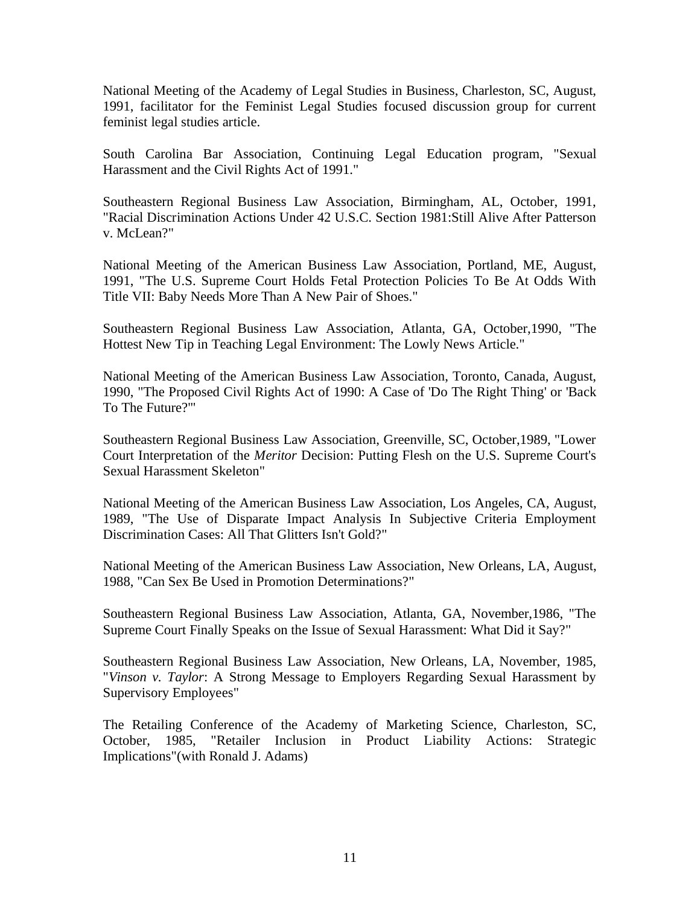National Meeting of the Academy of Legal Studies in Business, Charleston, SC, August, 1991, facilitator for the Feminist Legal Studies focused discussion group for current feminist legal studies article.

South Carolina Bar Association, Continuing Legal Education program, "Sexual Harassment and the Civil Rights Act of 1991."

Southeastern Regional Business Law Association, Birmingham, AL, October, 1991, "Racial Discrimination Actions Under 42 U.S.C. Section 1981:Still Alive After Patterson v. McLean?"

National Meeting of the American Business Law Association, Portland, ME, August, 1991, "The U.S. Supreme Court Holds Fetal Protection Policies To Be At Odds With Title VII: Baby Needs More Than A New Pair of Shoes."

Southeastern Regional Business Law Association, Atlanta, GA, October,1990, "The Hottest New Tip in Teaching Legal Environment: The Lowly News Article."

National Meeting of the American Business Law Association, Toronto, Canada, August, 1990, "The Proposed Civil Rights Act of 1990: A Case of 'Do The Right Thing' or 'Back To The Future?'"

Southeastern Regional Business Law Association, Greenville, SC, October,1989, "Lower Court Interpretation of the *Meritor* Decision: Putting Flesh on the U.S. Supreme Court's Sexual Harassment Skeleton"

National Meeting of the American Business Law Association, Los Angeles, CA, August, 1989, "The Use of Disparate Impact Analysis In Subjective Criteria Employment Discrimination Cases: All That Glitters Isn't Gold?"

National Meeting of the American Business Law Association, New Orleans, LA, August, 1988, "Can Sex Be Used in Promotion Determinations?"

Southeastern Regional Business Law Association, Atlanta, GA, November,1986, "The Supreme Court Finally Speaks on the Issue of Sexual Harassment: What Did it Say?"

Southeastern Regional Business Law Association, New Orleans, LA, November, 1985, "*Vinson v. Taylor*: A Strong Message to Employers Regarding Sexual Harassment by Supervisory Employees"

The Retailing Conference of the Academy of Marketing Science, Charleston, SC, October, 1985, "Retailer Inclusion in Product Liability Actions: Strategic Implications"(with Ronald J. Adams)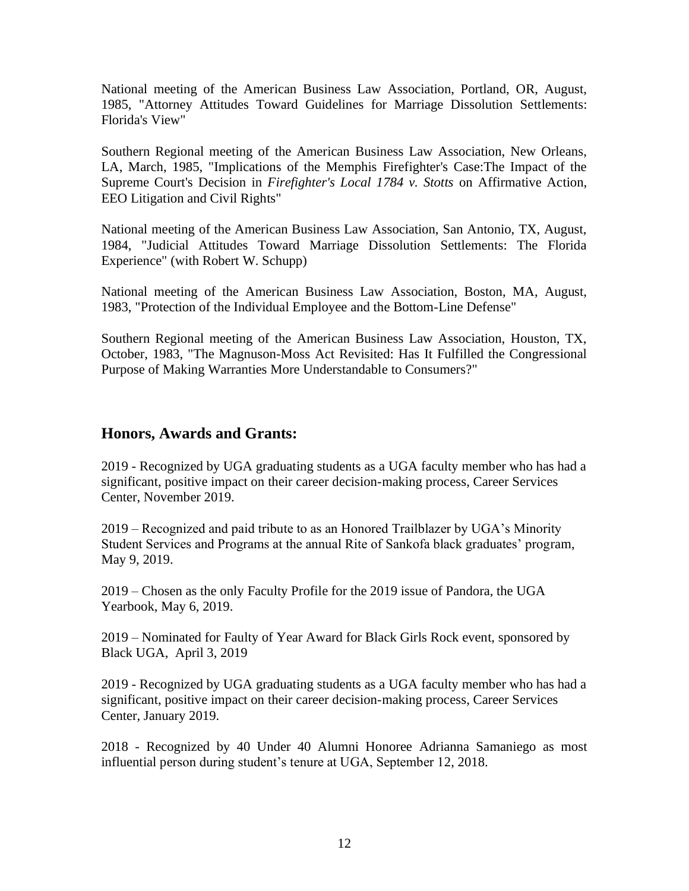National meeting of the American Business Law Association, Portland, OR, August, 1985, "Attorney Attitudes Toward Guidelines for Marriage Dissolution Settlements: Florida's View"

Southern Regional meeting of the American Business Law Association, New Orleans, LA, March, 1985, "Implications of the Memphis Firefighter's Case:The Impact of the Supreme Court's Decision in *Firefighter's Local 1784 v. Stotts* on Affirmative Action, EEO Litigation and Civil Rights"

National meeting of the American Business Law Association, San Antonio, TX, August, 1984, "Judicial Attitudes Toward Marriage Dissolution Settlements: The Florida Experience" (with Robert W. Schupp)

National meeting of the American Business Law Association, Boston, MA, August, 1983, "Protection of the Individual Employee and the Bottom-Line Defense"

Southern Regional meeting of the American Business Law Association, Houston, TX, October, 1983, "The Magnuson-Moss Act Revisited: Has It Fulfilled the Congressional Purpose of Making Warranties More Understandable to Consumers?"

## Honors, Awards and Grants:

2019 - Recognized by UGA graduating students as a UGA faculty member who has had a significant, positive impact on their career decision-making process, Career Services Center, November 2019.

2019 – Recognized and paid tribute to as an Honored Trailblazer by UGA's Minority Student Services and Programs at the annual Rite of Sankofa black graduates' program, May 9, 2019.

2019 – Chosen as the only Faculty Profile for the 2019 issue of Pandora, the UGA Yearbook, May 6, 2019.

2019 – Nominated for Faulty of Year Award for Black Girls Rock event, sponsored by Black UGA, April 3, 2019

2019 - Recognized by UGA graduating students as a UGA faculty member who has had a significant, positive impact on their career decision-making process, Career Services Center, January 2019.

2018 - Recognized by 40 Under 40 Alumni Honoree Adrianna Samaniego as most influential person during student's tenure at UGA, September 12, 2018.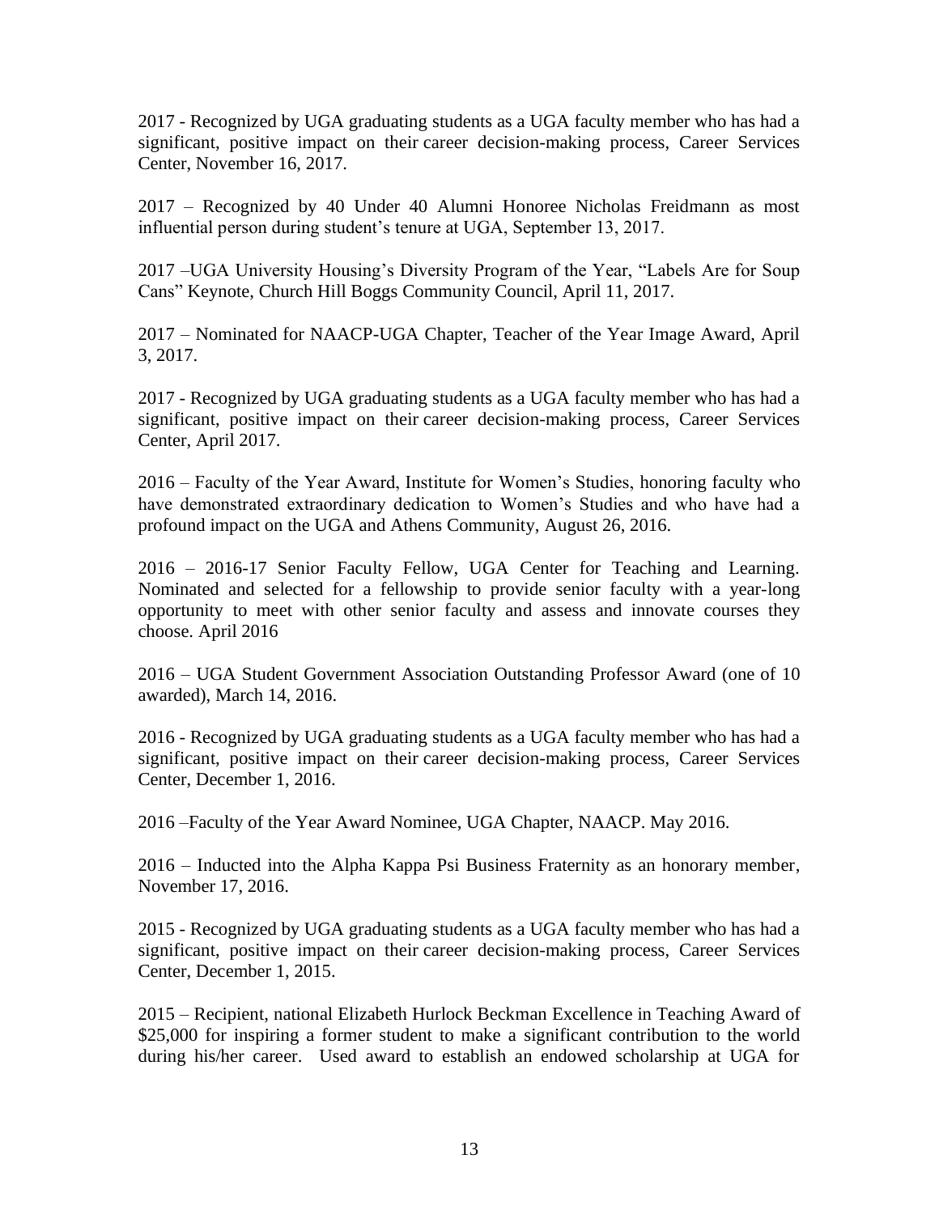2017 - Recognized by UGA graduating students as a UGA faculty member who has had a significant, positive impact on their career decision-making process, Career Services Center, November 16, 2017.

2017 – Recognized by 40 Under 40 Alumni Honoree Nicholas Freidmann as most influential person during student's tenure at UGA, September 13, 2017.

2017 –UGA University Housing's Diversity Program of the Year, "Labels Are for Soup Cans" Keynote, Church Hill Boggs Community Council, April 11, 2017.

2017 – Nominated for NAACP-UGA Chapter, Teacher of the Year Image Award, April 3, 2017.

2017 - Recognized by UGA graduating students as a UGA faculty member who has had a significant, positive impact on their career decision-making process, Career Services Center, April 2017.

2016 – Faculty of the Year Award, Institute for Women's Studies, honoring faculty who have demonstrated extraordinary dedication to Women's Studies and who have had a profound impact on the UGA and Athens Community, August 26, 2016.

2016 – 2016-17 Senior Faculty Fellow, UGA Center for Teaching and Learning. Nominated and selected for a fellowship to provide senior faculty with a year-long opportunity to meet with other senior faculty and assess and innovate courses they choose. April 2016

2016 – UGA Student Government Association Outstanding Professor Award (one of 10 awarded), March 14, 2016.

2016 - Recognized by UGA graduating students as a UGA faculty member who has had a significant, positive impact on their career decision-making process, Career Services Center, December 1, 2016.

2016 –Faculty of the Year Award Nominee, UGA Chapter, NAACP. May 2016.

2016 – Inducted into the Alpha Kappa Psi Business Fraternity as an honorary member, November 17, 2016.

2015 - Recognized by UGA graduating students as a UGA faculty member who has had a significant, positive impact on their career decision-making process, Career Services Center, December 1, 2015.

2015 – Recipient, national Elizabeth Hurlock Beckman Excellence in Teaching Award of $25,000 for inspiring a former student to make a significant contribution to the world during his/her career. Used award to establish an endowed scholarship at UGA for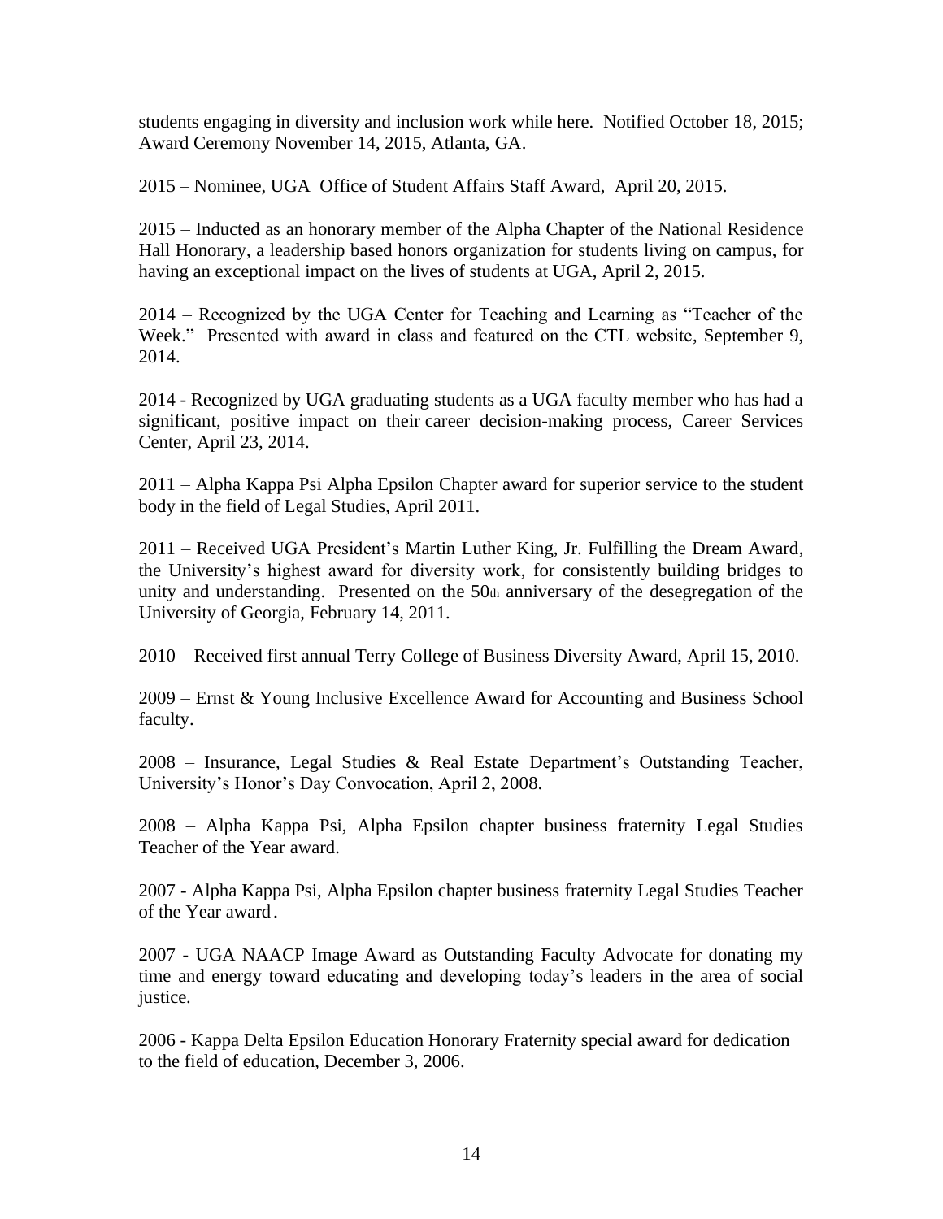students engaging in diversity and inclusion work while here. Notified October 18, 2015; Award Ceremony November 14, 2015, Atlanta, GA.

2015 – Nominee, UGA Office of Student Affairs Staff Award, April 20, 2015.

2015 – Inducted as an honorary member of the Alpha Chapter of the National Residence Hall Honorary, a leadership based honors organization for students living on campus, for having an exceptional impact on the lives of students at UGA, April 2, 2015.

2014 – Recognized by the UGA Center for Teaching and Learning as "Teacher of the Week." Presented with award in class and featured on the CTL website, September 9, 2014.

2014 - Recognized by UGA graduating students as a UGA faculty member who has had a significant, positive impact on their career decision-making process, Career Services Center, April 23, 2014.

2011 – Alpha Kappa Psi Alpha Epsilon Chapter award for superior service to the student body in the field of Legal Studies, April 2011.

2011 – Received UGA President's Martin Luther King, Jr. Fulfilling the Dream Award, the University's highest award for diversity work, for consistently building bridges to unity and understanding. Presented on the 50th anniversary of the desegregation of the University of Georgia, February 14, 2011.

2010 – Received first annual Terry College of Business Diversity Award, April 15, 2010.

2009 – Ernst & Young Inclusive Excellence Award for Accounting and Business School faculty.

2008 – Insurance, Legal Studies & Real Estate Department's Outstanding Teacher, University's Honor's Day Convocation, April 2, 2008.

2008 – Alpha Kappa Psi, Alpha Epsilon chapter business fraternity Legal Studies Teacher of the Year award.

2007 - Alpha Kappa Psi, Alpha Epsilon chapter business fraternity Legal Studies Teacher of the Year award.

2007 - UGA NAACP Image Award as Outstanding Faculty Advocate for donating my time and energy toward educating and developing today's leaders in the area of social justice.

2006 - Kappa Delta Epsilon Education Honorary Fraternity special award for dedication to the field of education, December 3, 2006.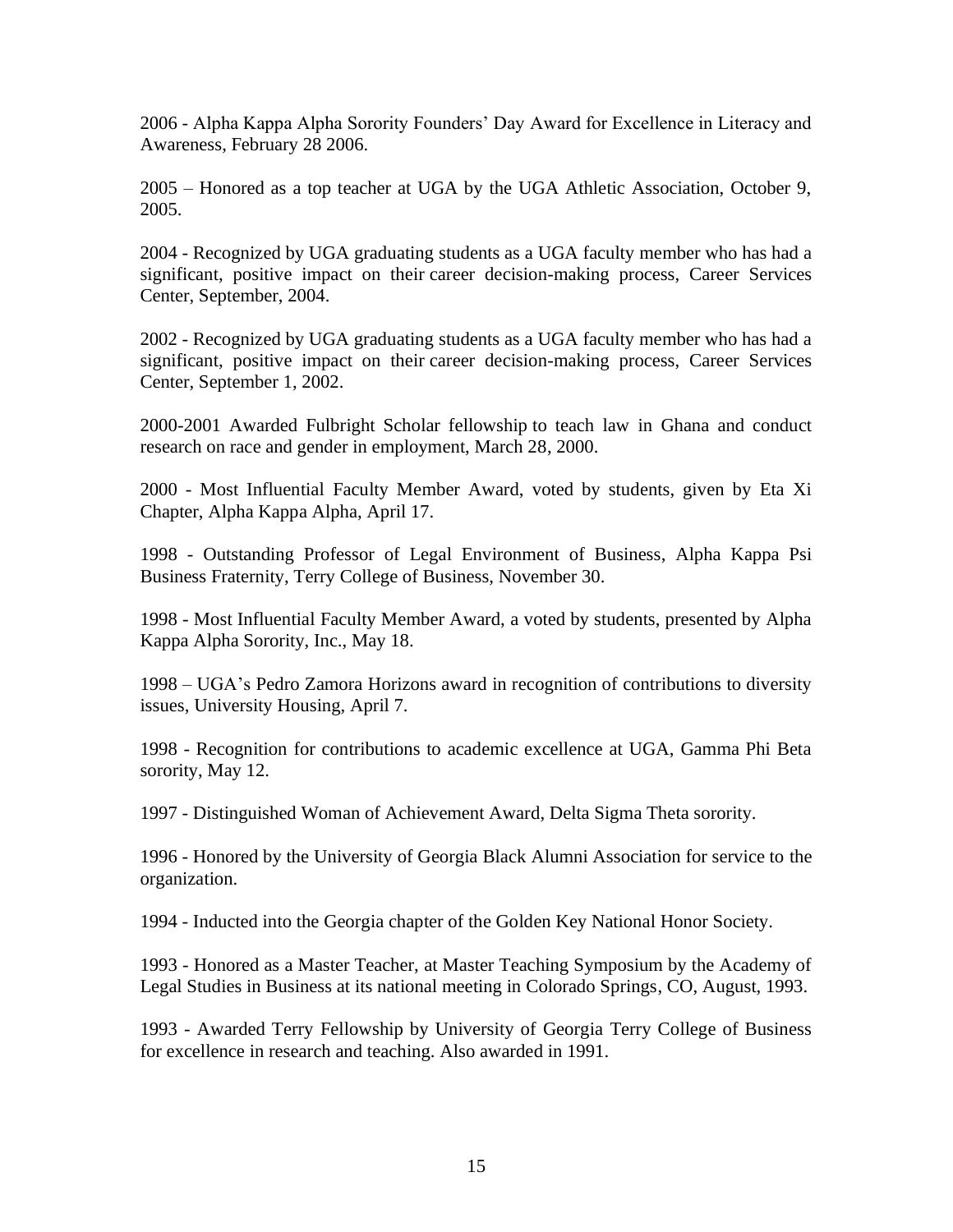2006 - Alpha Kappa Alpha Sorority Founders' Day Award for Excellence in Literacy and Awareness, February 28 2006.

2005 – Honored as a top teacher at UGA by the UGA Athletic Association, October 9, 2005.

2004 - Recognized by UGA graduating students as a UGA faculty member who has had a significant, positive impact on their career decision-making process, Career Services Center, September, 2004.

2002 - Recognized by UGA graduating students as a UGA faculty member who has had a significant, positive impact on their career decision-making process, Career Services Center, September 1, 2002.

2000-2001 Awarded Fulbright Scholar fellowship to teach law in Ghana and conduct research on race and gender in employment, March 28, 2000.

2000 - Most Influential Faculty Member Award, voted by students, given by Eta Xi Chapter, Alpha Kappa Alpha, April 17.

1998 - Outstanding Professor of Legal Environment of Business, Alpha Kappa Psi Business Fraternity, Terry College of Business, November 30.

1998 - Most Influential Faculty Member Award, a voted by students, presented by Alpha Kappa Alpha Sorority, Inc., May 18.

1998 – UGA's Pedro Zamora Horizons award in recognition of contributions to diversity issues, University Housing, April 7.

1998 - Recognition for contributions to academic excellence at UGA, Gamma Phi Beta sorority, May 12.

1997 - Distinguished Woman of Achievement Award, Delta Sigma Theta sorority.

1996 - Honored by the University of Georgia Black Alumni Association for service to the organization.

1994 - Inducted into the Georgia chapter of the Golden Key National Honor Society.

1993 - Honored as a Master Teacher, at Master Teaching Symposium by the Academy of Legal Studies in Business at its national meeting in Colorado Springs, CO, August, 1993.

1993 - Awarded Terry Fellowship by University of Georgia Terry College of Business for excellence in research and teaching. Also awarded in 1991.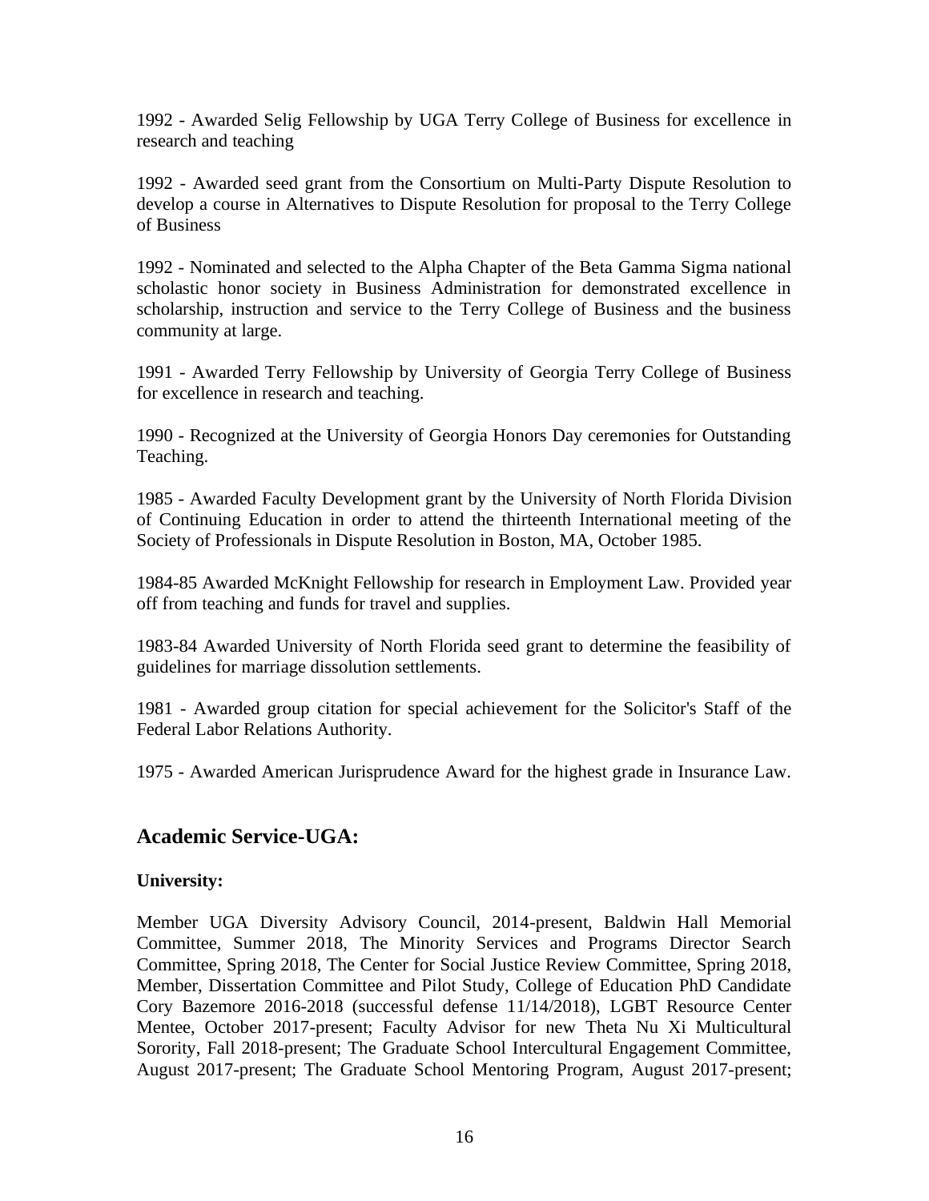1992 - Awarded Selig Fellowship by UGA Terry College of Business for excellence in research and teaching

1992 - Awarded seed grant from the Consortium on Multi-Party Dispute Resolution to develop a course in Alternatives to Dispute Resolution for proposal to the Terry College of Business

1992 - Nominated and selected to the Alpha Chapter of the Beta Gamma Sigma national scholastic honor society in Business Administration for demonstrated excellence in scholarship, instruction and service to the Terry College of Business and the business community at large.

1991 - Awarded Terry Fellowship by University of Georgia Terry College of Business for excellence in research and teaching.

1990 - Recognized at the University of Georgia Honors Day ceremonies for Outstanding Teaching.

1985 - Awarded Faculty Development grant by the University of North Florida Division of Continuing Education in order to attend the thirteenth International meeting of the Society of Professionals in Dispute Resolution in Boston, MA, October 1985.

1984-85 Awarded McKnight Fellowship for research in Employment Law. Provided year off from teaching and funds for travel and supplies.

1983-84 Awarded University of North Florida seed grant to determine the feasibility of guidelines for marriage dissolution settlements.

1981 - Awarded group citation for special achievement for the Solicitor's Staff of the Federal Labor Relations Authority.

1975 - Awarded American Jurisprudence Award for the highest grade in Insurance Law.

## Academic Service-UGA:

**University:**

Member UGA Diversity Advisory Council, 2014-present, Baldwin Hall Memorial Committee, Summer 2018, The Minority Services and Programs Director Search Committee, Spring 2018, The Center for Social Justice Review Committee, Spring 2018, Member, Dissertation Committee and Pilot Study, College of Education PhD Candidate Cory Bazemore 2016-2018 (successful defense 11/14/2018), LGBT Resource Center Mentee, October 2017-present; Faculty Advisor for new Theta Nu Xi Multicultural Sorority, Fall 2018-present; The Graduate School Intercultural Engagement Committee, August 2017-present; The Graduate School Mentoring Program, August 2017-present;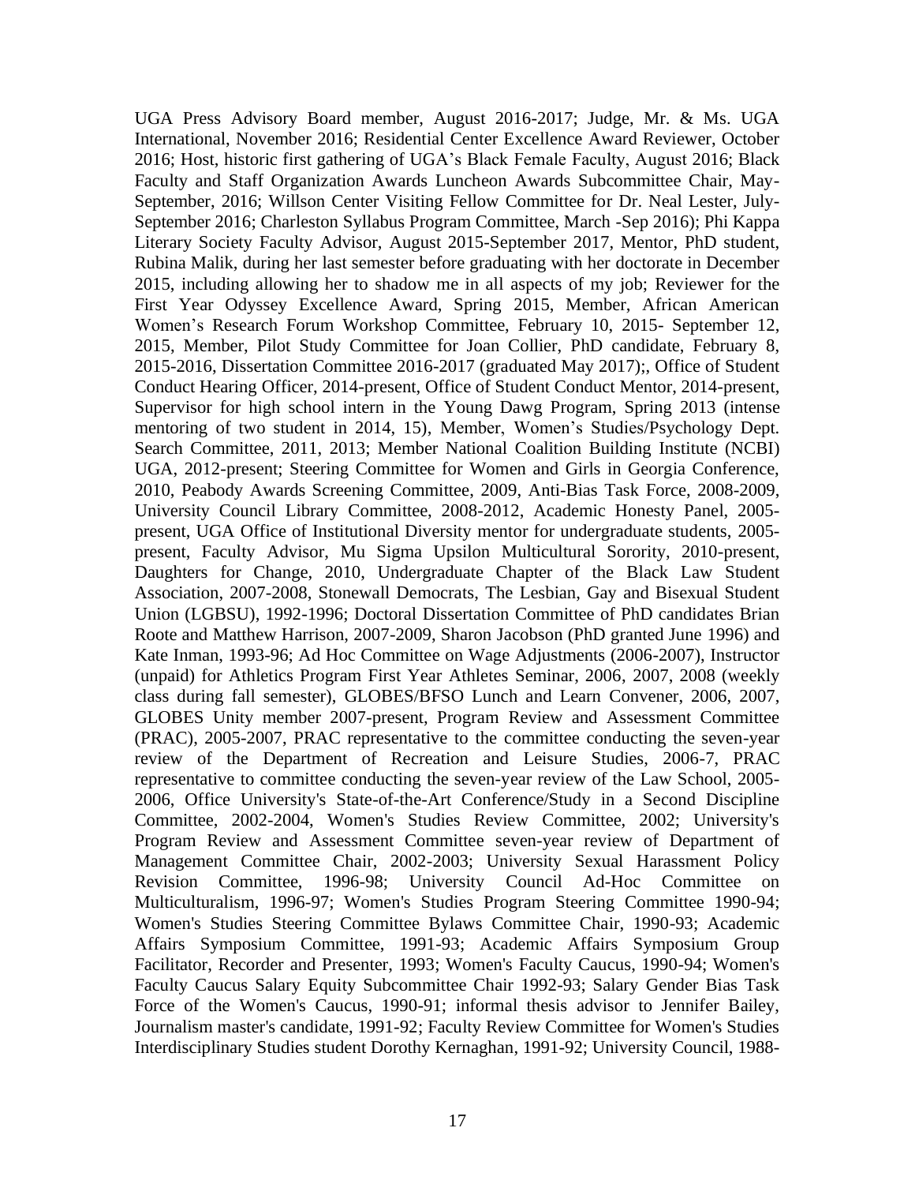UGA Press Advisory Board member, August 2016-2017; Judge, Mr. & Ms. UGA International, November 2016; Residential Center Excellence Award Reviewer, October 2016; Host, historic first gathering of UGA's Black Female Faculty, August 2016; Black Faculty and Staff Organization Awards Luncheon Awards Subcommittee Chair, May-September, 2016; Willson Center Visiting Fellow Committee for Dr. Neal Lester, July-September 2016; Charleston Syllabus Program Committee, March -Sep 2016); Phi Kappa Literary Society Faculty Advisor, August 2015-September 2017, Mentor, PhD student, Rubina Malik, during her last semester before graduating with her doctorate in December 2015, including allowing her to shadow me in all aspects of my job; Reviewer for the First Year Odyssey Excellence Award, Spring 2015, Member, African American Women's Research Forum Workshop Committee, February 10, 2015- September 12, 2015, Member, Pilot Study Committee for Joan Collier, PhD candidate, February 8, 2015-2016, Dissertation Committee 2016-2017 (graduated May 2017);, Office of Student Conduct Hearing Officer, 2014-present, Office of Student Conduct Mentor, 2014-present, Supervisor for high school intern in the Young Dawg Program, Spring 2013 (intense mentoring of two student in 2014, 15), Member, Women's Studies/Psychology Dept. Search Committee, 2011, 2013; Member National Coalition Building Institute (NCBI) UGA, 2012-present; Steering Committee for Women and Girls in Georgia Conference, 2010, Peabody Awards Screening Committee, 2009, Anti-Bias Task Force, 2008-2009, University Council Library Committee, 2008-2012, Academic Honesty Panel, 2005-present, UGA Office of Institutional Diversity mentor for undergraduate students, 2005-present, Faculty Advisor, Mu Sigma Upsilon Multicultural Sorority, 2010-present, Daughters for Change, 2010, Undergraduate Chapter of the Black Law Student Association, 2007-2008, Stonewall Democrats, The Lesbian, Gay and Bisexual Student Union (LGBSU), 1992-1996; Doctoral Dissertation Committee of PhD candidates Brian Roote and Matthew Harrison, 2007-2009, Sharon Jacobson (PhD granted June 1996) and Kate Inman, 1993-96; Ad Hoc Committee on Wage Adjustments (2006-2007), Instructor (unpaid) for Athletics Program First Year Athletes Seminar, 2006, 2007, 2008 (weekly class during fall semester), GLOBES/BFSO Lunch and Learn Convener, 2006, 2007, GLOBES Unity member 2007-present, Program Review and Assessment Committee (PRAC), 2005-2007, PRAC representative to the committee conducting the seven-year review of the Department of Recreation and Leisure Studies, 2006-7, PRAC representative to committee conducting the seven-year review of the Law School, 2005-2006, Office University's State-of-the-Art Conference/Study in a Second Discipline Committee, 2002-2004, Women's Studies Review Committee, 2002; University's Program Review and Assessment Committee seven-year review of Department of Management Committee Chair, 2002-2003; University Sexual Harassment Policy Revision Committee, 1996-98; University Council Ad-Hoc Committee on Multiculturalism, 1996-97; Women's Studies Program Steering Committee 1990-94; Women's Studies Steering Committee Bylaws Committee Chair, 1990-93; Academic Affairs Symposium Committee, 1991-93; Academic Affairs Symposium Group Facilitator, Recorder and Presenter, 1993; Women's Faculty Caucus, 1990-94; Women's Faculty Caucus Salary Equity Subcommittee Chair 1992-93; Salary Gender Bias Task Force of the Women's Caucus, 1990-91; informal thesis advisor to Jennifer Bailey, Journalism master's candidate, 1991-92; Faculty Review Committee for Women's Studies Interdisciplinary Studies student Dorothy Kernaghan, 1991-92; University Council, 1988-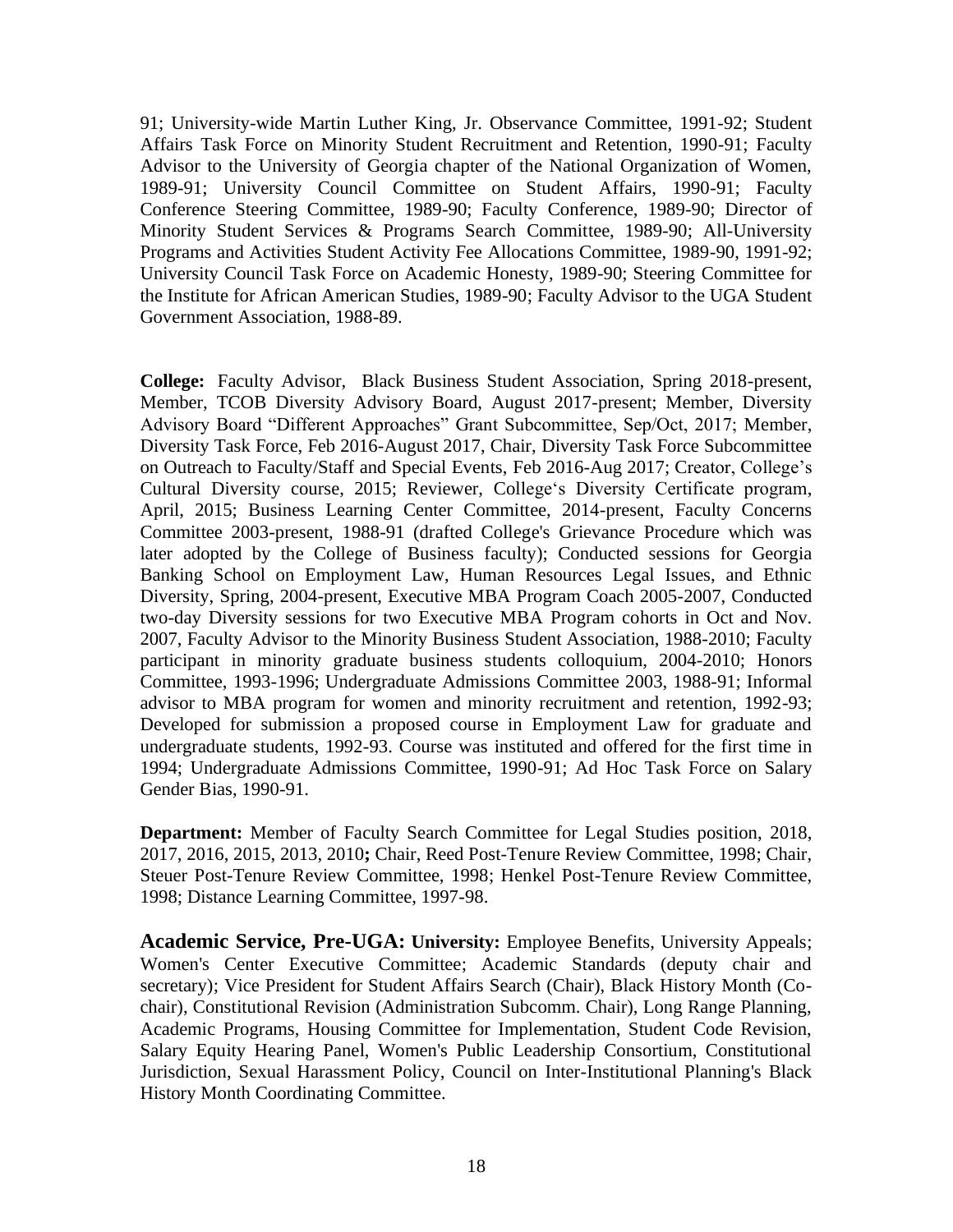91; University-wide Martin Luther King, Jr. Observance Committee, 1991-92; Student Affairs Task Force on Minority Student Recruitment and Retention, 1990-91; Faculty Advisor to the University of Georgia chapter of the National Organization of Women, 1989-91; University Council Committee on Student Affairs, 1990-91; Faculty Conference Steering Committee, 1989-90; Faculty Conference, 1989-90; Director of Minority Student Services & Programs Search Committee, 1989-90; All-University Programs and Activities Student Activity Fee Allocations Committee, 1989-90, 1991-92; University Council Task Force on Academic Honesty, 1989-90; Steering Committee for the Institute for African American Studies, 1989-90; Faculty Advisor to the UGA Student Government Association, 1988-89.

**College:** Faculty Advisor, Black Business Student Association, Spring 2018-present, Member, TCOB Diversity Advisory Board, August 2017-present; Member, Diversity Advisory Board "Different Approaches" Grant Subcommittee, Sep/Oct, 2017; Member, Diversity Task Force, Feb 2016-August 2017, Chair, Diversity Task Force Subcommittee on Outreach to Faculty/Staff and Special Events, Feb 2016-Aug 2017; Creator, College's Cultural Diversity course, 2015; Reviewer, College's Diversity Certificate program, April, 2015; Business Learning Center Committee, 2014-present, Faculty Concerns Committee 2003-present, 1988-91 (drafted College's Grievance Procedure which was later adopted by the College of Business faculty); Conducted sessions for Georgia Banking School on Employment Law, Human Resources Legal Issues, and Ethnic Diversity, Spring, 2004-present, Executive MBA Program Coach 2005-2007, Conducted two-day Diversity sessions for two Executive MBA Program cohorts in Oct and Nov. 2007, Faculty Advisor to the Minority Business Student Association, 1988-2010; Faculty participant in minority graduate business students colloquium, 2004-2010; Honors Committee, 1993-1996; Undergraduate Admissions Committee 2003, 1988-91; Informal advisor to MBA program for women and minority recruitment and retention, 1992-93; Developed for submission a proposed course in Employment Law for graduate and undergraduate students, 1992-93. Course was instituted and offered for the first time in 1994; Undergraduate Admissions Committee, 1990-91; Ad Hoc Task Force on Salary Gender Bias, 1990-91.

**Department:** Member of Faculty Search Committee for Legal Studies position, 2018, 2017, 2016, 2015, 2013, 2010**;** Chair, Reed Post-Tenure Review Committee, 1998; Chair, Steuer Post-Tenure Review Committee, 1998; Henkel Post-Tenure Review Committee, 1998; Distance Learning Committee, 1997-98.

**Academic Service, Pre-UGA: University:** Employee Benefits, University Appeals; Women's Center Executive Committee; Academic Standards (deputy chair and secretary); Vice President for Student Affairs Search (Chair), Black History Month (Co-chair), Constitutional Revision (Administration Subcomm. Chair), Long Range Planning, Academic Programs, Housing Committee for Implementation, Student Code Revision, Salary Equity Hearing Panel, Women's Public Leadership Consortium, Constitutional Jurisdiction, Sexual Harassment Policy, Council on Inter-Institutional Planning's Black History Month Coordinating Committee.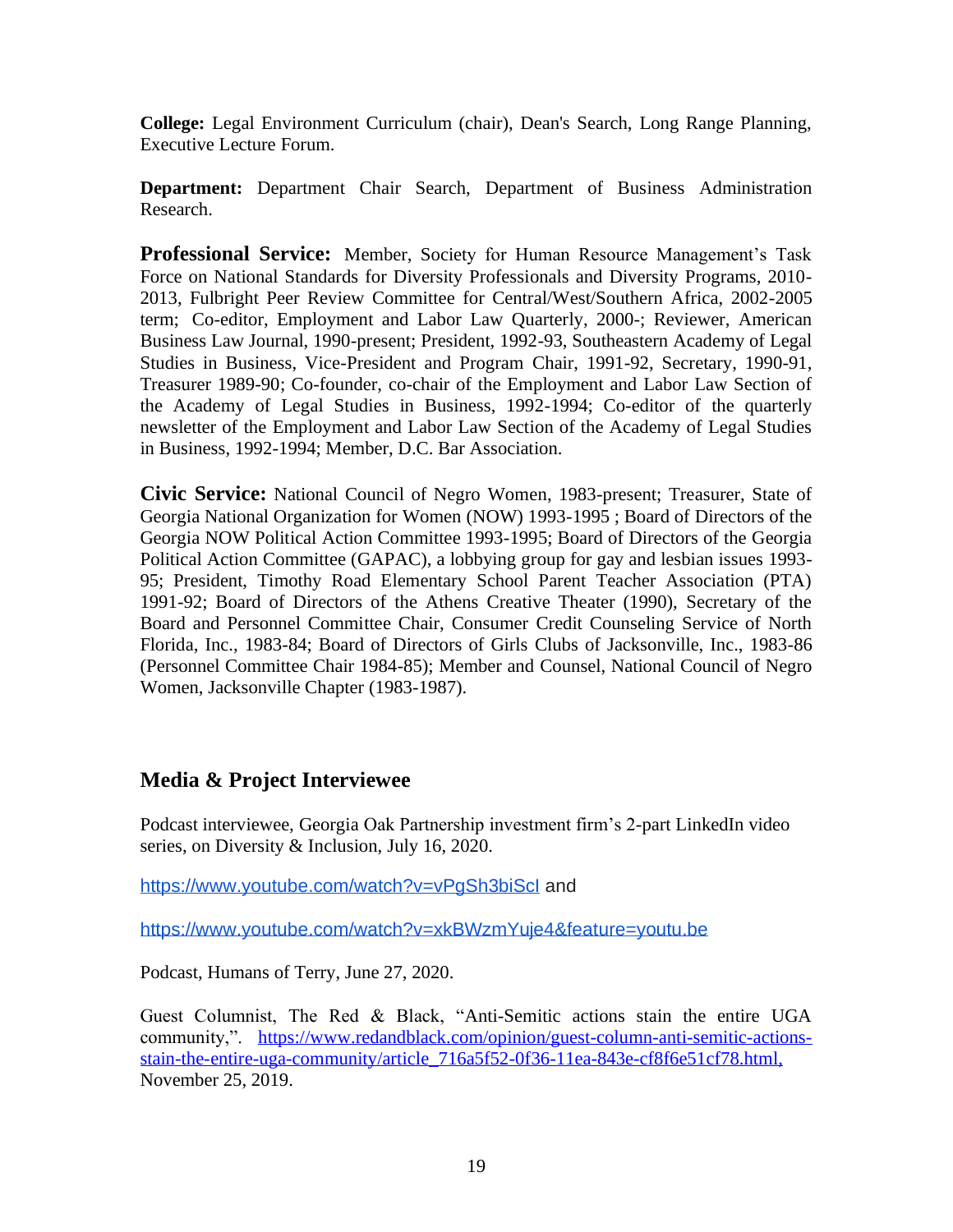**College:** Legal Environment Curriculum (chair), Dean's Search, Long Range Planning, Executive Lecture Forum.

**Department:** Department Chair Search, Department of Business Administration Research.

**Professional Service:** Member, Society for Human Resource Management's Task Force on National Standards for Diversity Professionals and Diversity Programs, 2010-2013, Fulbright Peer Review Committee for Central/West/Southern Africa, 2002-2005 term; Co-editor, Employment and Labor Law Quarterly, 2000-; Reviewer, American Business Law Journal, 1990-present; President, 1992-93, Southeastern Academy of Legal Studies in Business, Vice-President and Program Chair, 1991-92, Secretary, 1990-91, Treasurer 1989-90; Co-founder, co-chair of the Employment and Labor Law Section of the Academy of Legal Studies in Business, 1992-1994; Co-editor of the quarterly newsletter of the Employment and Labor Law Section of the Academy of Legal Studies in Business, 1992-1994; Member, D.C. Bar Association.

**Civic Service:** National Council of Negro Women, 1983-present; Treasurer, State of Georgia National Organization for Women (NOW) 1993-1995 ; Board of Directors of the Georgia NOW Political Action Committee 1993-1995; Board of Directors of the Georgia Political Action Committee (GAPAC), a lobbying group for gay and lesbian issues 1993-95; President, Timothy Road Elementary School Parent Teacher Association (PTA) 1991-92; Board of Directors of the Athens Creative Theater (1990), Secretary of the Board and Personnel Committee Chair, Consumer Credit Counseling Service of North Florida, Inc., 1983-84; Board of Directors of Girls Clubs of Jacksonville, Inc., 1983-86 (Personnel Committee Chair 1984-85); Member and Counsel, National Council of Negro Women, Jacksonville Chapter (1983-1987).

## Media & Project Interviewee

Podcast interviewee, Georgia Oak Partnership investment firm's 2-part LinkedIn video series, on Diversity & Inclusion, July 16, 2020.

https://www.youtube.com/watch?v=vPgSh3biScI and

https://www.youtube.com/watch?v=xkBWzmYuje4&feature=youtu.be

Podcast, Humans of Terry, June 27, 2020.

Guest Columnist, The Red & Black, "Anti-Semitic actions stain the entire UGA community,". https://www.redandblack.com/opinion/guest-column-anti-semitic-actions-stain-the-entire-uga-community/article_716a5f52-0f36-11ea-843e-cf8f6e51cf78.html, November 25, 2019.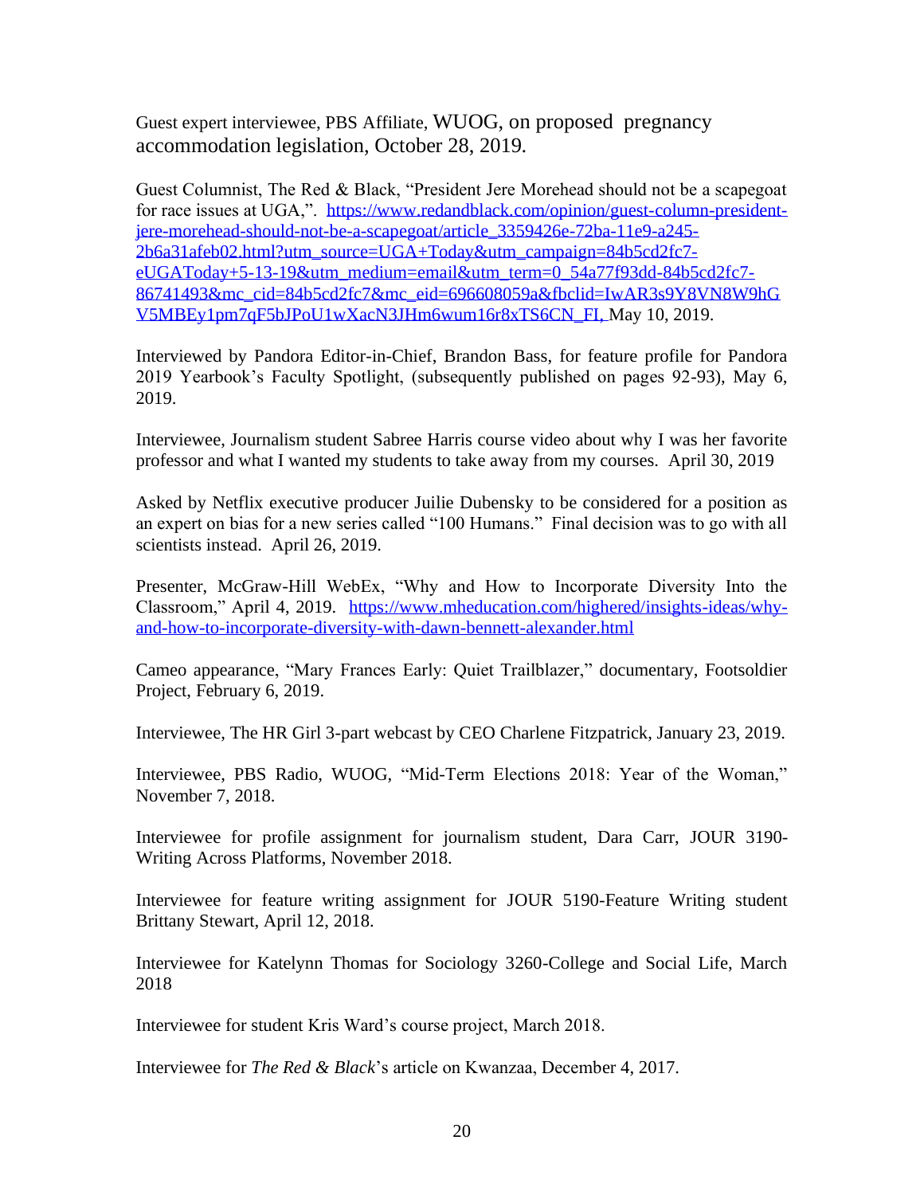Guest expert interviewee, PBS Affiliate, WUOG, on proposed pregnancy accommodation legislation, October 28, 2019.

Guest Columnist, The Red & Black, "President Jere Morehead should not be a scapegoat for race issues at UGA,". https://www.redandblack.com/opinion/guest-column-president-jere-morehead-should-not-be-a-scapegoat/article_3359426e-72ba-11e9-a245-2b6a31afeb02.html?utm_source=UGA+Today&utm_campaign=84b5cd2fc7-eUGAToday+5-13-19&utm_medium=email&utm_term=0_54a77f93dd-84b5cd2fc7-86741493&mc_cid=84b5cd2fc7&mc_eid=696608059a&fbclid=IwAR3s9Y8VN8W9hGV5MBEy1pm7qF5bJPoU1wXacN3JHm6wum16r8xTS6CN_FI, May 10, 2019.

Interviewed by Pandora Editor-in-Chief, Brandon Bass, for feature profile for Pandora 2019 Yearbook's Faculty Spotlight, (subsequently published on pages 92-93), May 6, 2019.

Interviewee, Journalism student Sabree Harris course video about why I was her favorite professor and what I wanted my students to take away from my courses. April 30, 2019

Asked by Netflix executive producer Juilie Dubensky to be considered for a position as an expert on bias for a new series called "100 Humans." Final decision was to go with all scientists instead. April 26, 2019.

Presenter, McGraw-Hill WebEx, "Why and How to Incorporate Diversity Into the Classroom," April 4, 2019. https://www.mheducation.com/highered/insights-ideas/why-and-how-to-incorporate-diversity-with-dawn-bennett-alexander.html

Cameo appearance, "Mary Frances Early: Quiet Trailblazer," documentary, Footsoldier Project, February 6, 2019.

Interviewee, The HR Girl 3-part webcast by CEO Charlene Fitzpatrick, January 23, 2019.

Interviewee, PBS Radio, WUOG, "Mid-Term Elections 2018: Year of the Woman," November 7, 2018.

Interviewee for profile assignment for journalism student, Dara Carr, JOUR 3190-Writing Across Platforms, November 2018.

Interviewee for feature writing assignment for JOUR 5190-Feature Writing student Brittany Stewart, April 12, 2018.

Interviewee for Katelynn Thomas for Sociology 3260-College and Social Life, March 2018

Interviewee for student Kris Ward's course project, March 2018.

Interviewee for *The Red & Black*'s article on Kwanzaa, December 4, 2017.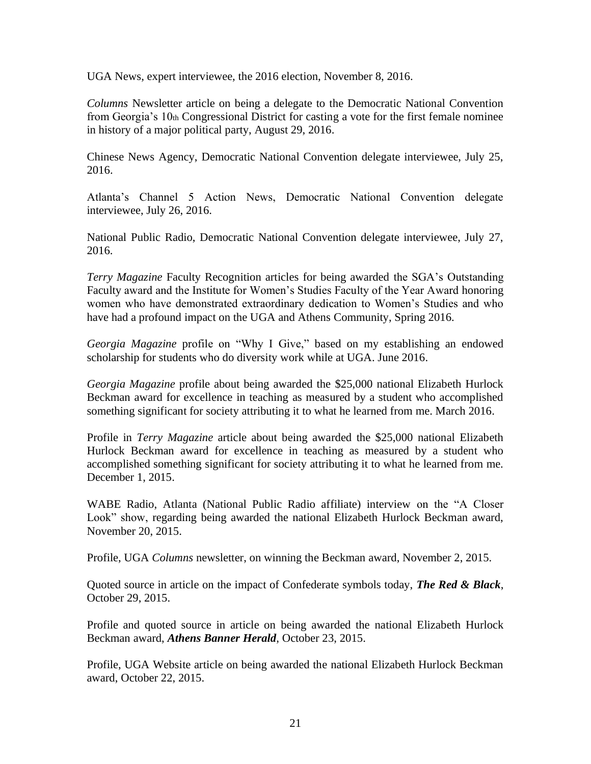UGA News, expert interviewee, the 2016 election, November 8, 2016.

*Columns* Newsletter article on being a delegate to the Democratic National Convention from Georgia's 10th Congressional District for casting a vote for the first female nominee in history of a major political party, August 29, 2016.

Chinese News Agency, Democratic National Convention delegate interviewee, July 25, 2016.

Atlanta's Channel 5 Action News, Democratic National Convention delegate interviewee, July 26, 2016.

National Public Radio, Democratic National Convention delegate interviewee, July 27, 2016.

*Terry Magazine* Faculty Recognition articles for being awarded the SGA's Outstanding Faculty award and the Institute for Women's Studies Faculty of the Year Award honoring women who have demonstrated extraordinary dedication to Women's Studies and who have had a profound impact on the UGA and Athens Community, Spring 2016.

*Georgia Magazine* profile on "Why I Give," based on my establishing an endowed scholarship for students who do diversity work while at UGA. June 2016.

*Georgia Magazine* profile about being awarded the $25,000 national Elizabeth Hurlock Beckman award for excellence in teaching as measured by a student who accomplished something significant for society attributing it to what he learned from me. March 2016.

Profile in *Terry Magazine* article about being awarded the $25,000 national Elizabeth Hurlock Beckman award for excellence in teaching as measured by a student who accomplished something significant for society attributing it to what he learned from me. December 1, 2015.

WABE Radio, Atlanta (National Public Radio affiliate) interview on the "A Closer Look" show, regarding being awarded the national Elizabeth Hurlock Beckman award, November 20, 2015.

Profile, UGA *Columns* newsletter, on winning the Beckman award, November 2, 2015.

Quoted source in article on the impact of Confederate symbols today, ***The Red & Black***, October 29, 2015.

Profile and quoted source in article on being awarded the national Elizabeth Hurlock Beckman award, ***Athens Banner Herald***, October 23, 2015.

Profile, UGA Website article on being awarded the national Elizabeth Hurlock Beckman award, October 22, 2015.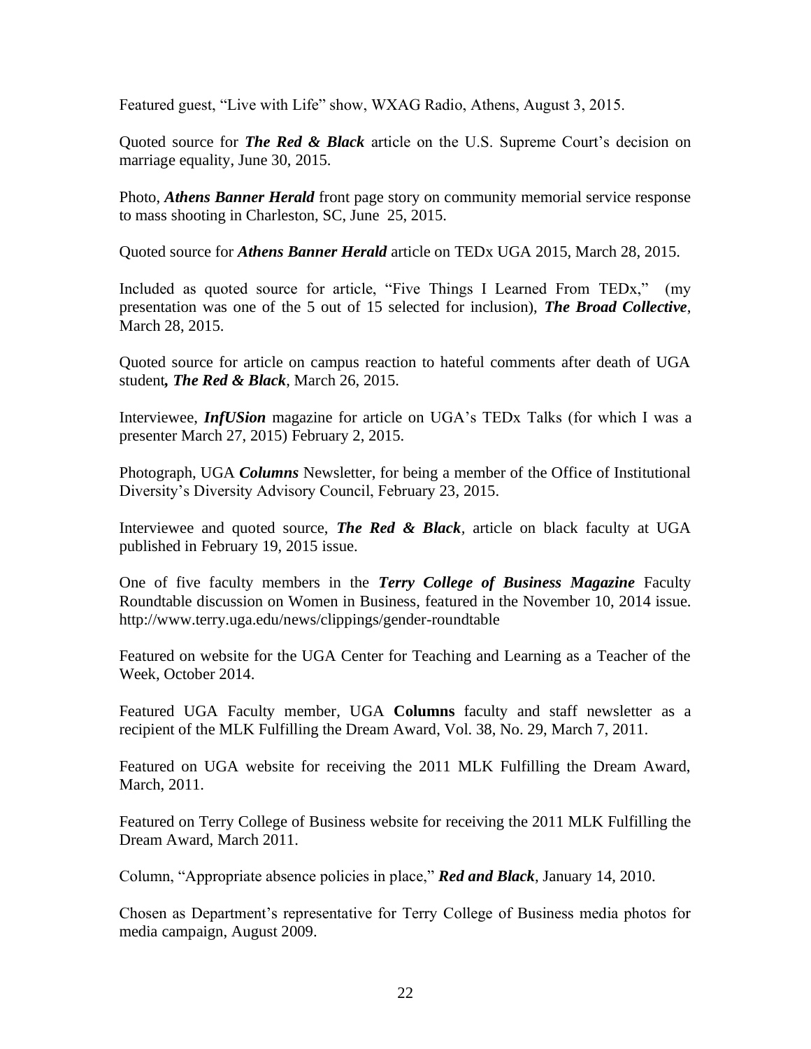Featured guest, "Live with Life" show, WXAG Radio, Athens, August 3, 2015.

Quoted source for ***The Red & Black*** article on the U.S. Supreme Court's decision on marriage equality, June 30, 2015.

Photo, ***Athens Banner Herald*** front page story on community memorial service response to mass shooting in Charleston, SC, June 25, 2015.

Quoted source for ***Athens Banner Herald*** article on TEDx UGA 2015, March 28, 2015.

Included as quoted source for article, "Five Things I Learned From TEDx," (my presentation was one of the 5 out of 15 selected for inclusion), ***The Broad Collective***, March 28, 2015.

Quoted source for article on campus reaction to hateful comments after death of UGA student***, The Red & Black***, March 26, 2015.

Interviewee, ***InfUSion*** magazine for article on UGA's TEDx Talks (for which I was a presenter March 27, 2015) February 2, 2015.

Photograph, UGA ***Columns*** Newsletter, for being a member of the Office of Institutional Diversity's Diversity Advisory Council, February 23, 2015.

Interviewee and quoted source, ***The Red & Black***, article on black faculty at UGA published in February 19, 2015 issue.

One of five faculty members in the ***Terry College of Business Magazine*** Faculty Roundtable discussion on Women in Business, featured in the November 10, 2014 issue. http://www.terry.uga.edu/news/clippings/gender-roundtable

Featured on website for the UGA Center for Teaching and Learning as a Teacher of the Week, October 2014.

Featured UGA Faculty member, UGA **Columns** faculty and staff newsletter as a recipient of the MLK Fulfilling the Dream Award, Vol. 38, No. 29, March 7, 2011.

Featured on UGA website for receiving the 2011 MLK Fulfilling the Dream Award, March, 2011.

Featured on Terry College of Business website for receiving the 2011 MLK Fulfilling the Dream Award, March 2011.

Column, "Appropriate absence policies in place," ***Red and Black***, January 14, 2010.

Chosen as Department's representative for Terry College of Business media photos for media campaign, August 2009.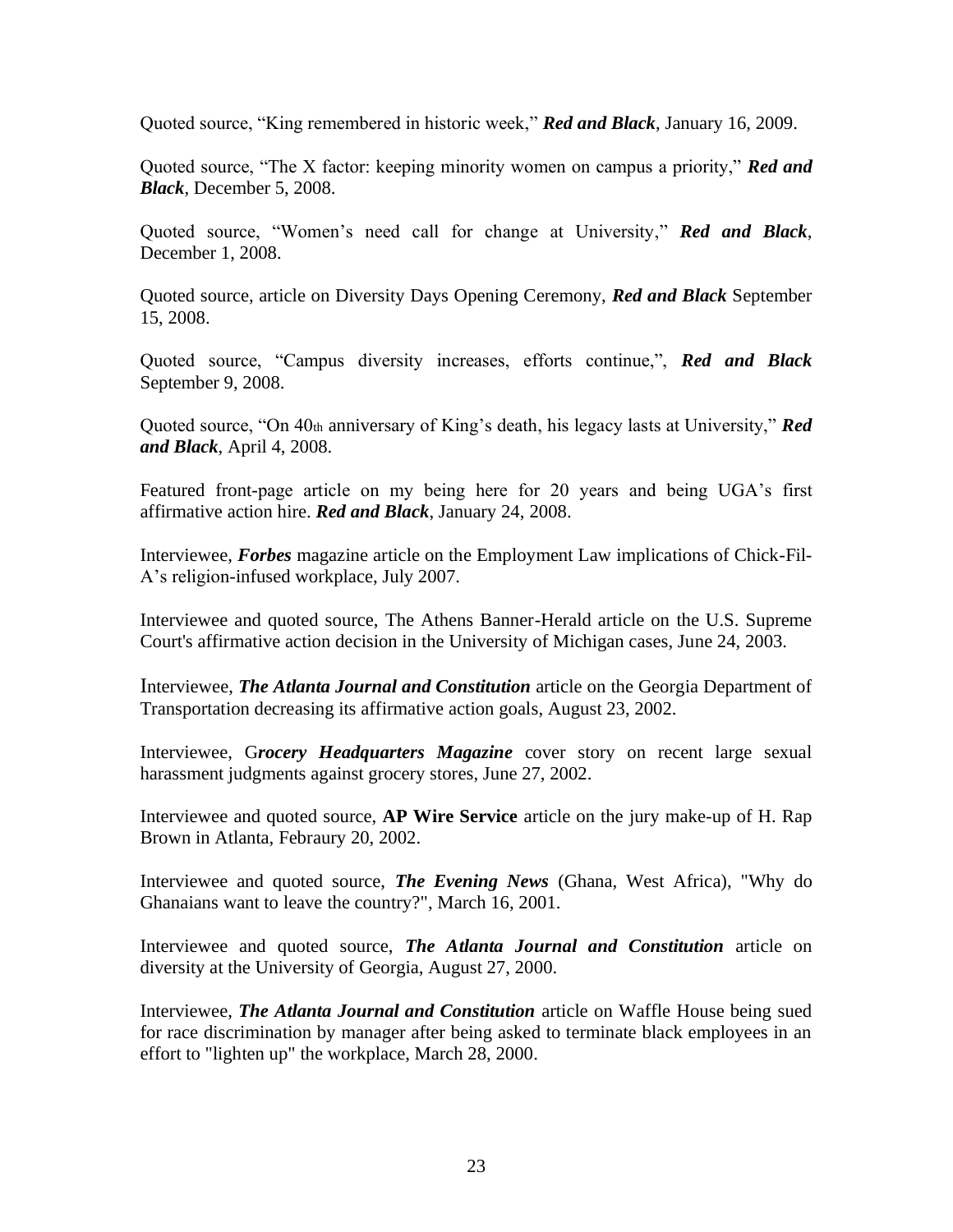Quoted source, "King remembered in historic week," ***Red and Black***, January 16, 2009.

Quoted source, "The X factor: keeping minority women on campus a priority," ***Red and Black***, December 5, 2008.

Quoted source, "Women's need call for change at University," ***Red and Black***, December 1, 2008.

Quoted source, article on Diversity Days Opening Ceremony, ***Red and Black*** September 15, 2008.

Quoted source, "Campus diversity increases, efforts continue,", ***Red and Black*** September 9, 2008.

Quoted source, "On 40th anniversary of King's death, his legacy lasts at University," ***Red and Black***, April 4, 2008.

Featured front-page article on my being here for 20 years and being UGA's first affirmative action hire. ***Red and Black***, January 24, 2008.

Interviewee, ***Forbes*** magazine article on the Employment Law implications of Chick-Fil-A's religion-infused workplace, July 2007.

Interviewee and quoted source, The Athens Banner-Herald article on the U.S. Supreme Court's affirmative action decision in the University of Michigan cases, June 24, 2003.

Interviewee, ***The Atlanta Journal and Constitution*** article on the Georgia Department of Transportation decreasing its affirmative action goals, August 23, 2002.

Interviewee, G***rocery Headquarters Magazine*** cover story on recent large sexual harassment judgments against grocery stores, June 27, 2002.

Interviewee and quoted source, **AP Wire Service** article on the jury make-up of H. Rap Brown in Atlanta, Febraury 20, 2002.

Interviewee and quoted source, ***The Evening News*** (Ghana, West Africa), "Why do Ghanaians want to leave the country?", March 16, 2001.

Interviewee and quoted source, ***The Atlanta Journal and Constitution*** article on diversity at the University of Georgia, August 27, 2000.

Interviewee, ***The Atlanta Journal and Constitution*** article on Waffle House being sued for race discrimination by manager after being asked to terminate black employees in an effort to "lighten up" the workplace, March 28, 2000.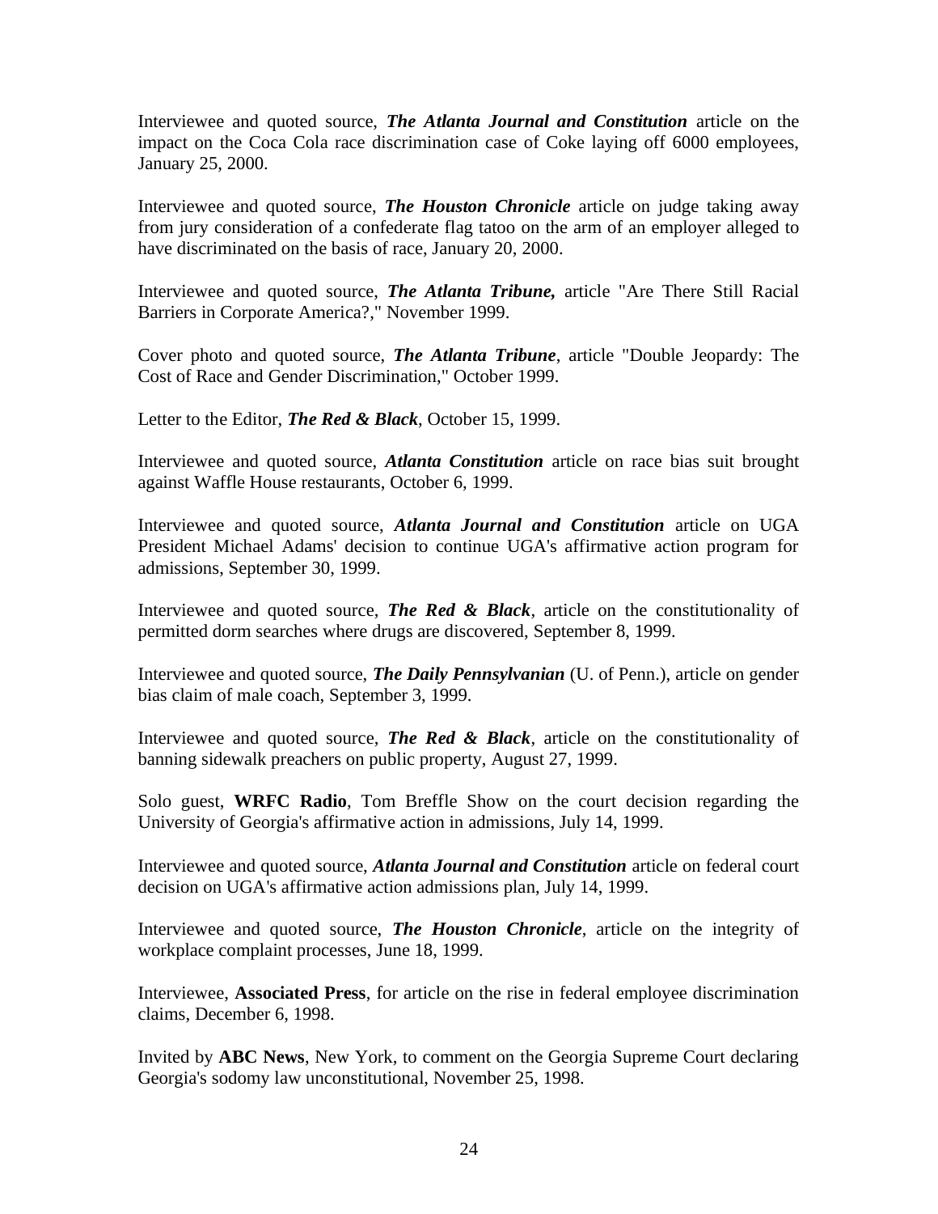Interviewee and quoted source, ***The Atlanta Journal and Constitution*** article on the impact on the Coca Cola race discrimination case of Coke laying off 6000 employees, January 25, 2000.

Interviewee and quoted source, ***The Houston Chronicle*** article on judge taking away from jury consideration of a confederate flag tatoo on the arm of an employer alleged to have discriminated on the basis of race, January 20, 2000.

Interviewee and quoted source, ***The Atlanta Tribune,*** article "Are There Still Racial Barriers in Corporate America?," November 1999.

Cover photo and quoted source, ***The Atlanta Tribune***, article "Double Jeopardy: The Cost of Race and Gender Discrimination," October 1999.

Letter to the Editor, ***The Red & Black***, October 15, 1999.

Interviewee and quoted source, ***Atlanta Constitution*** article on race bias suit brought against Waffle House restaurants, October 6, 1999.

Interviewee and quoted source, ***Atlanta Journal and Constitution*** article on UGA President Michael Adams' decision to continue UGA's affirmative action program for admissions, September 30, 1999.

Interviewee and quoted source, ***The Red & Black***, article on the constitutionality of permitted dorm searches where drugs are discovered, September 8, 1999.

Interviewee and quoted source, ***The Daily Pennsylvanian*** (U. of Penn.), article on gender bias claim of male coach, September 3, 1999.

Interviewee and quoted source, ***The Red & Black***, article on the constitutionality of banning sidewalk preachers on public property, August 27, 1999.

Solo guest, **WRFC Radio**, Tom Breffle Show on the court decision regarding the University of Georgia's affirmative action in admissions, July 14, 1999.

Interviewee and quoted source, ***Atlanta Journal and Constitution*** article on federal court decision on UGA's affirmative action admissions plan, July 14, 1999.

Interviewee and quoted source, ***The Houston Chronicle***, article on the integrity of workplace complaint processes, June 18, 1999.

Interviewee, **Associated Press**, for article on the rise in federal employee discrimination claims, December 6, 1998.

Invited by **ABC News**, New York, to comment on the Georgia Supreme Court declaring Georgia's sodomy law unconstitutional, November 25, 1998.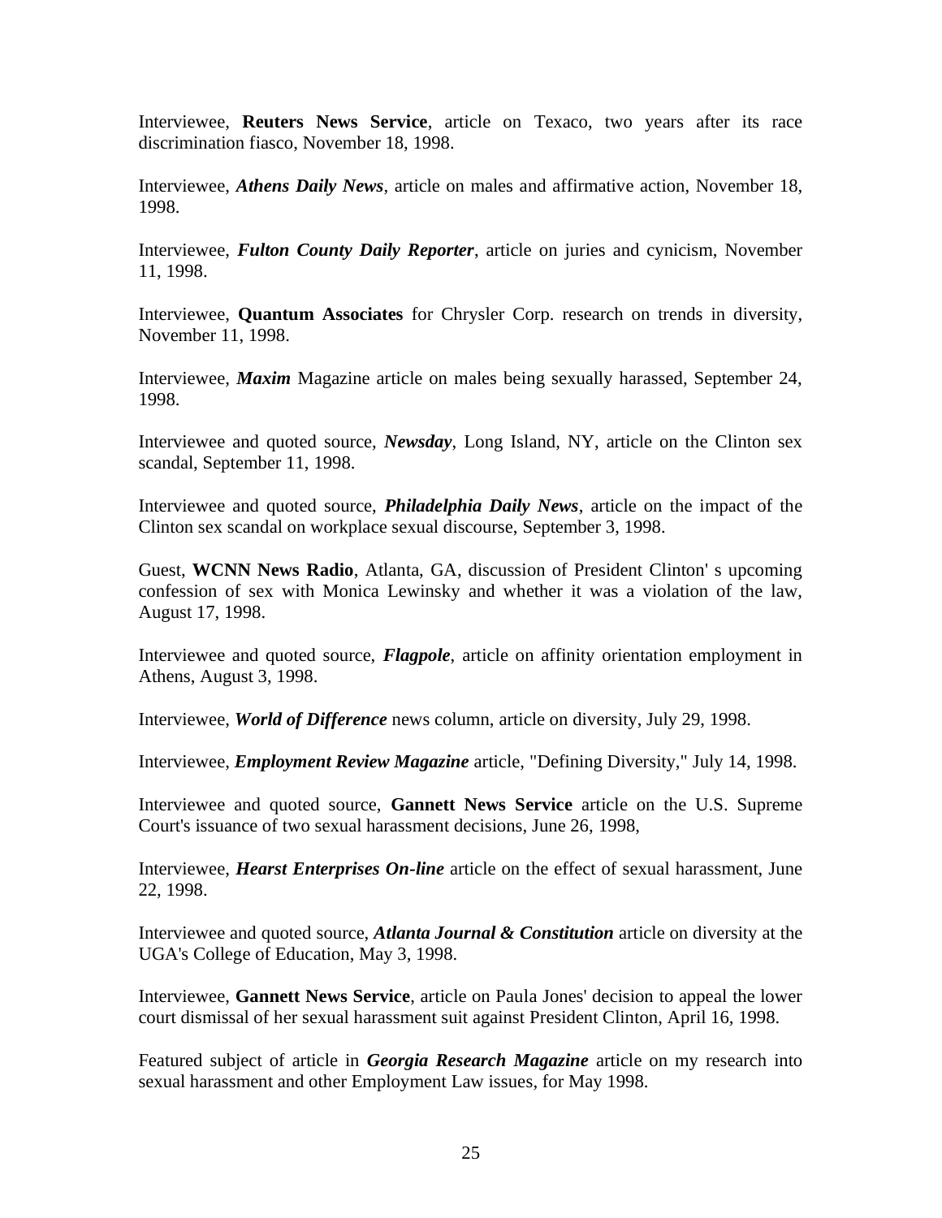Interviewee, **Reuters News Service**, article on Texaco, two years after its race discrimination fiasco, November 18, 1998.

Interviewee, ***Athens Daily News***, article on males and affirmative action, November 18, 1998.

Interviewee, ***Fulton County Daily Reporter***, article on juries and cynicism, November 11, 1998.

Interviewee, **Quantum Associates** for Chrysler Corp. research on trends in diversity, November 11, 1998.

Interviewee, ***Maxim*** Magazine article on males being sexually harassed, September 24, 1998.

Interviewee and quoted source, ***Newsday***, Long Island, NY, article on the Clinton sex scandal, September 11, 1998.

Interviewee and quoted source, ***Philadelphia Daily News***, article on the impact of the Clinton sex scandal on workplace sexual discourse, September 3, 1998.

Guest, **WCNN News Radio**, Atlanta, GA, discussion of President Clinton' s upcoming confession of sex with Monica Lewinsky and whether it was a violation of the law, August 17, 1998.

Interviewee and quoted source, ***Flagpole***, article on affinity orientation employment in Athens, August 3, 1998.

Interviewee, ***World of Difference*** news column, article on diversity, July 29, 1998.

Interviewee, ***Employment Review Magazine*** article, "Defining Diversity," July 14, 1998.

Interviewee and quoted source, **Gannett News Service** article on the U.S. Supreme Court's issuance of two sexual harassment decisions, June 26, 1998,

Interviewee, ***Hearst Enterprises On-line*** article on the effect of sexual harassment, June 22, 1998.

Interviewee and quoted source, ***Atlanta Journal & Constitution*** article on diversity at the UGA's College of Education, May 3, 1998.

Interviewee, **Gannett News Service**, article on Paula Jones' decision to appeal the lower court dismissal of her sexual harassment suit against President Clinton, April 16, 1998.

Featured subject of article in ***Georgia Research Magazine*** article on my research into sexual harassment and other Employment Law issues, for May 1998.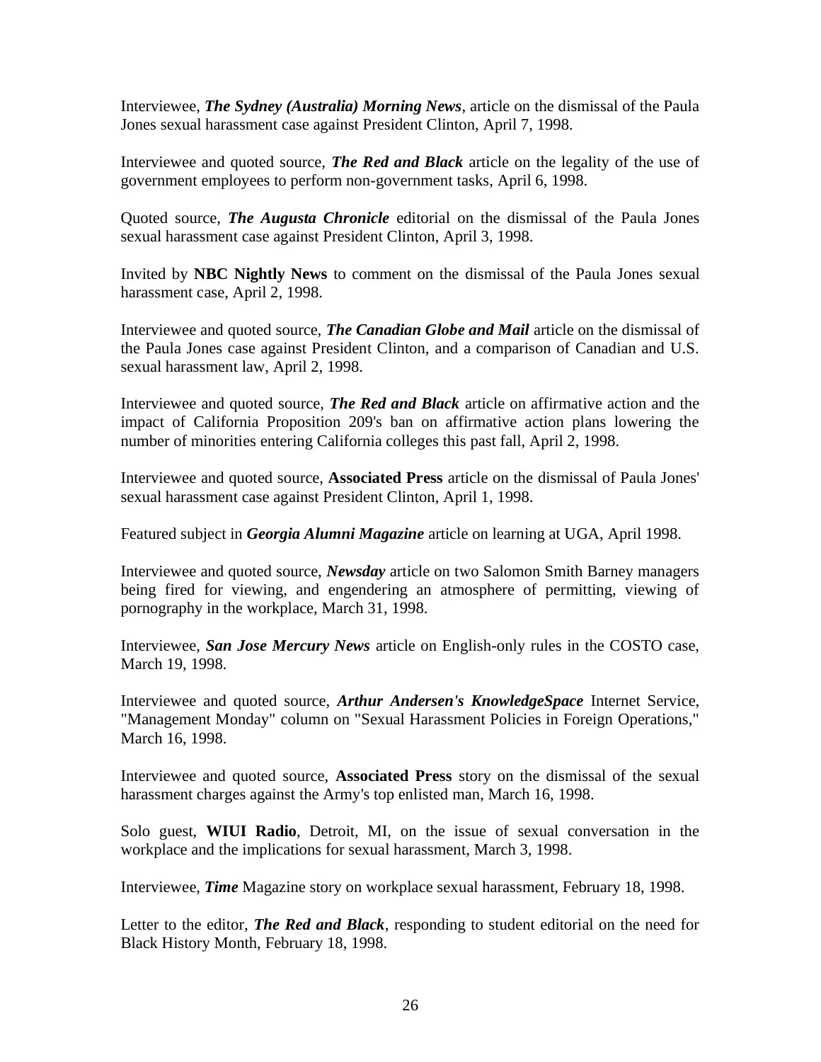Interviewee, ***The Sydney (Australia) Morning News***, article on the dismissal of the Paula Jones sexual harassment case against President Clinton, April 7, 1998.

Interviewee and quoted source, ***The Red and Black*** article on the legality of the use of government employees to perform non-government tasks, April 6, 1998.

Quoted source, ***The Augusta Chronicle*** editorial on the dismissal of the Paula Jones sexual harassment case against President Clinton, April 3, 1998.

Invited by **NBC Nightly News** to comment on the dismissal of the Paula Jones sexual harassment case, April 2, 1998.

Interviewee and quoted source, ***The Canadian Globe and Mail*** article on the dismissal of the Paula Jones case against President Clinton, and a comparison of Canadian and U.S. sexual harassment law, April 2, 1998.

Interviewee and quoted source, ***The Red and Black*** article on affirmative action and the impact of California Proposition 209's ban on affirmative action plans lowering the number of minorities entering California colleges this past fall, April 2, 1998.

Interviewee and quoted source, **Associated Press** article on the dismissal of Paula Jones' sexual harassment case against President Clinton, April 1, 1998.

Featured subject in ***Georgia Alumni Magazine*** article on learning at UGA, April 1998.

Interviewee and quoted source, ***Newsday*** article on two Salomon Smith Barney managers being fired for viewing, and engendering an atmosphere of permitting, viewing of pornography in the workplace, March 31, 1998.

Interviewee, ***San Jose Mercury News*** article on English-only rules in the COSTO case, March 19, 1998.

Interviewee and quoted source, ***Arthur Andersen's KnowledgeSpace*** Internet Service, "Management Monday" column on "Sexual Harassment Policies in Foreign Operations," March 16, 1998.

Interviewee and quoted source, **Associated Press** story on the dismissal of the sexual harassment charges against the Army's top enlisted man, March 16, 1998.

Solo guest, **WIUI Radio**, Detroit, MI, on the issue of sexual conversation in the workplace and the implications for sexual harassment, March 3, 1998.

Interviewee, ***Time*** Magazine story on workplace sexual harassment, February 18, 1998.

Letter to the editor, ***The Red and Black***, responding to student editorial on the need for Black History Month, February 18, 1998.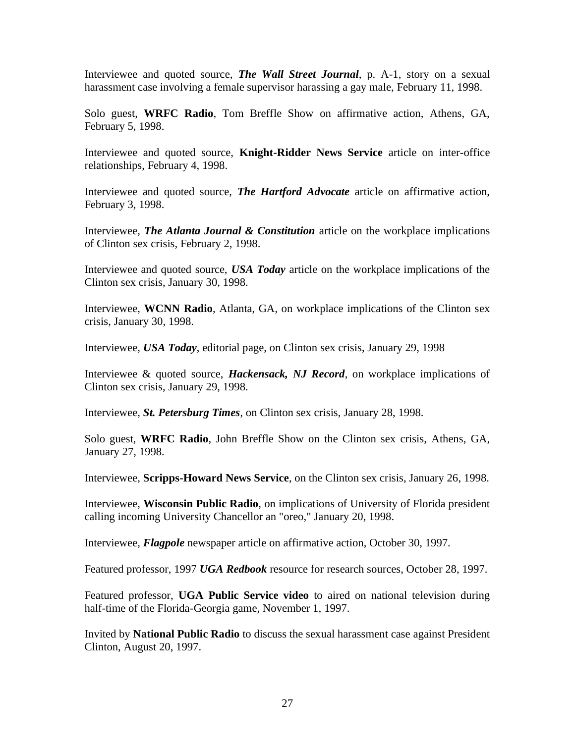Interviewee and quoted source, ***The Wall Street Journal***, p. A-1, story on a sexual harassment case involving a female supervisor harassing a gay male, February 11, 1998.

Solo guest, **WRFC Radio**, Tom Breffle Show on affirmative action, Athens, GA, February 5, 1998.

Interviewee and quoted source, **Knight-Ridder News Service** article on inter-office relationships, February 4, 1998.

Interviewee and quoted source, ***The Hartford Advocate*** article on affirmative action, February 3, 1998.

Interviewee, ***The Atlanta Journal & Constitution*** article on the workplace implications of Clinton sex crisis, February 2, 1998.

Interviewee and quoted source, ***USA Today*** article on the workplace implications of the Clinton sex crisis, January 30, 1998.

Interviewee, **WCNN Radio**, Atlanta, GA, on workplace implications of the Clinton sex crisis, January 30, 1998.

Interviewee, ***USA Today***, editorial page, on Clinton sex crisis, January 29, 1998

Interviewee & quoted source, ***Hackensack, NJ Record***, on workplace implications of Clinton sex crisis, January 29, 1998.

Interviewee, ***St. Petersburg Times***, on Clinton sex crisis, January 28, 1998.

Solo guest, **WRFC Radio**, John Breffle Show on the Clinton sex crisis, Athens, GA, January 27, 1998.

Interviewee, **Scripps-Howard News Service**, on the Clinton sex crisis, January 26, 1998.

Interviewee, **Wisconsin Public Radio**, on implications of University of Florida president calling incoming University Chancellor an "oreo," January 20, 1998.

Interviewee, ***Flagpole*** newspaper article on affirmative action, October 30, 1997.

Featured professor, 1997 ***UGA Redbook*** resource for research sources, October 28, 1997.

Featured professor, **UGA Public Service video** to aired on national television during half-time of the Florida-Georgia game, November 1, 1997.

Invited by **National Public Radio** to discuss the sexual harassment case against President Clinton, August 20, 1997.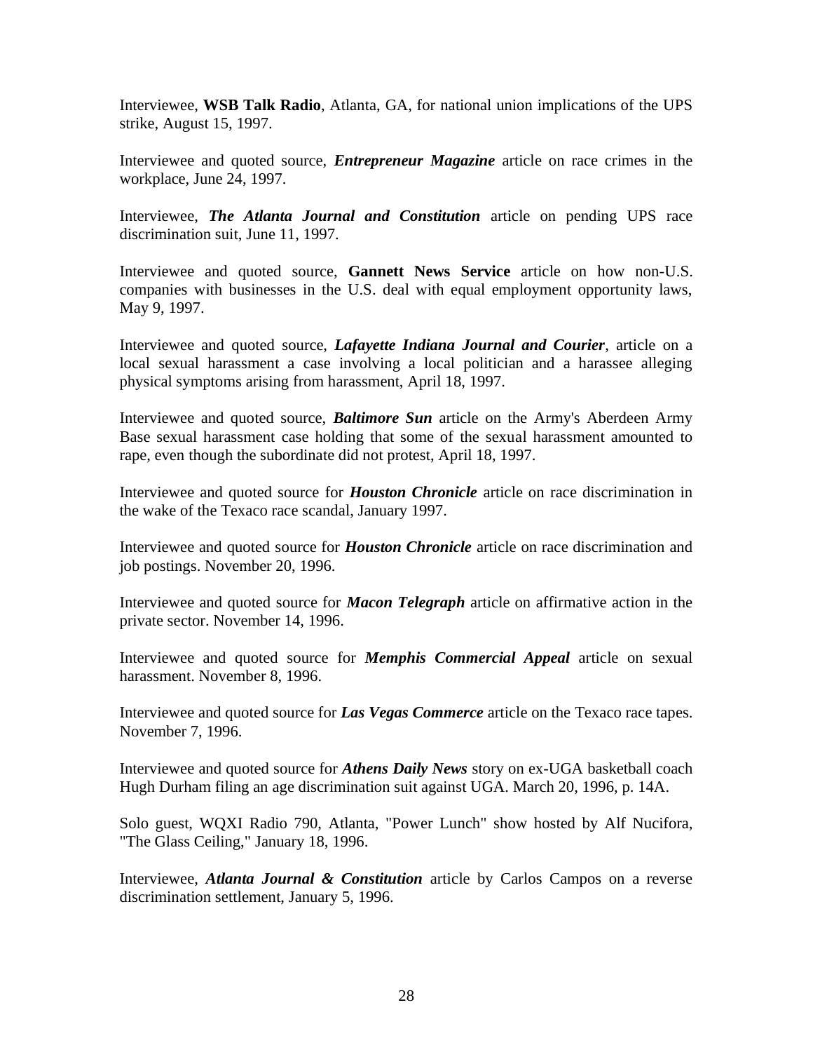Interviewee, **WSB Talk Radio**, Atlanta, GA, for national union implications of the UPS strike, August 15, 1997.

Interviewee and quoted source, ***Entrepreneur Magazine*** article on race crimes in the workplace, June 24, 1997.

Interviewee, ***The Atlanta Journal and Constitution*** article on pending UPS race discrimination suit, June 11, 1997.

Interviewee and quoted source, **Gannett News Service** article on how non-U.S. companies with businesses in the U.S. deal with equal employment opportunity laws, May 9, 1997.

Interviewee and quoted source, ***Lafayette Indiana Journal and Courier***, article on a local sexual harassment a case involving a local politician and a harassee alleging physical symptoms arising from harassment, April 18, 1997.

Interviewee and quoted source, ***Baltimore Sun*** article on the Army's Aberdeen Army Base sexual harassment case holding that some of the sexual harassment amounted to rape, even though the subordinate did not protest, April 18, 1997.

Interviewee and quoted source for ***Houston Chronicle*** article on race discrimination in the wake of the Texaco race scandal, January 1997.

Interviewee and quoted source for ***Houston Chronicle*** article on race discrimination and job postings. November 20, 1996.

Interviewee and quoted source for ***Macon Telegraph*** article on affirmative action in the private sector. November 14, 1996.

Interviewee and quoted source for ***Memphis Commercial Appeal*** article on sexual harassment. November 8, 1996.

Interviewee and quoted source for ***Las Vegas Commerce*** article on the Texaco race tapes. November 7, 1996.

Interviewee and quoted source for ***Athens Daily News*** story on ex-UGA basketball coach Hugh Durham filing an age discrimination suit against UGA. March 20, 1996, p. 14A.

Solo guest, WQXI Radio 790, Atlanta, "Power Lunch" show hosted by Alf Nucifora, "The Glass Ceiling," January 18, 1996.

Interviewee, ***Atlanta Journal & Constitution*** article by Carlos Campos on a reverse discrimination settlement, January 5, 1996.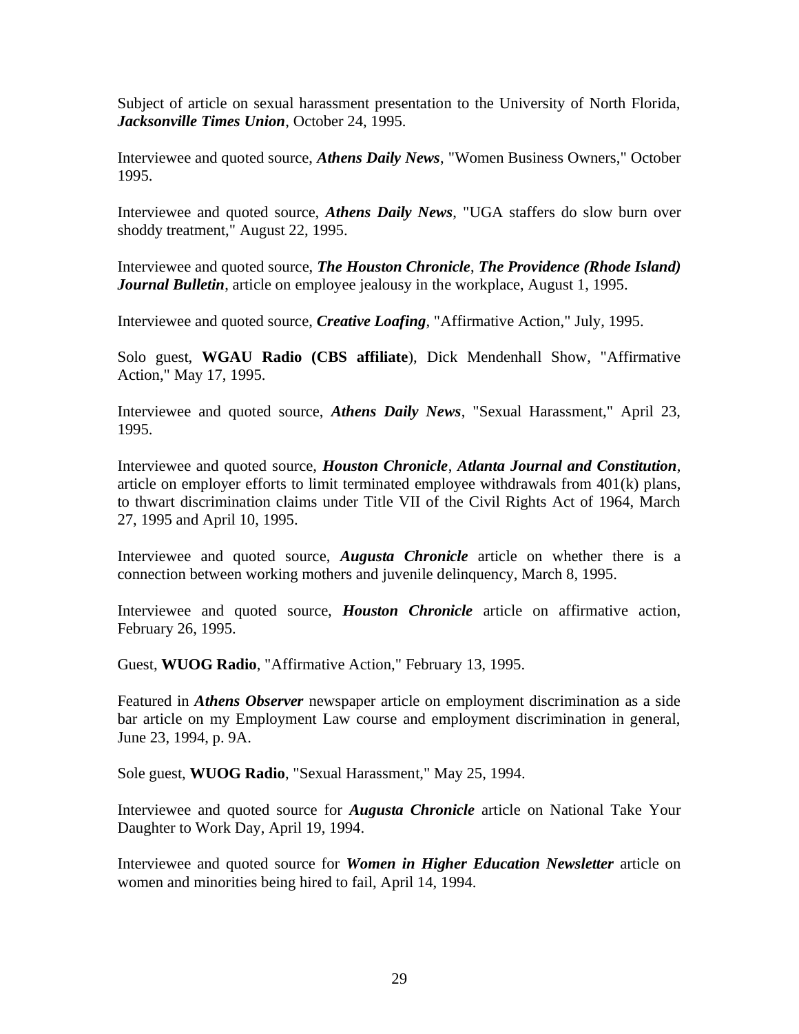Subject of article on sexual harassment presentation to the University of North Florida, ***Jacksonville Times Union***, October 24, 1995.

Interviewee and quoted source, ***Athens Daily News***, "Women Business Owners," October 1995.

Interviewee and quoted source, ***Athens Daily News***, "UGA staffers do slow burn over shoddy treatment," August 22, 1995.

Interviewee and quoted source, ***The Houston Chronicle***, ***The Providence (Rhode Island) Journal Bulletin***, article on employee jealousy in the workplace, August 1, 1995.

Interviewee and quoted source, ***Creative Loafing***, "Affirmative Action," July, 1995.

Solo guest, **WGAU Radio (CBS affiliate**), Dick Mendenhall Show, "Affirmative Action," May 17, 1995.

Interviewee and quoted source, ***Athens Daily News***, "Sexual Harassment," April 23, 1995.

Interviewee and quoted source, ***Houston Chronicle***, ***Atlanta Journal and Constitution***, article on employer efforts to limit terminated employee withdrawals from 401(k) plans, to thwart discrimination claims under Title VII of the Civil Rights Act of 1964, March 27, 1995 and April 10, 1995.

Interviewee and quoted source, ***Augusta Chronicle*** article on whether there is a connection between working mothers and juvenile delinquency, March 8, 1995.

Interviewee and quoted source, ***Houston Chronicle*** article on affirmative action, February 26, 1995.

Guest, **WUOG Radio**, "Affirmative Action," February 13, 1995.

Featured in ***Athens Observer*** newspaper article on employment discrimination as a side bar article on my Employment Law course and employment discrimination in general, June 23, 1994, p. 9A.

Sole guest, **WUOG Radio**, "Sexual Harassment," May 25, 1994.

Interviewee and quoted source for ***Augusta Chronicle*** article on National Take Your Daughter to Work Day, April 19, 1994.

Interviewee and quoted source for ***Women in Higher Education Newsletter*** article on women and minorities being hired to fail, April 14, 1994.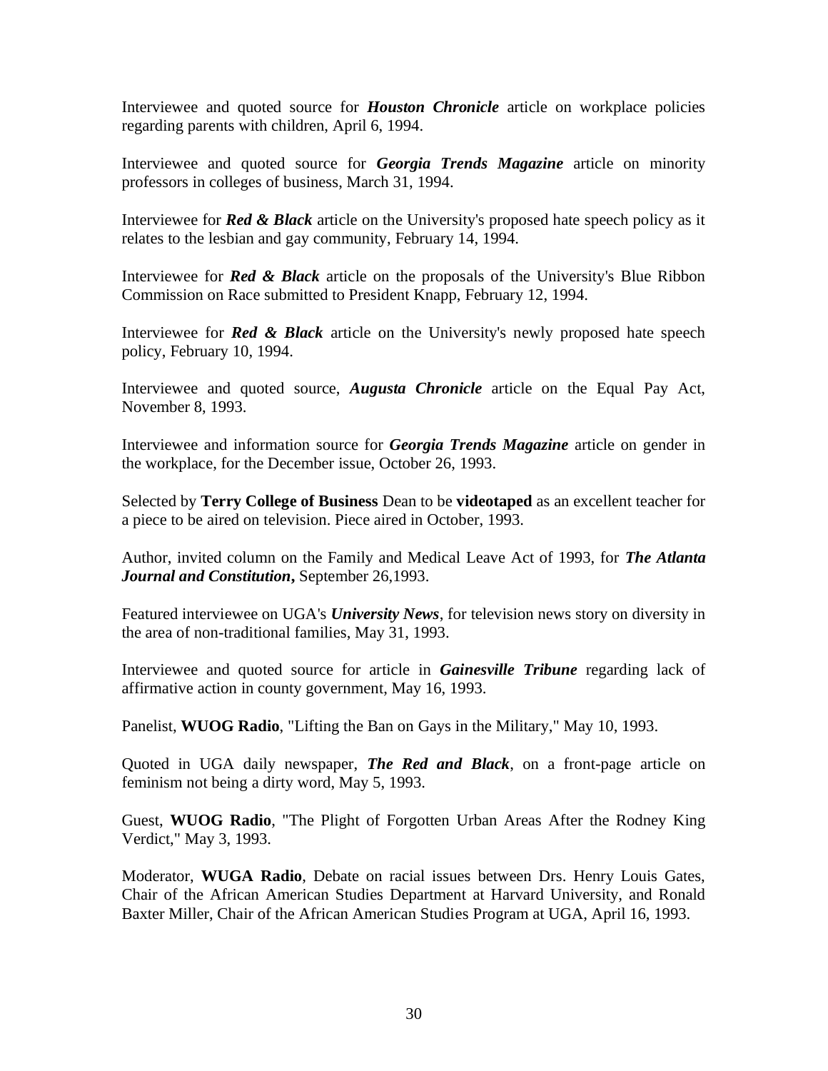Interviewee and quoted source for ***Houston Chronicle*** article on workplace policies regarding parents with children, April 6, 1994.

Interviewee and quoted source for ***Georgia Trends Magazine*** article on minority professors in colleges of business, March 31, 1994.

Interviewee for ***Red & Black*** article on the University's proposed hate speech policy as it relates to the lesbian and gay community, February 14, 1994.

Interviewee for ***Red & Black*** article on the proposals of the University's Blue Ribbon Commission on Race submitted to President Knapp, February 12, 1994.

Interviewee for ***Red & Black*** article on the University's newly proposed hate speech policy, February 10, 1994.

Interviewee and quoted source, ***Augusta Chronicle*** article on the Equal Pay Act, November 8, 1993.

Interviewee and information source for ***Georgia Trends Magazine*** article on gender in the workplace, for the December issue, October 26, 1993.

Selected by **Terry College of Business** Dean to be **videotaped** as an excellent teacher for a piece to be aired on television. Piece aired in October, 1993.

Author, invited column on the Family and Medical Leave Act of 1993, for ***The Atlanta Journal and Constitution*****,** September 26,1993.

Featured interviewee on UGA's ***University News***, for television news story on diversity in the area of non-traditional families, May 31, 1993.

Interviewee and quoted source for article in ***Gainesville Tribune*** regarding lack of affirmative action in county government, May 16, 1993.

Panelist, **WUOG Radio**, "Lifting the Ban on Gays in the Military," May 10, 1993.

Quoted in UGA daily newspaper, ***The Red and Black***, on a front-page article on feminism not being a dirty word, May 5, 1993.

Guest, **WUOG Radio**, "The Plight of Forgotten Urban Areas After the Rodney King Verdict," May 3, 1993.

Moderator, **WUGA Radio**, Debate on racial issues between Drs. Henry Louis Gates, Chair of the African American Studies Department at Harvard University, and Ronald Baxter Miller, Chair of the African American Studies Program at UGA, April 16, 1993.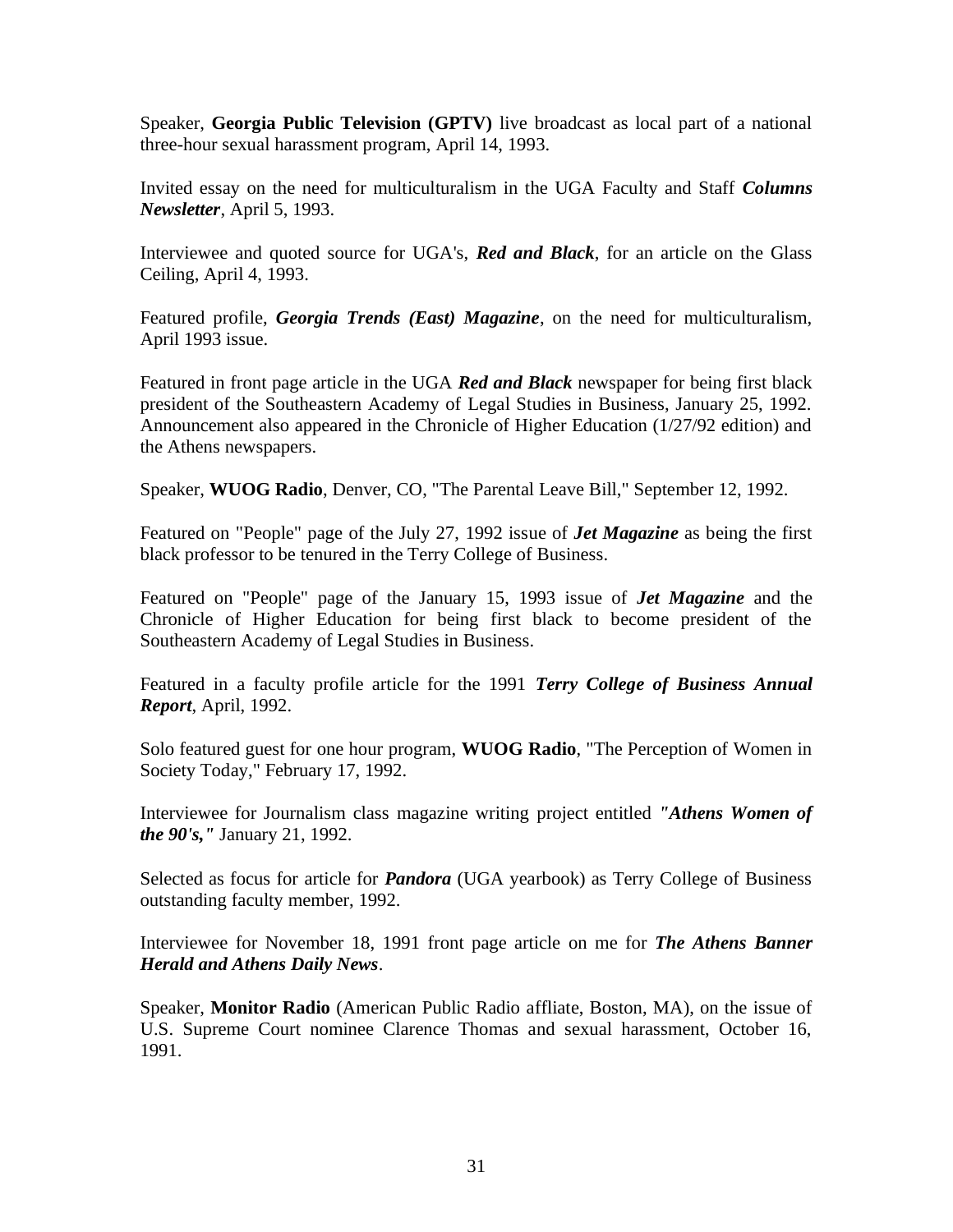Speaker, **Georgia Public Television (GPTV)** live broadcast as local part of a national three-hour sexual harassment program, April 14, 1993.

Invited essay on the need for multiculturalism in the UGA Faculty and Staff ***Columns Newsletter***, April 5, 1993.

Interviewee and quoted source for UGA's, ***Red and Black***, for an article on the Glass Ceiling, April 4, 1993.

Featured profile, ***Georgia Trends (East) Magazine***, on the need for multiculturalism, April 1993 issue.

Featured in front page article in the UGA ***Red and Black*** newspaper for being first black president of the Southeastern Academy of Legal Studies in Business, January 25, 1992. Announcement also appeared in the Chronicle of Higher Education (1/27/92 edition) and the Athens newspapers.

Speaker, **WUOG Radio**, Denver, CO, "The Parental Leave Bill," September 12, 1992.

Featured on "People" page of the July 27, 1992 issue of ***Jet Magazine*** as being the first black professor to be tenured in the Terry College of Business.

Featured on "People" page of the January 15, 1993 issue of ***Jet Magazine*** and the Chronicle of Higher Education for being first black to become president of the Southeastern Academy of Legal Studies in Business.

Featured in a faculty profile article for the 1991 ***Terry College of Business Annual Report***, April, 1992.

Solo featured guest for one hour program, **WUOG Radio**, "The Perception of Women in Society Today," February 17, 1992.

Interviewee for Journalism class magazine writing project entitled ***"Athens Women of the 90's,"*** January 21, 1992.

Selected as focus for article for ***Pandora*** (UGA yearbook) as Terry College of Business outstanding faculty member, 1992.

Interviewee for November 18, 1991 front page article on me for ***The Athens Banner Herald and Athens Daily News***.

Speaker, **Monitor Radio** (American Public Radio affliate, Boston, MA), on the issue of U.S. Supreme Court nominee Clarence Thomas and sexual harassment, October 16, 1991.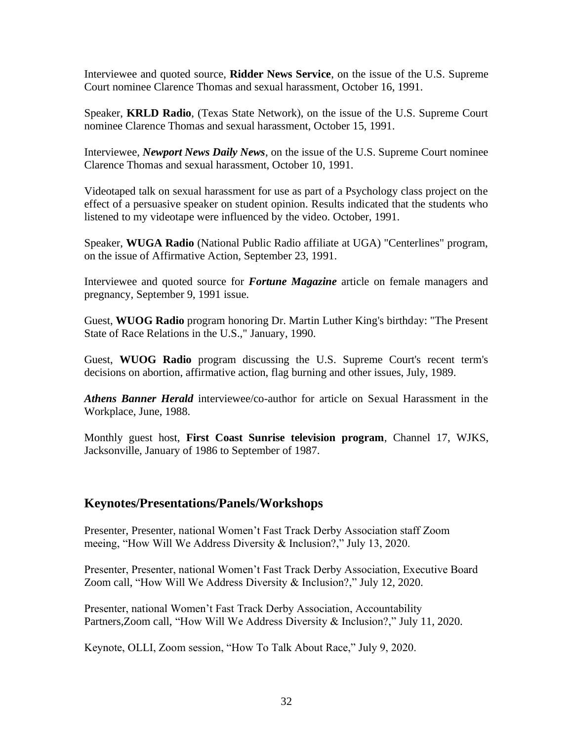Interviewee and quoted source, **Ridder News Service**, on the issue of the U.S. Supreme Court nominee Clarence Thomas and sexual harassment, October 16, 1991.

Speaker, **KRLD Radio**, (Texas State Network), on the issue of the U.S. Supreme Court nominee Clarence Thomas and sexual harassment, October 15, 1991.

Interviewee, ***Newport News Daily News***, on the issue of the U.S. Supreme Court nominee Clarence Thomas and sexual harassment, October 10, 1991.

Videotaped talk on sexual harassment for use as part of a Psychology class project on the effect of a persuasive speaker on student opinion. Results indicated that the students who listened to my videotape were influenced by the video. October, 1991.

Speaker, **WUGA Radio** (National Public Radio affiliate at UGA) "Centerlines" program, on the issue of Affirmative Action, September 23, 1991.

Interviewee and quoted source for ***Fortune Magazine*** article on female managers and pregnancy, September 9, 1991 issue.

Guest, **WUOG Radio** program honoring Dr. Martin Luther King's birthday: "The Present State of Race Relations in the U.S.," January, 1990.

Guest, **WUOG Radio** program discussing the U.S. Supreme Court's recent term's decisions on abortion, affirmative action, flag burning and other issues, July, 1989.

***Athens Banner Herald*** interviewee/co-author for article on Sexual Harassment in the Workplace, June, 1988.

Monthly guest host, **First Coast Sunrise television program**, Channel 17, WJKS, Jacksonville, January of 1986 to September of 1987.

## Keynotes/Presentations/Panels/Workshops

Presenter, Presenter, national Women't Fast Track Derby Association staff Zoom meeing, "How Will We Address Diversity & Inclusion?," July 13, 2020.

Presenter, Presenter, national Women't Fast Track Derby Association, Executive Board Zoom call, "How Will We Address Diversity & Inclusion?," July 12, 2020.

Presenter, national Women't Fast Track Derby Association, Accountability Partners,Zoom call, "How Will We Address Diversity & Inclusion?," July 11, 2020.

Keynote, OLLI, Zoom session, "How To Talk About Race," July 9, 2020.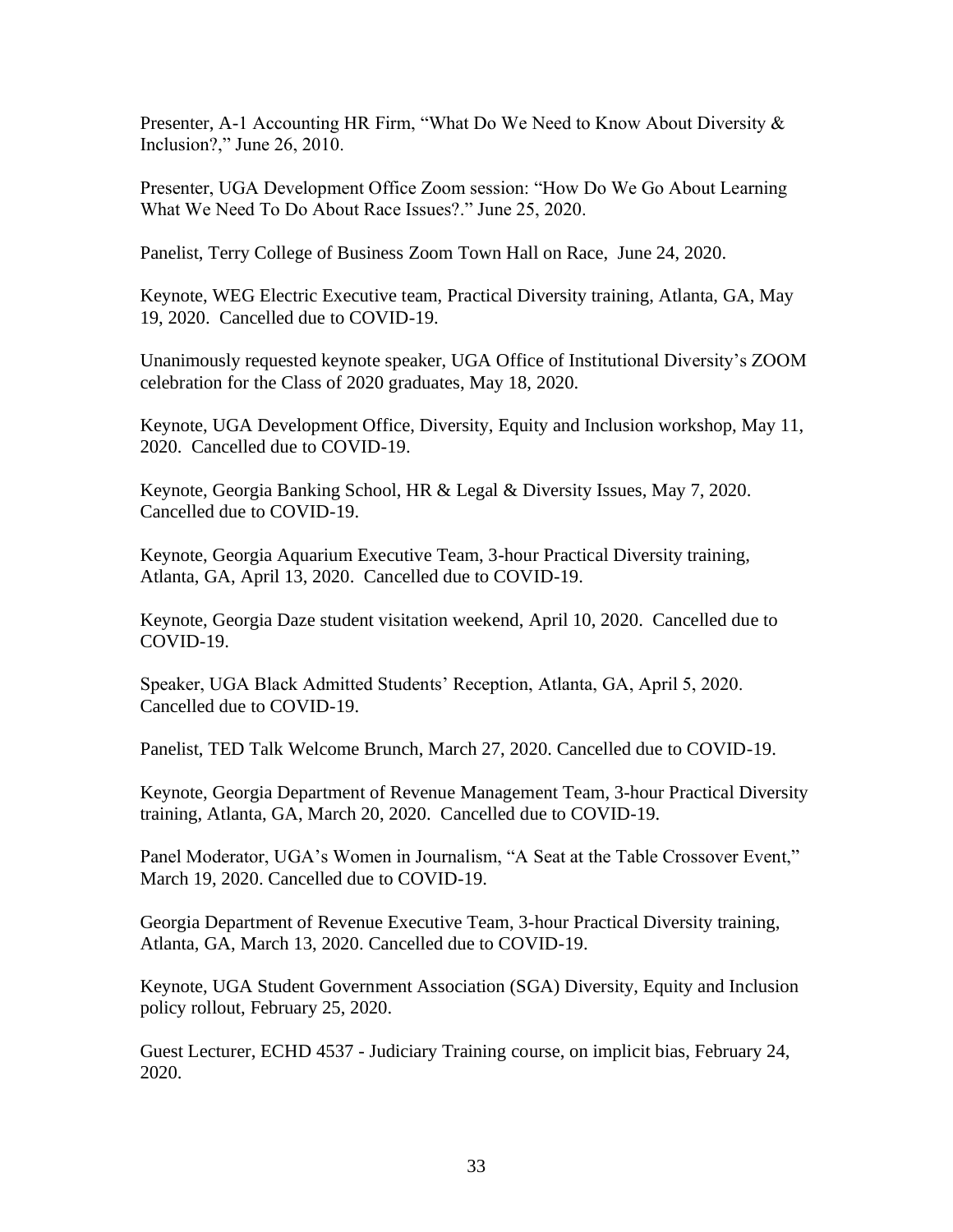Presenter, A-1 Accounting HR Firm, "What Do We Need to Know About Diversity & Inclusion?," June 26, 2010.

Presenter, UGA Development Office Zoom session: "How Do We Go About Learning What We Need To Do About Race Issues?." June 25, 2020.

Panelist, Terry College of Business Zoom Town Hall on Race, June 24, 2020.

Keynote, WEG Electric Executive team, Practical Diversity training, Atlanta, GA, May 19, 2020. Cancelled due to COVID-19.

Unanimously requested keynote speaker, UGA Office of Institutional Diversity's ZOOM celebration for the Class of 2020 graduates, May 18, 2020.

Keynote, UGA Development Office, Diversity, Equity and Inclusion workshop, May 11, 2020. Cancelled due to COVID-19.

Keynote, Georgia Banking School, HR & Legal & Diversity Issues, May 7, 2020. Cancelled due to COVID-19.

Keynote, Georgia Aquarium Executive Team, 3-hour Practical Diversity training, Atlanta, GA, April 13, 2020. Cancelled due to COVID-19.

Keynote, Georgia Daze student visitation weekend, April 10, 2020. Cancelled due to COVID-19.

Speaker, UGA Black Admitted Students' Reception, Atlanta, GA, April 5, 2020. Cancelled due to COVID-19.

Panelist, TED Talk Welcome Brunch, March 27, 2020. Cancelled due to COVID-19.

Keynote, Georgia Department of Revenue Management Team, 3-hour Practical Diversity training, Atlanta, GA, March 20, 2020. Cancelled due to COVID-19.

Panel Moderator, UGA's Women in Journalism, "A Seat at the Table Crossover Event," March 19, 2020. Cancelled due to COVID-19.

Georgia Department of Revenue Executive Team, 3-hour Practical Diversity training, Atlanta, GA, March 13, 2020. Cancelled due to COVID-19.

Keynote, UGA Student Government Association (SGA) Diversity, Equity and Inclusion policy rollout, February 25, 2020.

Guest Lecturer, ECHD 4537 - Judiciary Training course, on implicit bias, February 24, 2020.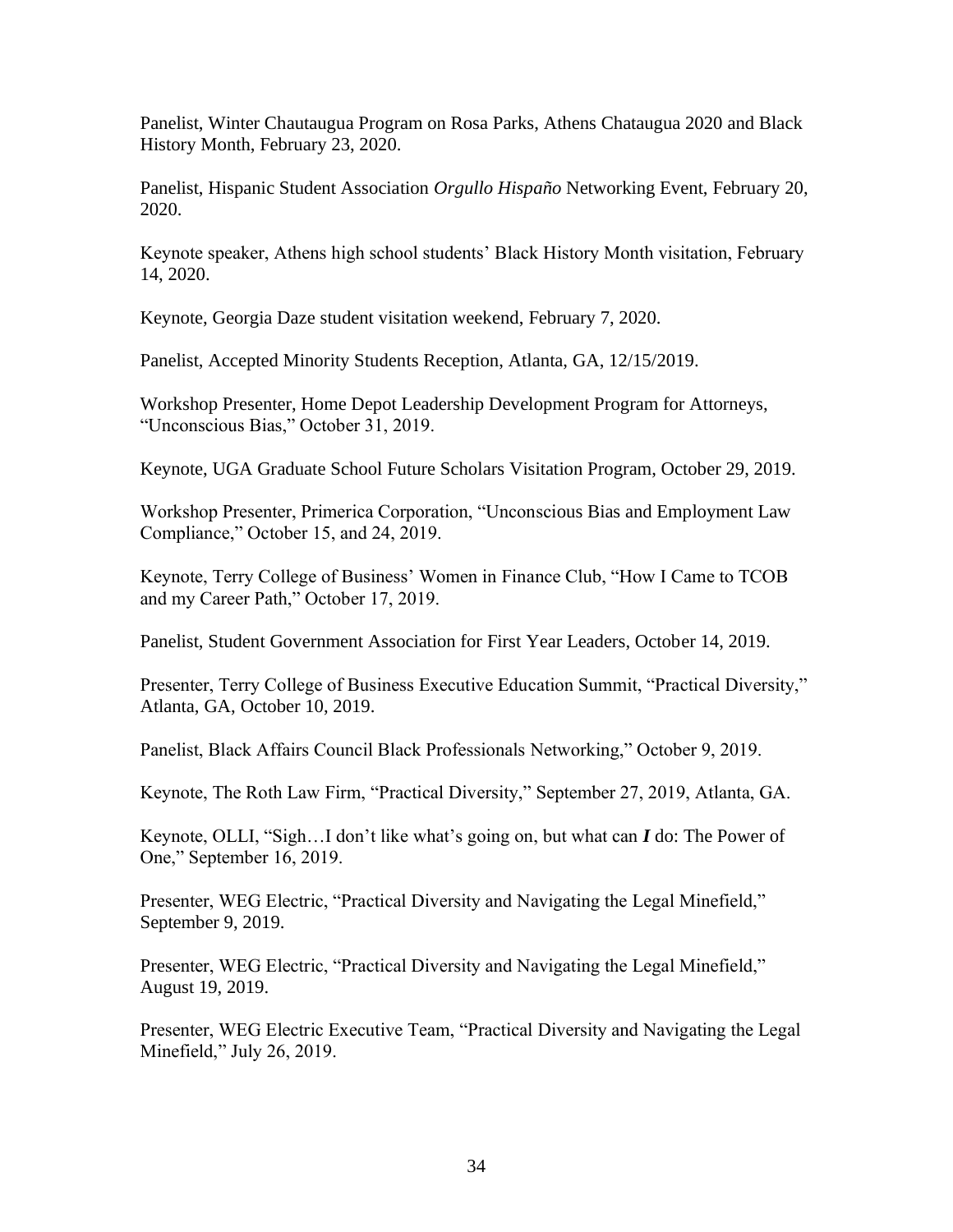Panelist, Winter Chautaugua Program on Rosa Parks, Athens Chataugua 2020 and Black History Month, February 23, 2020.

Panelist, Hispanic Student Association *Orgullo Hispaño* Networking Event, February 20, 2020.

Keynote speaker, Athens high school students' Black History Month visitation, February 14, 2020.

Keynote, Georgia Daze student visitation weekend, February 7, 2020.

Panelist, Accepted Minority Students Reception, Atlanta, GA, 12/15/2019.

Workshop Presenter, Home Depot Leadership Development Program for Attorneys, "Unconscious Bias," October 31, 2019.

Keynote, UGA Graduate School Future Scholars Visitation Program, October 29, 2019.

Workshop Presenter, Primerica Corporation, "Unconscious Bias and Employment Law Compliance," October 15, and 24, 2019.

Keynote, Terry College of Business' Women in Finance Club, "How I Came to TCOB and my Career Path," October 17, 2019.

Panelist, Student Government Association for First Year Leaders, October 14, 2019.

Presenter, Terry College of Business Executive Education Summit, "Practical Diversity," Atlanta, GA, October 10, 2019.

Panelist, Black Affairs Council Black Professionals Networking," October 9, 2019.

Keynote, The Roth Law Firm, "Practical Diversity," September 27, 2019, Atlanta, GA.

Keynote, OLLI, "Sigh…I don't like what's going on, but what can ***I*** do: The Power of One," September 16, 2019.

Presenter, WEG Electric, "Practical Diversity and Navigating the Legal Minefield," September 9, 2019.

Presenter, WEG Electric, "Practical Diversity and Navigating the Legal Minefield," August 19, 2019.

Presenter, WEG Electric Executive Team, "Practical Diversity and Navigating the Legal Minefield," July 26, 2019.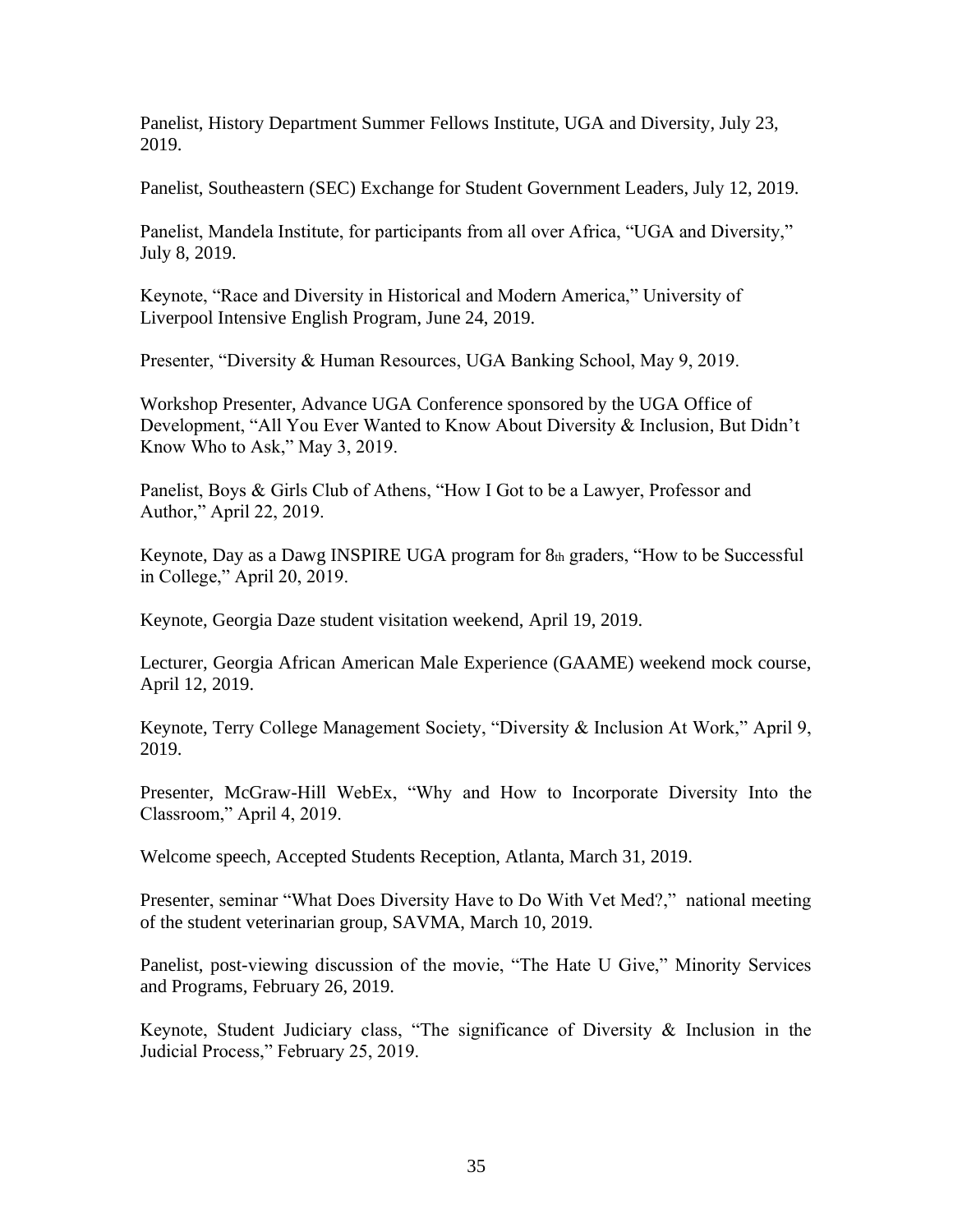Panelist, History Department Summer Fellows Institute, UGA and Diversity, July 23, 2019.

Panelist, Southeastern (SEC) Exchange for Student Government Leaders, July 12, 2019.

Panelist, Mandela Institute, for participants from all over Africa, "UGA and Diversity," July 8, 2019.

Keynote, "Race and Diversity in Historical and Modern America," University of Liverpool Intensive English Program, June 24, 2019.

Presenter, "Diversity & Human Resources, UGA Banking School, May 9, 2019.

Workshop Presenter, Advance UGA Conference sponsored by the UGA Office of Development, "All You Ever Wanted to Know About Diversity & Inclusion, But Didn't Know Who to Ask," May 3, 2019.

Panelist, Boys & Girls Club of Athens, "How I Got to be a Lawyer, Professor and Author," April 22, 2019.

Keynote, Day as a Dawg INSPIRE UGA program for 8th graders, "How to be Successful in College," April 20, 2019.

Keynote, Georgia Daze student visitation weekend, April 19, 2019.

Lecturer, Georgia African American Male Experience (GAAME) weekend mock course, April 12, 2019.

Keynote, Terry College Management Society, "Diversity & Inclusion At Work," April 9, 2019.

Presenter, McGraw-Hill WebEx, "Why and How to Incorporate Diversity Into the Classroom," April 4, 2019.

Welcome speech, Accepted Students Reception, Atlanta, March 31, 2019.

Presenter, seminar "What Does Diversity Have to Do With Vet Med?," national meeting of the student veterinarian group, SAVMA, March 10, 2019.

Panelist, post-viewing discussion of the movie, "The Hate U Give," Minority Services and Programs, February 26, 2019.

Keynote, Student Judiciary class, "The significance of Diversity & Inclusion in the Judicial Process," February 25, 2019.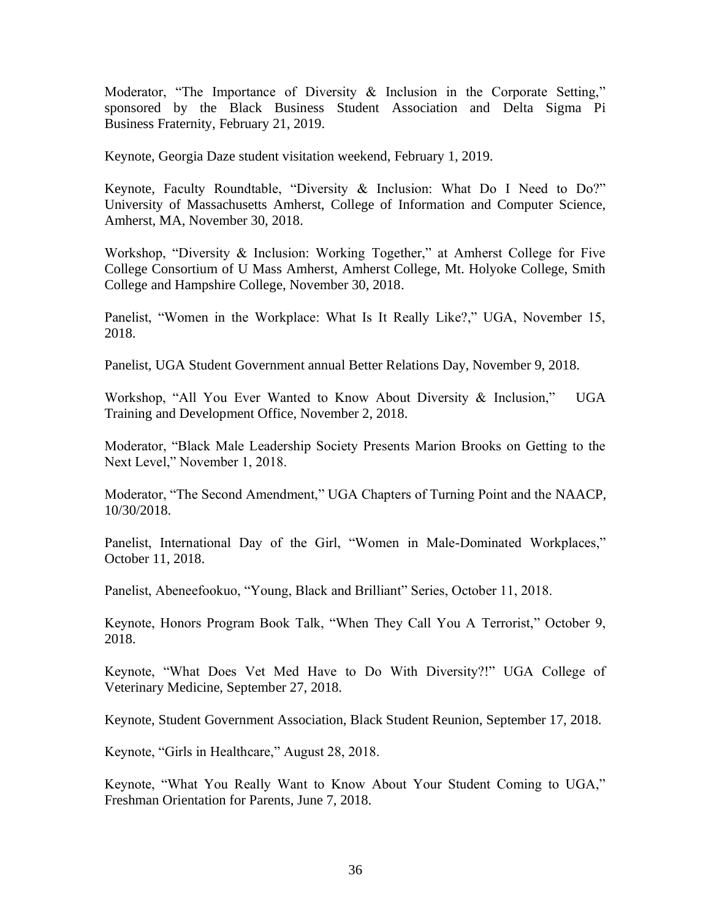Moderator, "The Importance of Diversity & Inclusion in the Corporate Setting," sponsored by the Black Business Student Association and Delta Sigma Pi Business Fraternity, February 21, 2019.

Keynote, Georgia Daze student visitation weekend, February 1, 2019.

Keynote, Faculty Roundtable, "Diversity & Inclusion: What Do I Need to Do?" University of Massachusetts Amherst, College of Information and Computer Science, Amherst, MA, November 30, 2018.

Workshop, "Diversity & Inclusion: Working Together," at Amherst College for Five College Consortium of U Mass Amherst, Amherst College, Mt. Holyoke College, Smith College and Hampshire College, November 30, 2018.

Panelist, "Women in the Workplace: What Is It Really Like?," UGA, November 15, 2018.

Panelist, UGA Student Government annual Better Relations Day, November 9, 2018.

Workshop, "All You Ever Wanted to Know About Diversity & Inclusion," UGA Training and Development Office, November 2, 2018.

Moderator, "Black Male Leadership Society Presents Marion Brooks on Getting to the Next Level," November 1, 2018.

Moderator, "The Second Amendment," UGA Chapters of Turning Point and the NAACP, 10/30/2018.

Panelist, International Day of the Girl, "Women in Male-Dominated Workplaces," October 11, 2018.

Panelist, Abeneefookuo, "Young, Black and Brilliant" Series, October 11, 2018.

Keynote, Honors Program Book Talk, "When They Call You A Terrorist," October 9, 2018.

Keynote, "What Does Vet Med Have to Do With Diversity?!" UGA College of Veterinary Medicine, September 27, 2018.

Keynote, Student Government Association, Black Student Reunion, September 17, 2018.

Keynote, "Girls in Healthcare," August 28, 2018.

Keynote, "What You Really Want to Know About Your Student Coming to UGA," Freshman Orientation for Parents, June 7, 2018.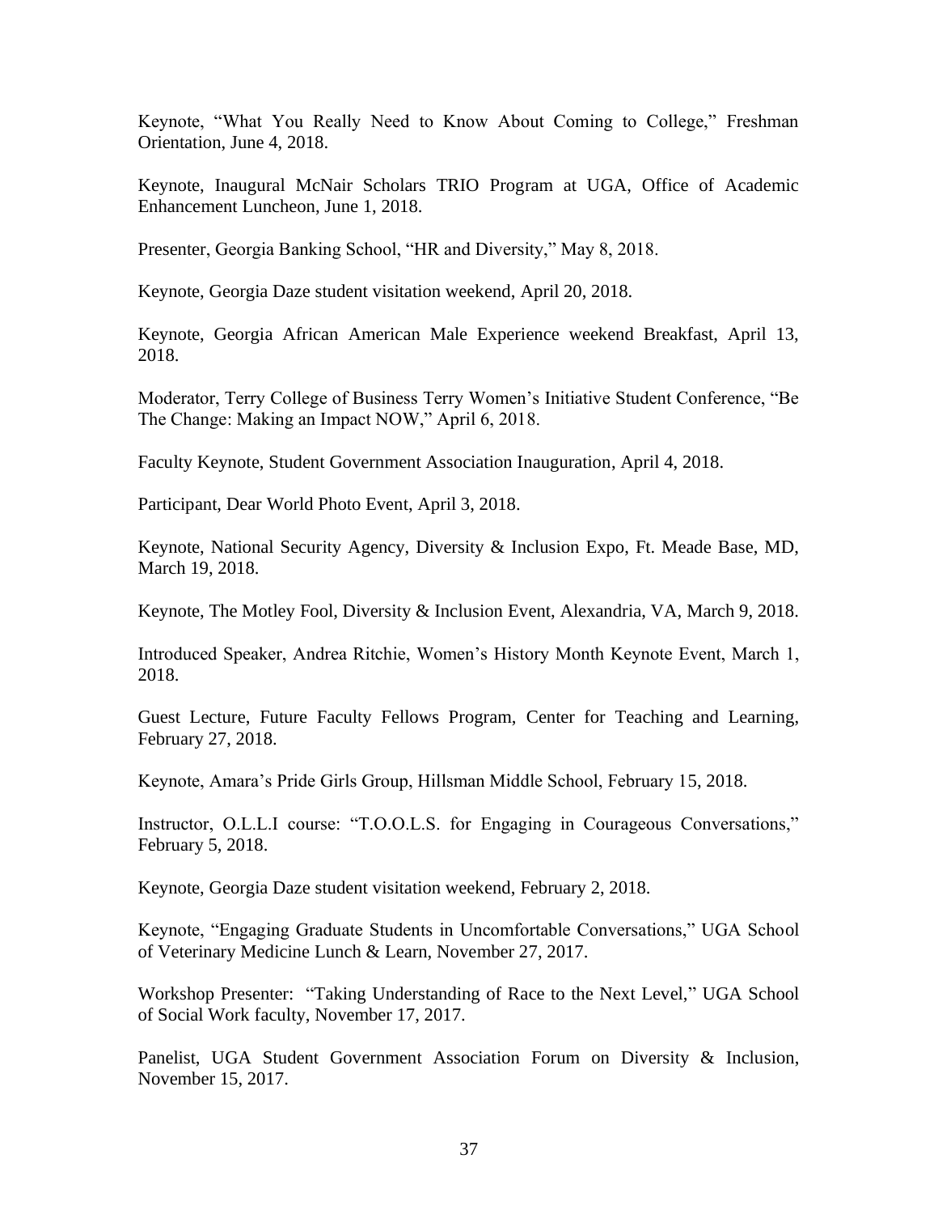Keynote, "What You Really Need to Know About Coming to College," Freshman Orientation, June 4, 2018.

Keynote, Inaugural McNair Scholars TRIO Program at UGA, Office of Academic Enhancement Luncheon, June 1, 2018.

Presenter, Georgia Banking School, "HR and Diversity," May 8, 2018.

Keynote, Georgia Daze student visitation weekend, April 20, 2018.

Keynote, Georgia African American Male Experience weekend Breakfast, April 13, 2018.

Moderator, Terry College of Business Terry Women's Initiative Student Conference, "Be The Change: Making an Impact NOW," April 6, 2018.

Faculty Keynote, Student Government Association Inauguration, April 4, 2018.

Participant, Dear World Photo Event, April 3, 2018.

Keynote, National Security Agency, Diversity & Inclusion Expo, Ft. Meade Base, MD, March 19, 2018.

Keynote, The Motley Fool, Diversity & Inclusion Event, Alexandria, VA, March 9, 2018.

Introduced Speaker, Andrea Ritchie, Women's History Month Keynote Event, March 1, 2018.

Guest Lecture, Future Faculty Fellows Program, Center for Teaching and Learning, February 27, 2018.

Keynote, Amara's Pride Girls Group, Hillsman Middle School, February 15, 2018.

Instructor, O.L.L.I course: "T.O.O.L.S. for Engaging in Courageous Conversations," February 5, 2018.

Keynote, Georgia Daze student visitation weekend, February 2, 2018.

Keynote, "Engaging Graduate Students in Uncomfortable Conversations," UGA School of Veterinary Medicine Lunch & Learn, November 27, 2017.

Workshop Presenter: "Taking Understanding of Race to the Next Level," UGA School of Social Work faculty, November 17, 2017.

Panelist, UGA Student Government Association Forum on Diversity & Inclusion, November 15, 2017.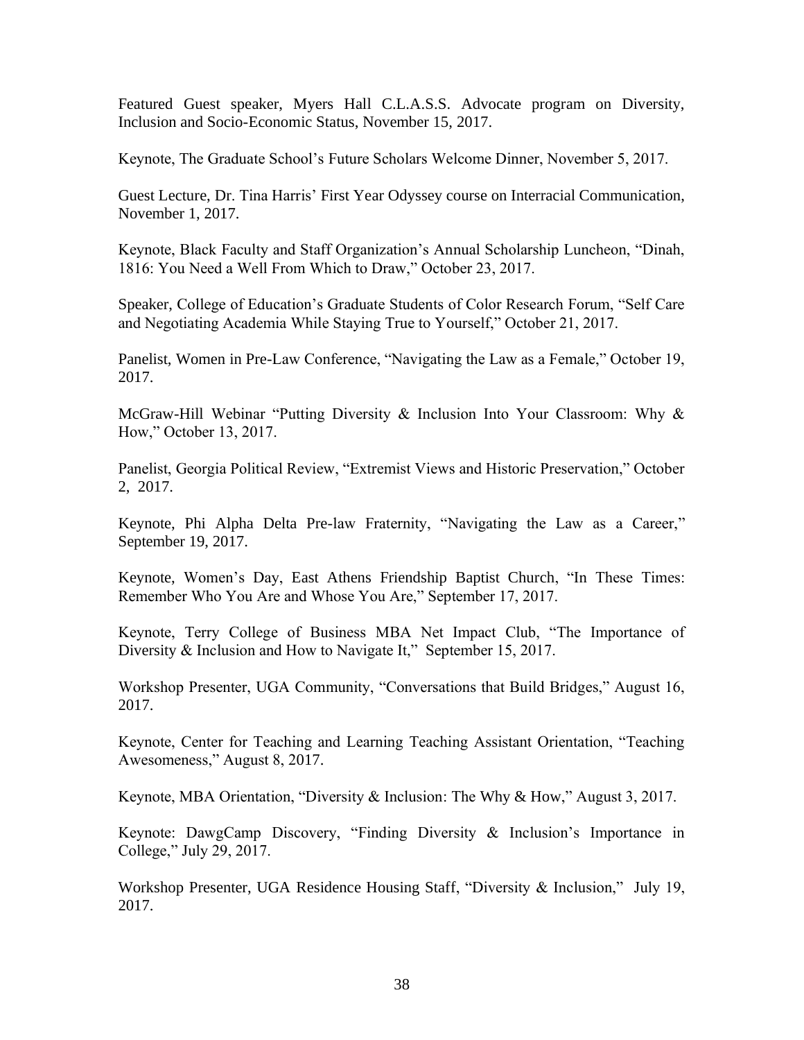Featured Guest speaker, Myers Hall C.L.A.S.S. Advocate program on Diversity, Inclusion and Socio-Economic Status, November 15, 2017.

Keynote, The Graduate School's Future Scholars Welcome Dinner, November 5, 2017.

Guest Lecture, Dr. Tina Harris' First Year Odyssey course on Interracial Communication, November 1, 2017.

Keynote, Black Faculty and Staff Organization's Annual Scholarship Luncheon, "Dinah, 1816: You Need a Well From Which to Draw," October 23, 2017.

Speaker, College of Education's Graduate Students of Color Research Forum, "Self Care and Negotiating Academia While Staying True to Yourself," October 21, 2017.

Panelist, Women in Pre-Law Conference, "Navigating the Law as a Female," October 19, 2017.

McGraw-Hill Webinar "Putting Diversity & Inclusion Into Your Classroom: Why & How," October 13, 2017.

Panelist, Georgia Political Review, "Extremist Views and Historic Preservation," October 2, 2017.

Keynote, Phi Alpha Delta Pre-law Fraternity, "Navigating the Law as a Career," September 19, 2017.

Keynote, Women's Day, East Athens Friendship Baptist Church, "In These Times: Remember Who You Are and Whose You Are," September 17, 2017.

Keynote, Terry College of Business MBA Net Impact Club, "The Importance of Diversity & Inclusion and How to Navigate It," September 15, 2017.

Workshop Presenter, UGA Community, "Conversations that Build Bridges," August 16, 2017.

Keynote, Center for Teaching and Learning Teaching Assistant Orientation, "Teaching Awesomeness," August 8, 2017.

Keynote, MBA Orientation, "Diversity & Inclusion: The Why & How," August 3, 2017.

Keynote: DawgCamp Discovery, "Finding Diversity & Inclusion's Importance in College," July 29, 2017.

Workshop Presenter, UGA Residence Housing Staff, "Diversity & Inclusion," July 19, 2017.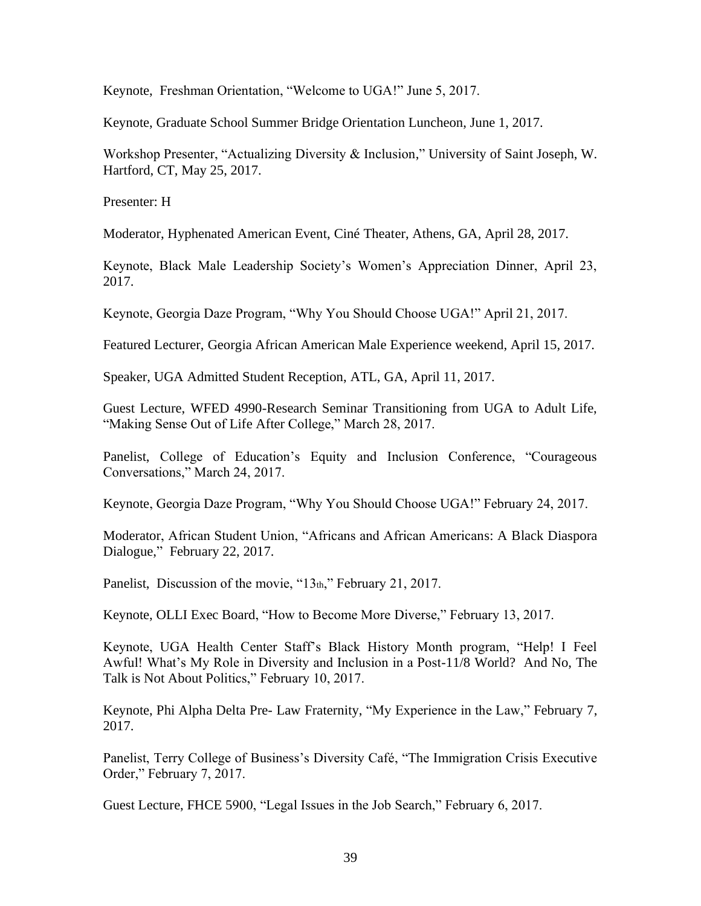Keynote, Freshman Orientation, "Welcome to UGA!" June 5, 2017.

Keynote, Graduate School Summer Bridge Orientation Luncheon, June 1, 2017.

Workshop Presenter, "Actualizing Diversity & Inclusion," University of Saint Joseph, W. Hartford, CT, May 25, 2017.

Presenter: H

Moderator, Hyphenated American Event, Ciné Theater, Athens, GA, April 28, 2017.

Keynote, Black Male Leadership Society's Women's Appreciation Dinner, April 23, 2017.

Keynote, Georgia Daze Program, "Why You Should Choose UGA!" April 21, 2017.

Featured Lecturer, Georgia African American Male Experience weekend, April 15, 2017.

Speaker, UGA Admitted Student Reception, ATL, GA, April 11, 2017.

Guest Lecture, WFED 4990-Research Seminar Transitioning from UGA to Adult Life, "Making Sense Out of Life After College," March 28, 2017.

Panelist, College of Education's Equity and Inclusion Conference, "Courageous Conversations," March 24, 2017.

Keynote, Georgia Daze Program, "Why You Should Choose UGA!" February 24, 2017.

Moderator, African Student Union, "Africans and African Americans: A Black Diaspora Dialogue," February 22, 2017.

Panelist, Discussion of the movie, "13th," February 21, 2017.

Keynote, OLLI Exec Board, "How to Become More Diverse," February 13, 2017.

Keynote, UGA Health Center Staff's Black History Month program, "Help! I Feel Awful! What's My Role in Diversity and Inclusion in a Post-11/8 World? And No, The Talk is Not About Politics," February 10, 2017.

Keynote, Phi Alpha Delta Pre- Law Fraternity, "My Experience in the Law," February 7, 2017.

Panelist, Terry College of Business's Diversity Café, "The Immigration Crisis Executive Order," February 7, 2017.

Guest Lecture, FHCE 5900, "Legal Issues in the Job Search," February 6, 2017.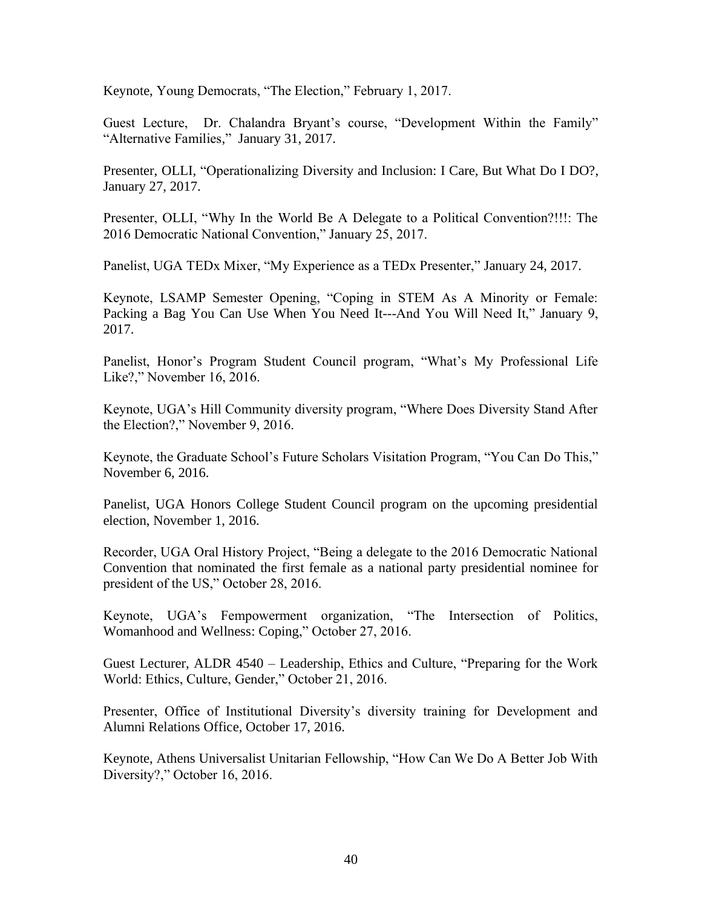Keynote, Young Democrats, "The Election," February 1, 2017.

Guest Lecture, Dr. Chalandra Bryant's course, "Development Within the Family" "Alternative Families," January 31, 2017.

Presenter, OLLI, "Operationalizing Diversity and Inclusion: I Care, But What Do I DO?, January 27, 2017.

Presenter, OLLI, "Why In the World Be A Delegate to a Political Convention?!!!: The 2016 Democratic National Convention," January 25, 2017.

Panelist, UGA TEDx Mixer, "My Experience as a TEDx Presenter," January 24, 2017.

Keynote, LSAMP Semester Opening, "Coping in STEM As A Minority or Female: Packing a Bag You Can Use When You Need It---And You Will Need It," January 9, 2017.

Panelist, Honor's Program Student Council program, "What's My Professional Life Like?," November 16, 2016.

Keynote, UGA's Hill Community diversity program, "Where Does Diversity Stand After the Election?," November 9, 2016.

Keynote, the Graduate School's Future Scholars Visitation Program, "You Can Do This," November 6, 2016.

Panelist, UGA Honors College Student Council program on the upcoming presidential election, November 1, 2016.

Recorder, UGA Oral History Project, "Being a delegate to the 2016 Democratic National Convention that nominated the first female as a national party presidential nominee for president of the US," October 28, 2016.

Keynote, UGA's Fempowerment organization, "The Intersection of Politics, Womanhood and Wellness: Coping," October 27, 2016.

Guest Lecturer, ALDR 4540 – Leadership, Ethics and Culture, "Preparing for the Work World: Ethics, Culture, Gender," October 21, 2016.

Presenter, Office of Institutional Diversity's diversity training for Development and Alumni Relations Office, October 17, 2016.

Keynote, Athens Universalist Unitarian Fellowship, "How Can We Do A Better Job With Diversity?," October 16, 2016.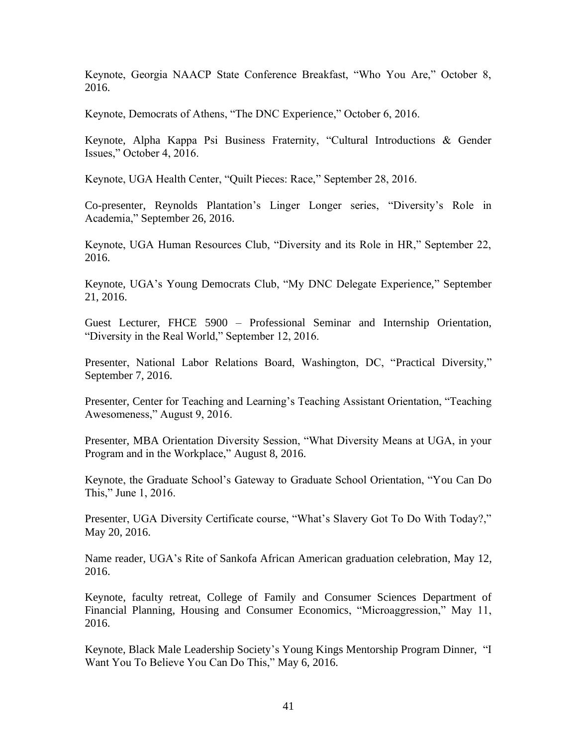Keynote, Georgia NAACP State Conference Breakfast, "Who You Are," October 8, 2016.

Keynote, Democrats of Athens, "The DNC Experience," October 6, 2016.

Keynote, Alpha Kappa Psi Business Fraternity, "Cultural Introductions & Gender Issues," October 4, 2016.

Keynote, UGA Health Center, "Quilt Pieces: Race," September 28, 2016.

Co-presenter, Reynolds Plantation's Linger Longer series, "Diversity's Role in Academia," September 26, 2016.

Keynote, UGA Human Resources Club, "Diversity and its Role in HR," September 22, 2016.

Keynote, UGA's Young Democrats Club, "My DNC Delegate Experience," September 21, 2016.

Guest Lecturer, FHCE 5900 – Professional Seminar and Internship Orientation, "Diversity in the Real World," September 12, 2016.

Presenter, National Labor Relations Board, Washington, DC, "Practical Diversity," September 7, 2016.

Presenter, Center for Teaching and Learning's Teaching Assistant Orientation, "Teaching Awesomeness," August 9, 2016.

Presenter, MBA Orientation Diversity Session, "What Diversity Means at UGA, in your Program and in the Workplace," August 8, 2016.

Keynote, the Graduate School's Gateway to Graduate School Orientation, "You Can Do This," June 1, 2016.

Presenter, UGA Diversity Certificate course, "What's Slavery Got To Do With Today?," May 20, 2016.

Name reader, UGA's Rite of Sankofa African American graduation celebration, May 12, 2016.

Keynote, faculty retreat, College of Family and Consumer Sciences Department of Financial Planning, Housing and Consumer Economics, "Microaggression," May 11, 2016.

Keynote, Black Male Leadership Society's Young Kings Mentorship Program Dinner, "I Want You To Believe You Can Do This," May 6, 2016.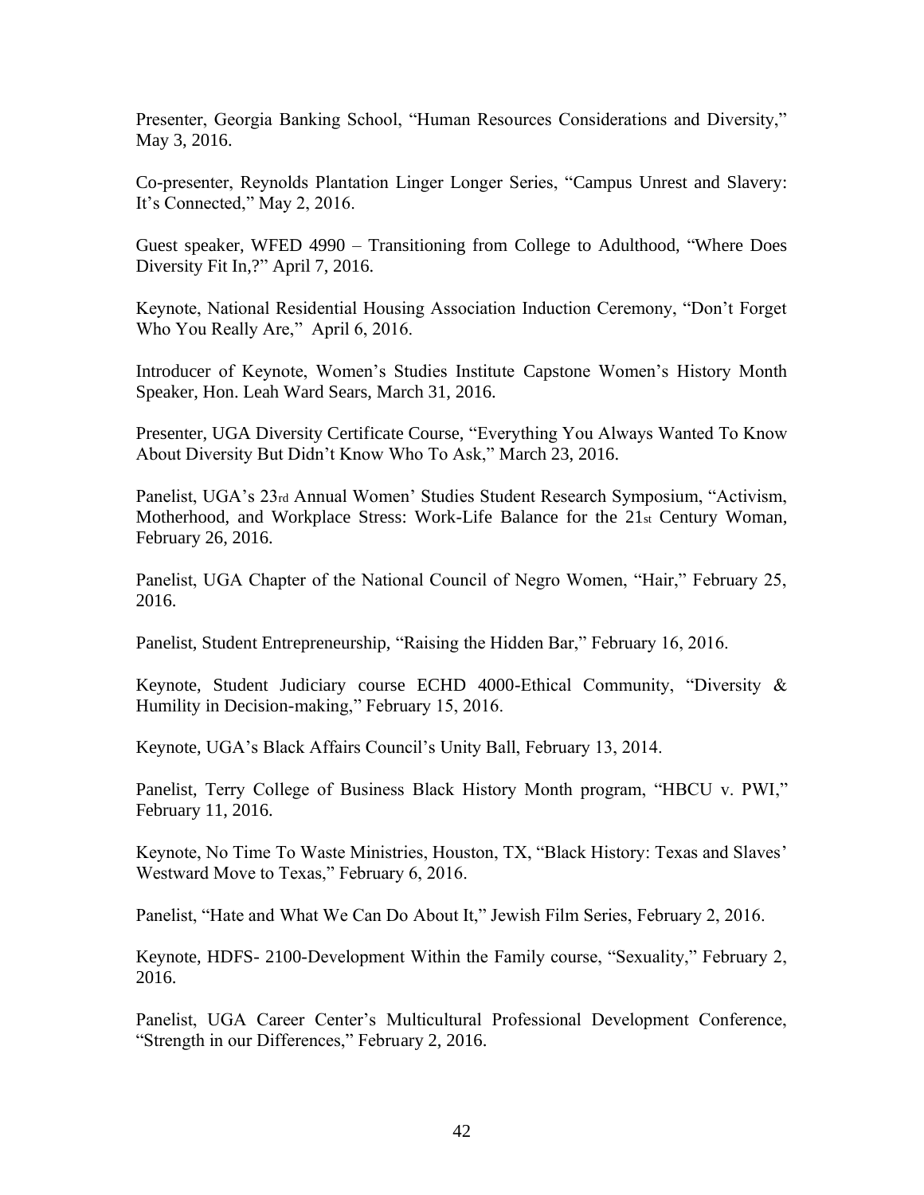Presenter, Georgia Banking School, "Human Resources Considerations and Diversity," May 3, 2016.

Co-presenter, Reynolds Plantation Linger Longer Series, "Campus Unrest and Slavery: It's Connected," May 2, 2016.

Guest speaker, WFED 4990 – Transitioning from College to Adulthood, "Where Does Diversity Fit In,?" April 7, 2016.

Keynote, National Residential Housing Association Induction Ceremony, "Don't Forget Who You Really Are," April 6, 2016.

Introducer of Keynote, Women's Studies Institute Capstone Women's History Month Speaker, Hon. Leah Ward Sears, March 31, 2016.

Presenter, UGA Diversity Certificate Course, "Everything You Always Wanted To Know About Diversity But Didn't Know Who To Ask," March 23, 2016.

Panelist, UGA's 23rd Annual Women' Studies Student Research Symposium, "Activism, Motherhood, and Workplace Stress: Work-Life Balance for the 21st Century Woman, February 26, 2016.

Panelist, UGA Chapter of the National Council of Negro Women, "Hair," February 25, 2016.

Panelist, Student Entrepreneurship, "Raising the Hidden Bar," February 16, 2016.

Keynote, Student Judiciary course ECHD 4000-Ethical Community, "Diversity & Humility in Decision-making," February 15, 2016.

Keynote, UGA's Black Affairs Council's Unity Ball, February 13, 2014.

Panelist, Terry College of Business Black History Month program, "HBCU v. PWI," February 11, 2016.

Keynote, No Time To Waste Ministries, Houston, TX, "Black History: Texas and Slaves' Westward Move to Texas," February 6, 2016.

Panelist, "Hate and What We Can Do About It," Jewish Film Series, February 2, 2016.

Keynote, HDFS- 2100-Development Within the Family course, "Sexuality," February 2, 2016.

Panelist, UGA Career Center's Multicultural Professional Development Conference, "Strength in our Differences," February 2, 2016.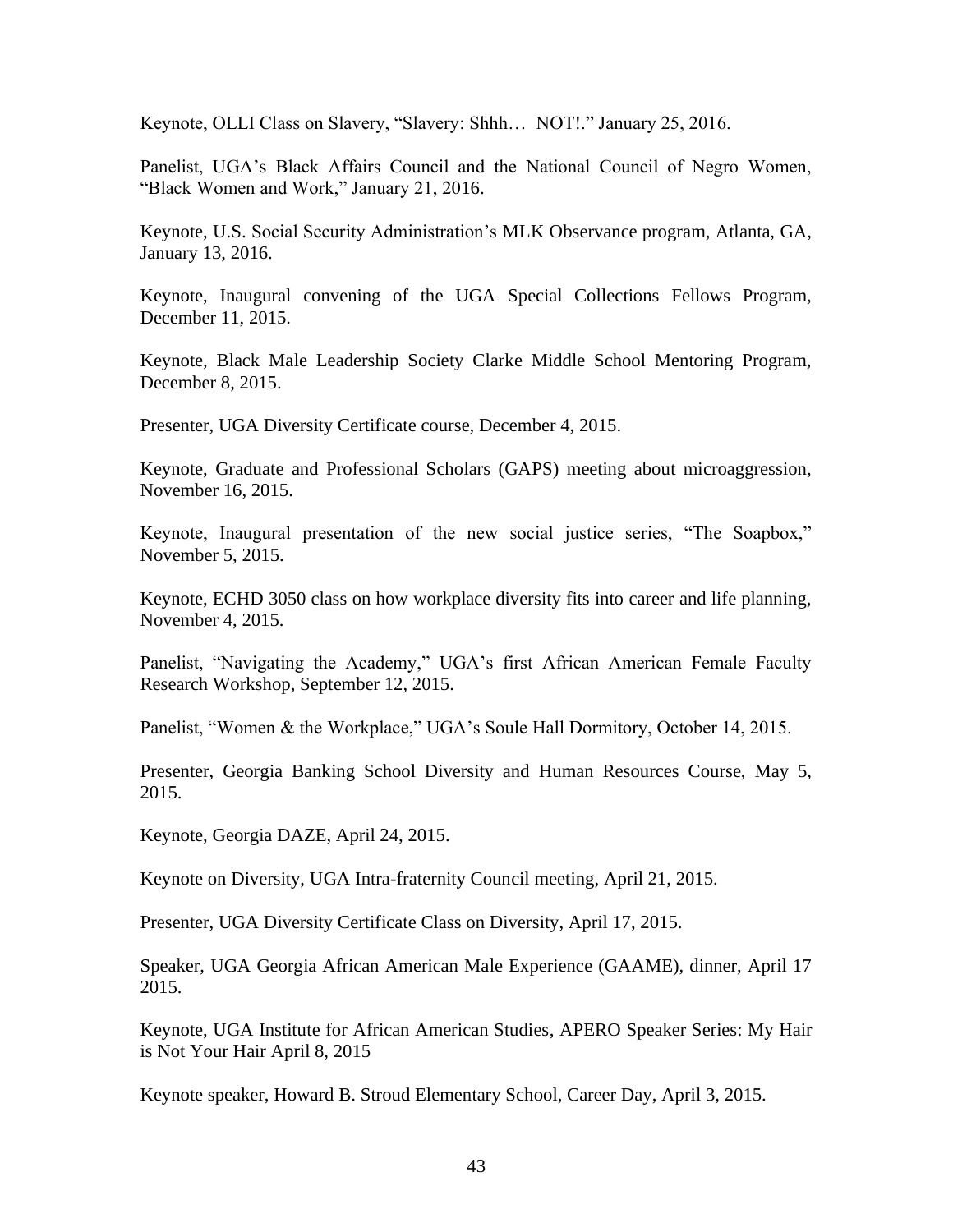Keynote, OLLI Class on Slavery, "Slavery: Shhh… NOT!." January 25, 2016.

Panelist, UGA's Black Affairs Council and the National Council of Negro Women, "Black Women and Work," January 21, 2016.

Keynote, U.S. Social Security Administration's MLK Observance program, Atlanta, GA, January 13, 2016.

Keynote, Inaugural convening of the UGA Special Collections Fellows Program, December 11, 2015.

Keynote, Black Male Leadership Society Clarke Middle School Mentoring Program, December 8, 2015.

Presenter, UGA Diversity Certificate course, December 4, 2015.

Keynote, Graduate and Professional Scholars (GAPS) meeting about microaggression, November 16, 2015.

Keynote, Inaugural presentation of the new social justice series, "The Soapbox," November 5, 2015.

Keynote, ECHD 3050 class on how workplace diversity fits into career and life planning, November 4, 2015.

Panelist, "Navigating the Academy," UGA's first African American Female Faculty Research Workshop, September 12, 2015.

Panelist, "Women & the Workplace," UGA's Soule Hall Dormitory, October 14, 2015.

Presenter, Georgia Banking School Diversity and Human Resources Course, May 5, 2015.

Keynote, Georgia DAZE, April 24, 2015.

Keynote on Diversity, UGA Intra-fraternity Council meeting, April 21, 2015.

Presenter, UGA Diversity Certificate Class on Diversity, April 17, 2015.

Speaker, UGA Georgia African American Male Experience (GAAME), dinner, April 17 2015.

Keynote, UGA Institute for African American Studies, APERO Speaker Series: My Hair is Not Your Hair April 8, 2015

Keynote speaker, Howard B. Stroud Elementary School, Career Day, April 3, 2015.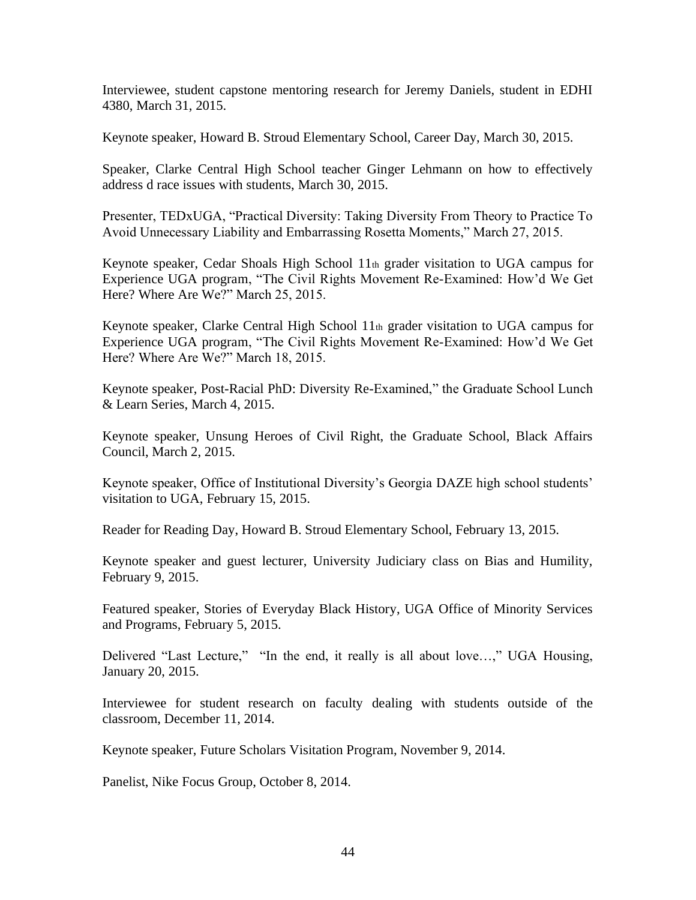Interviewee, student capstone mentoring research for Jeremy Daniels, student in EDHI 4380, March 31, 2015.

Keynote speaker, Howard B. Stroud Elementary School, Career Day, March 30, 2015.

Speaker, Clarke Central High School teacher Ginger Lehmann on how to effectively address d race issues with students, March 30, 2015.

Presenter, TEDxUGA, "Practical Diversity: Taking Diversity From Theory to Practice To Avoid Unnecessary Liability and Embarrassing Rosetta Moments," March 27, 2015.

Keynote speaker, Cedar Shoals High School 11th grader visitation to UGA campus for Experience UGA program, "The Civil Rights Movement Re-Examined: How'd We Get Here? Where Are We?" March 25, 2015.

Keynote speaker, Clarke Central High School 11th grader visitation to UGA campus for Experience UGA program, "The Civil Rights Movement Re-Examined: How'd We Get Here? Where Are We?" March 18, 2015.

Keynote speaker, Post-Racial PhD: Diversity Re-Examined," the Graduate School Lunch & Learn Series, March 4, 2015.

Keynote speaker, Unsung Heroes of Civil Right, the Graduate School, Black Affairs Council, March 2, 2015.

Keynote speaker, Office of Institutional Diversity's Georgia DAZE high school students' visitation to UGA, February 15, 2015.

Reader for Reading Day, Howard B. Stroud Elementary School, February 13, 2015.

Keynote speaker and guest lecturer, University Judiciary class on Bias and Humility, February 9, 2015.

Featured speaker, Stories of Everyday Black History, UGA Office of Minority Services and Programs, February 5, 2015.

Delivered "Last Lecture," "In the end, it really is all about love…," UGA Housing, January 20, 2015.

Interviewee for student research on faculty dealing with students outside of the classroom, December 11, 2014.

Keynote speaker, Future Scholars Visitation Program, November 9, 2014.

Panelist, Nike Focus Group, October 8, 2014.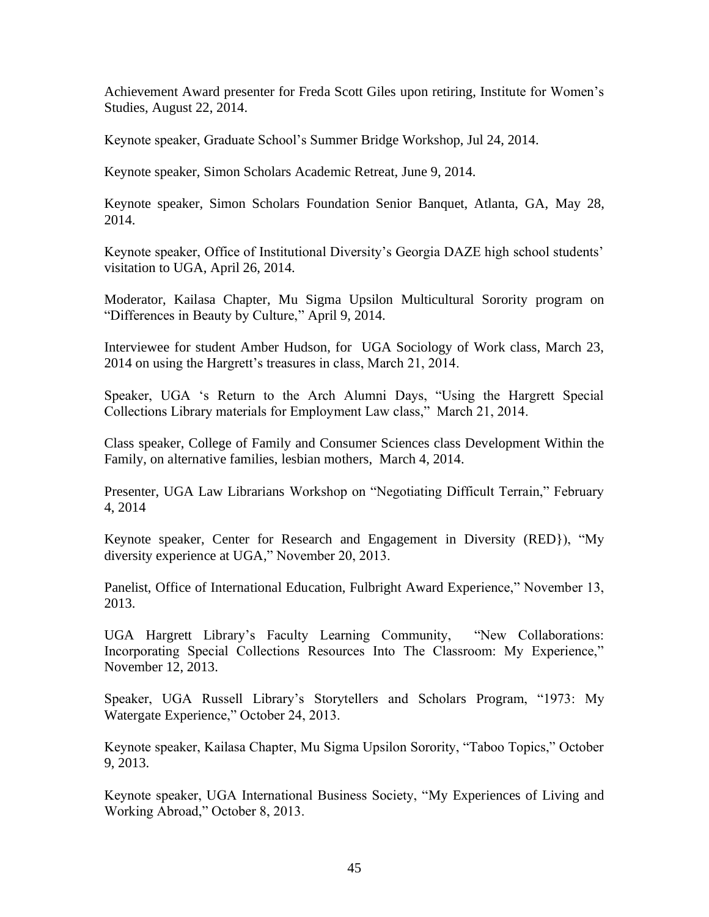Achievement Award presenter for Freda Scott Giles upon retiring, Institute for Women's Studies, August 22, 2014.

Keynote speaker, Graduate School's Summer Bridge Workshop, Jul 24, 2014.

Keynote speaker, Simon Scholars Academic Retreat, June 9, 2014.

Keynote speaker, Simon Scholars Foundation Senior Banquet, Atlanta, GA, May 28, 2014.

Keynote speaker, Office of Institutional Diversity's Georgia DAZE high school students' visitation to UGA, April 26, 2014.

Moderator, Kailasa Chapter, Mu Sigma Upsilon Multicultural Sorority program on "Differences in Beauty by Culture," April 9, 2014.

Interviewee for student Amber Hudson, for UGA Sociology of Work class, March 23, 2014 on using the Hargrett's treasures in class, March 21, 2014.

Speaker, UGA 's Return to the Arch Alumni Days, "Using the Hargrett Special Collections Library materials for Employment Law class," March 21, 2014.

Class speaker, College of Family and Consumer Sciences class Development Within the Family, on alternative families, lesbian mothers, March 4, 2014.

Presenter, UGA Law Librarians Workshop on "Negotiating Difficult Terrain," February 4, 2014

Keynote speaker, Center for Research and Engagement in Diversity (RED}), "My diversity experience at UGA," November 20, 2013.

Panelist, Office of International Education, Fulbright Award Experience," November 13, 2013.

UGA Hargrett Library's Faculty Learning Community, "New Collaborations: Incorporating Special Collections Resources Into The Classroom: My Experience," November 12, 2013.

Speaker, UGA Russell Library's Storytellers and Scholars Program, "1973: My Watergate Experience," October 24, 2013.

Keynote speaker, Kailasa Chapter, Mu Sigma Upsilon Sorority, "Taboo Topics," October 9, 2013.

Keynote speaker, UGA International Business Society, "My Experiences of Living and Working Abroad," October 8, 2013.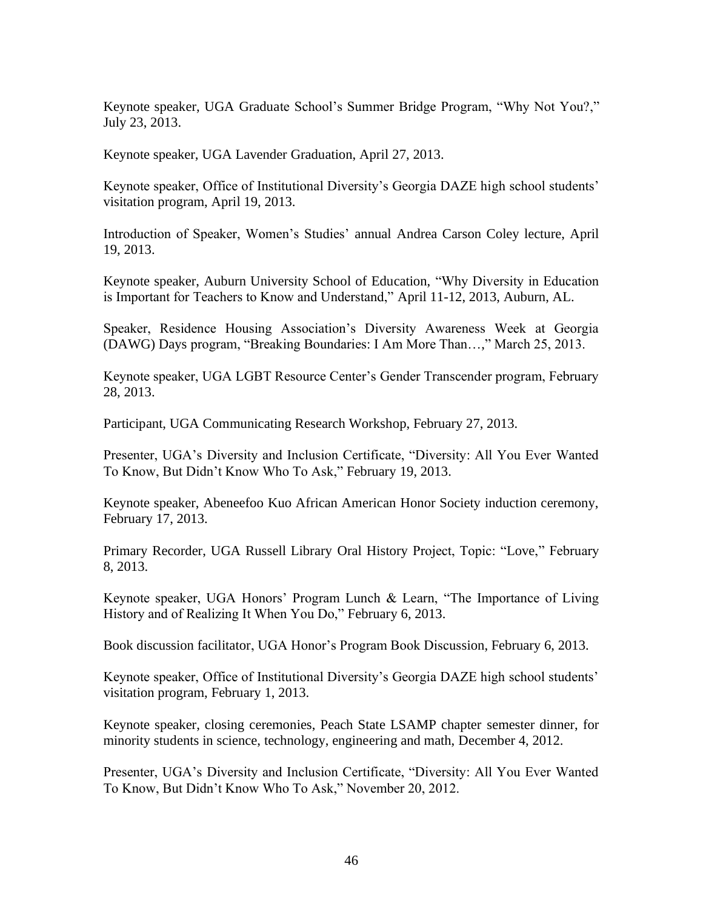Keynote speaker, UGA Graduate School's Summer Bridge Program, "Why Not You?," July 23, 2013.

Keynote speaker, UGA Lavender Graduation, April 27, 2013.

Keynote speaker, Office of Institutional Diversity's Georgia DAZE high school students' visitation program, April 19, 2013.

Introduction of Speaker, Women's Studies' annual Andrea Carson Coley lecture, April 19, 2013.

Keynote speaker, Auburn University School of Education, "Why Diversity in Education is Important for Teachers to Know and Understand," April 11-12, 2013, Auburn, AL.

Speaker, Residence Housing Association's Diversity Awareness Week at Georgia (DAWG) Days program, "Breaking Boundaries: I Am More Than…," March 25, 2013.

Keynote speaker, UGA LGBT Resource Center's Gender Transcender program, February 28, 2013.

Participant, UGA Communicating Research Workshop, February 27, 2013.

Presenter, UGA's Diversity and Inclusion Certificate, "Diversity: All You Ever Wanted To Know, But Didn't Know Who To Ask," February 19, 2013.

Keynote speaker, Abeneefoo Kuo African American Honor Society induction ceremony, February 17, 2013.

Primary Recorder, UGA Russell Library Oral History Project, Topic: "Love," February 8, 2013.

Keynote speaker, UGA Honors' Program Lunch & Learn, "The Importance of Living History and of Realizing It When You Do," February 6, 2013.

Book discussion facilitator, UGA Honor's Program Book Discussion, February 6, 2013.

Keynote speaker, Office of Institutional Diversity's Georgia DAZE high school students' visitation program, February 1, 2013.

Keynote speaker, closing ceremonies, Peach State LSAMP chapter semester dinner, for minority students in science, technology, engineering and math, December 4, 2012.

Presenter, UGA's Diversity and Inclusion Certificate, "Diversity: All You Ever Wanted To Know, But Didn't Know Who To Ask," November 20, 2012.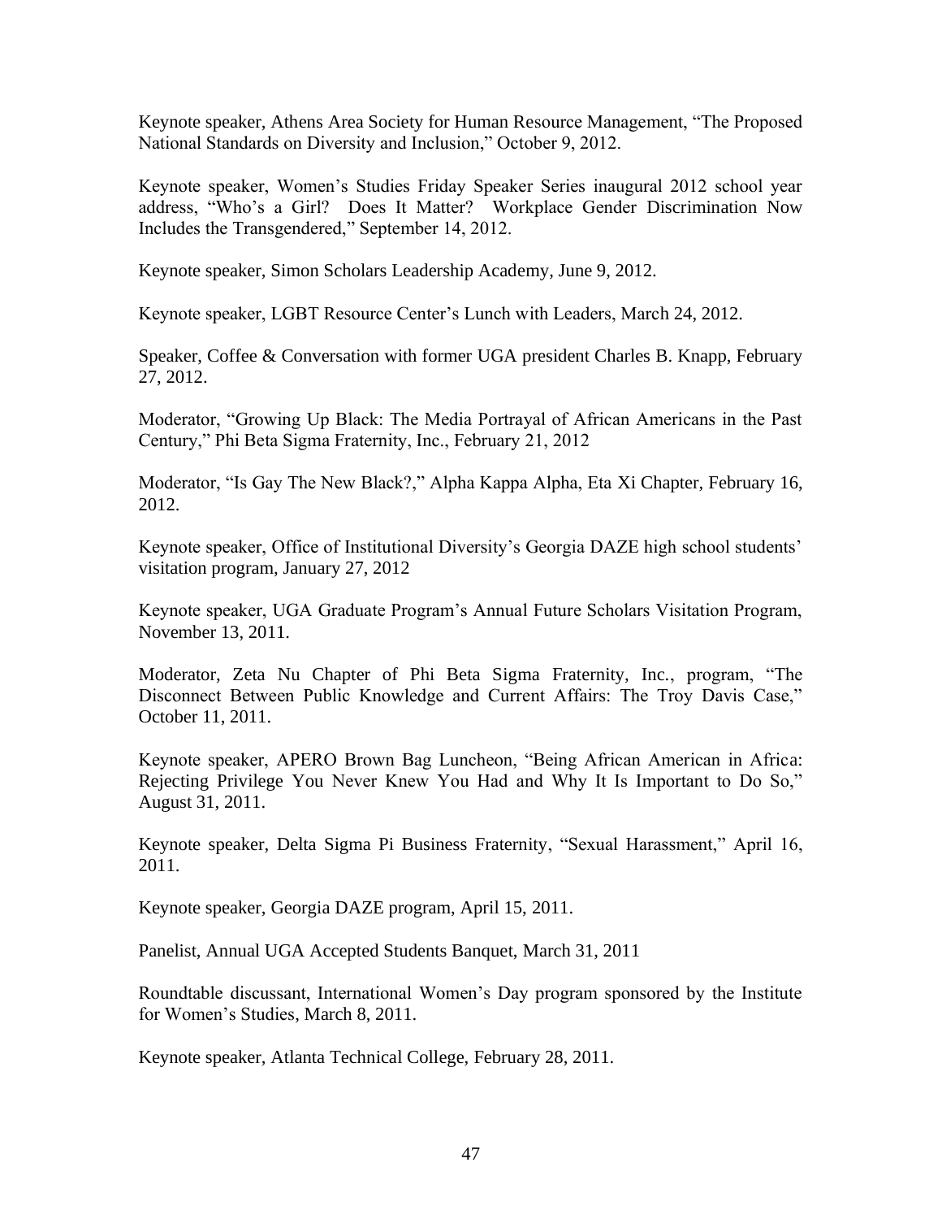Keynote speaker, Athens Area Society for Human Resource Management, "The Proposed National Standards on Diversity and Inclusion," October 9, 2012.

Keynote speaker, Women's Studies Friday Speaker Series inaugural 2012 school year address, "Who's a Girl? Does It Matter? Workplace Gender Discrimination Now Includes the Transgendered," September 14, 2012.

Keynote speaker, Simon Scholars Leadership Academy, June 9, 2012.

Keynote speaker, LGBT Resource Center's Lunch with Leaders, March 24, 2012.

Speaker, Coffee & Conversation with former UGA president Charles B. Knapp, February 27, 2012.

Moderator, "Growing Up Black: The Media Portrayal of African Americans in the Past Century," Phi Beta Sigma Fraternity, Inc., February 21, 2012

Moderator, "Is Gay The New Black?," Alpha Kappa Alpha, Eta Xi Chapter, February 16, 2012.

Keynote speaker, Office of Institutional Diversity's Georgia DAZE high school students' visitation program, January 27, 2012

Keynote speaker, UGA Graduate Program's Annual Future Scholars Visitation Program, November 13, 2011.

Moderator, Zeta Nu Chapter of Phi Beta Sigma Fraternity, Inc., program, "The Disconnect Between Public Knowledge and Current Affairs: The Troy Davis Case," October 11, 2011.

Keynote speaker, APERO Brown Bag Luncheon, "Being African American in Africa: Rejecting Privilege You Never Knew You Had and Why It Is Important to Do So," August 31, 2011.

Keynote speaker, Delta Sigma Pi Business Fraternity, "Sexual Harassment," April 16, 2011.

Keynote speaker, Georgia DAZE program, April 15, 2011.

Panelist, Annual UGA Accepted Students Banquet, March 31, 2011

Roundtable discussant, International Women's Day program sponsored by the Institute for Women's Studies, March 8, 2011.

Keynote speaker, Atlanta Technical College, February 28, 2011.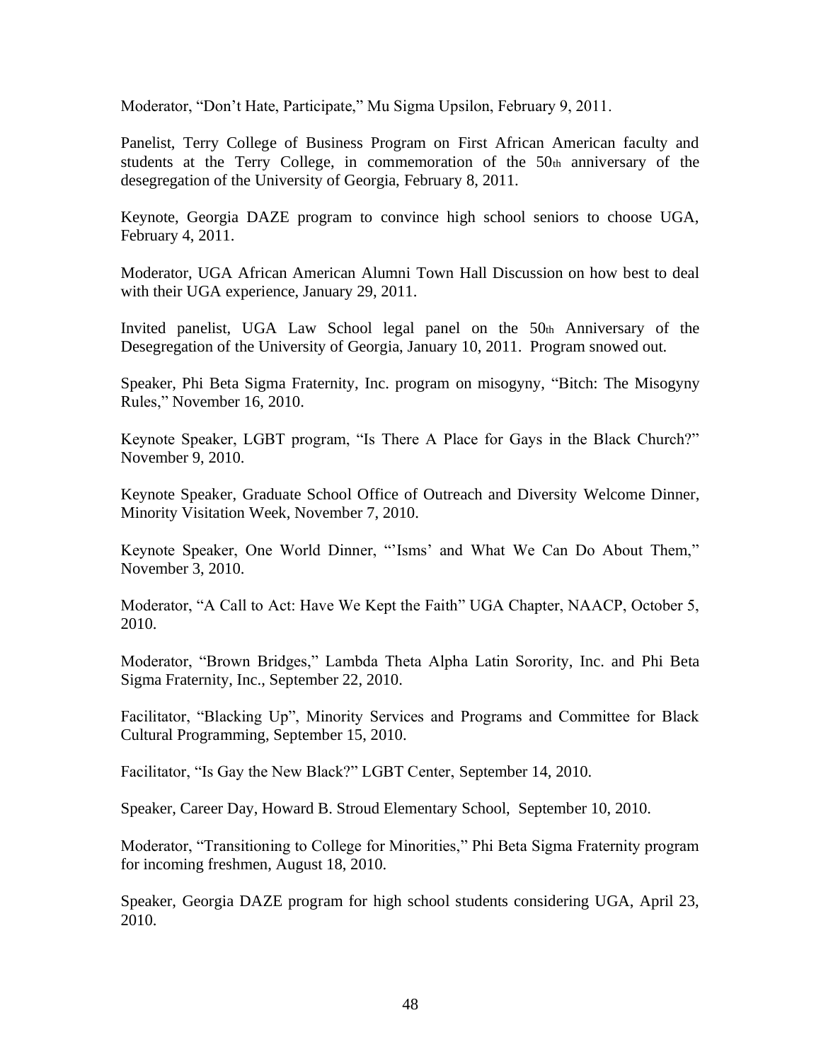Moderator, "Don't Hate, Participate," Mu Sigma Upsilon, February 9, 2011.

Panelist, Terry College of Business Program on First African American faculty and students at the Terry College, in commemoration of the 50th anniversary of the desegregation of the University of Georgia, February 8, 2011.

Keynote, Georgia DAZE program to convince high school seniors to choose UGA, February 4, 2011.

Moderator, UGA African American Alumni Town Hall Discussion on how best to deal with their UGA experience, January 29, 2011.

Invited panelist, UGA Law School legal panel on the 50th Anniversary of the Desegregation of the University of Georgia, January 10, 2011. Program snowed out.

Speaker, Phi Beta Sigma Fraternity, Inc. program on misogyny, "Bitch: The Misogyny Rules," November 16, 2010.

Keynote Speaker, LGBT program, "Is There A Place for Gays in the Black Church?" November 9, 2010.

Keynote Speaker, Graduate School Office of Outreach and Diversity Welcome Dinner, Minority Visitation Week, November 7, 2010.

Keynote Speaker, One World Dinner, "'Isms' and What We Can Do About Them," November 3, 2010.

Moderator, "A Call to Act: Have We Kept the Faith" UGA Chapter, NAACP, October 5, 2010.

Moderator, "Brown Bridges," Lambda Theta Alpha Latin Sorority, Inc. and Phi Beta Sigma Fraternity, Inc., September 22, 2010.

Facilitator, "Blacking Up", Minority Services and Programs and Committee for Black Cultural Programming, September 15, 2010.

Facilitator, "Is Gay the New Black?" LGBT Center, September 14, 2010.

Speaker, Career Day, Howard B. Stroud Elementary School, September 10, 2010.

Moderator, "Transitioning to College for Minorities," Phi Beta Sigma Fraternity program for incoming freshmen, August 18, 2010.

Speaker, Georgia DAZE program for high school students considering UGA, April 23, 2010.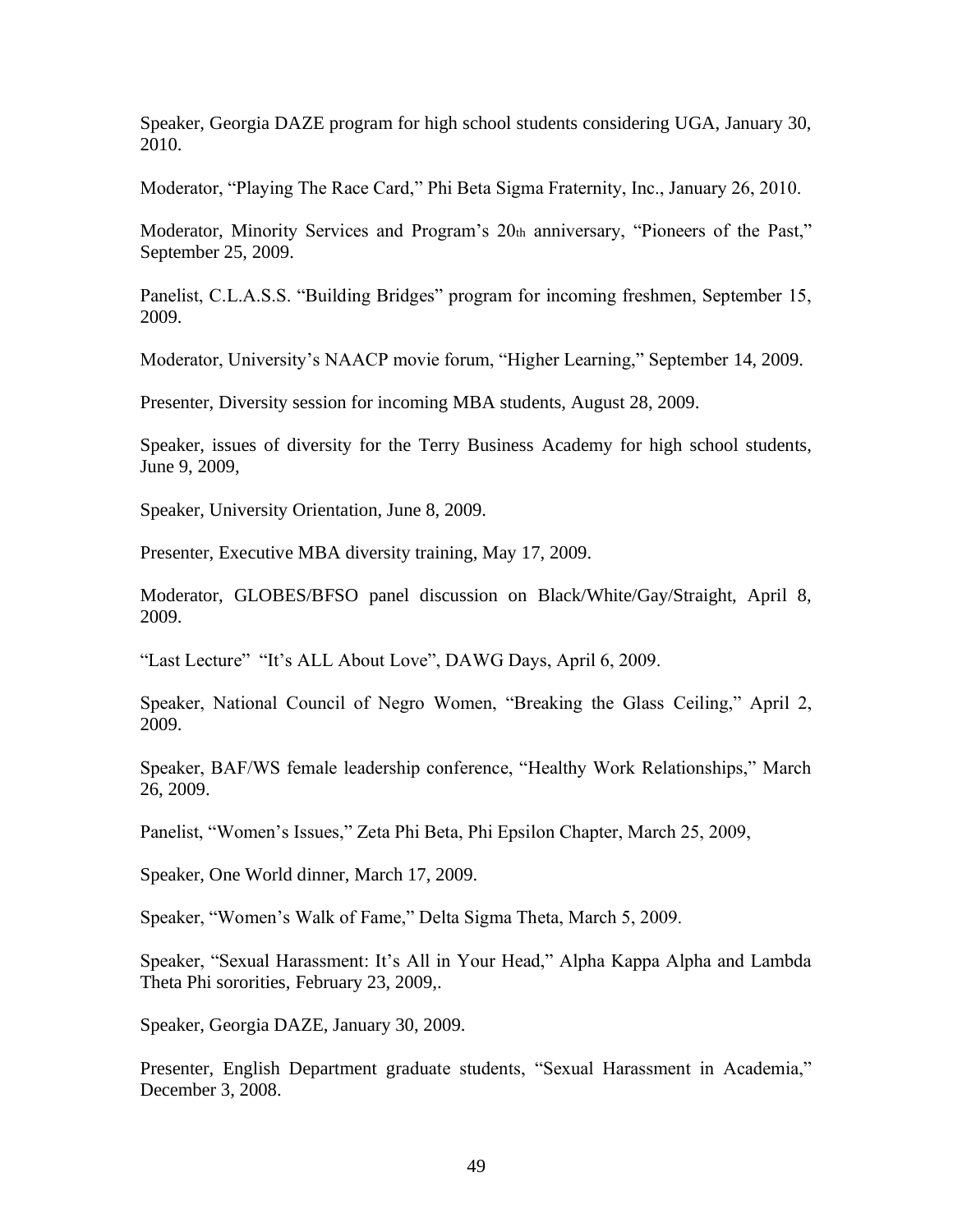Speaker, Georgia DAZE program for high school students considering UGA, January 30, 2010.

Moderator, "Playing The Race Card," Phi Beta Sigma Fraternity, Inc., January 26, 2010.

Moderator, Minority Services and Program's 20th anniversary, "Pioneers of the Past," September 25, 2009.

Panelist, C.L.A.S.S. "Building Bridges" program for incoming freshmen, September 15, 2009.

Moderator, University's NAACP movie forum, "Higher Learning," September 14, 2009.

Presenter, Diversity session for incoming MBA students, August 28, 2009.

Speaker, issues of diversity for the Terry Business Academy for high school students, June 9, 2009,

Speaker, University Orientation, June 8, 2009.

Presenter, Executive MBA diversity training, May 17, 2009.

Moderator, GLOBES/BFSO panel discussion on Black/White/Gay/Straight, April 8, 2009.

"Last Lecture" "It's ALL About Love", DAWG Days, April 6, 2009.

Speaker, National Council of Negro Women, "Breaking the Glass Ceiling," April 2, 2009.

Speaker, BAF/WS female leadership conference, "Healthy Work Relationships," March 26, 2009.

Panelist, "Women's Issues," Zeta Phi Beta, Phi Epsilon Chapter, March 25, 2009,

Speaker, One World dinner, March 17, 2009.

Speaker, "Women's Walk of Fame," Delta Sigma Theta, March 5, 2009.

Speaker, "Sexual Harassment: It's All in Your Head," Alpha Kappa Alpha and Lambda Theta Phi sororities, February 23, 2009,.

Speaker, Georgia DAZE, January 30, 2009.

Presenter, English Department graduate students, "Sexual Harassment in Academia," December 3, 2008.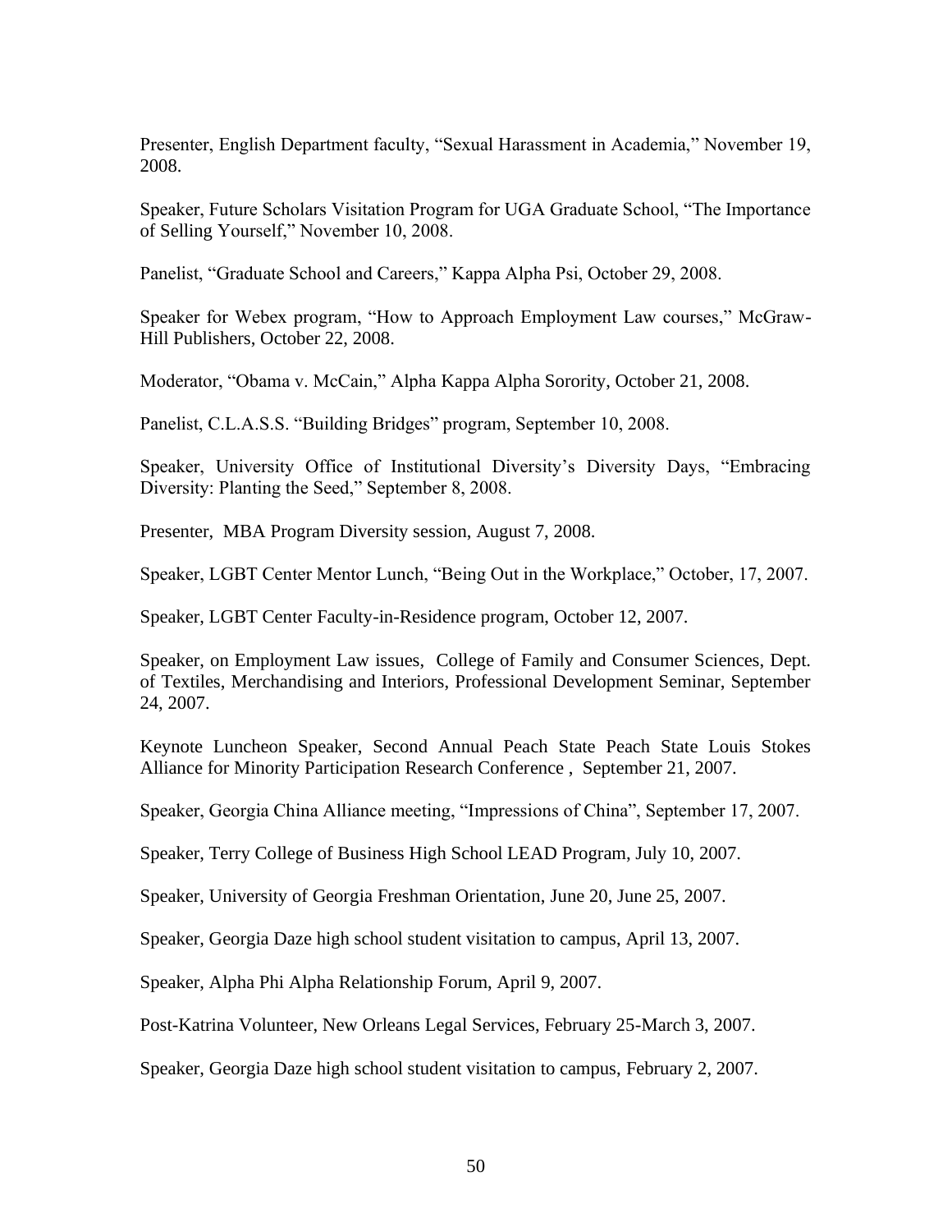Presenter, English Department faculty, "Sexual Harassment in Academia," November 19, 2008.

Speaker, Future Scholars Visitation Program for UGA Graduate School, "The Importance of Selling Yourself," November 10, 2008.

Panelist, "Graduate School and Careers," Kappa Alpha Psi, October 29, 2008.

Speaker for Webex program, "How to Approach Employment Law courses," McGraw-Hill Publishers, October 22, 2008.

Moderator, "Obama v. McCain," Alpha Kappa Alpha Sorority, October 21, 2008.

Panelist, C.L.A.S.S. "Building Bridges" program, September 10, 2008.

Speaker, University Office of Institutional Diversity's Diversity Days, "Embracing Diversity: Planting the Seed," September 8, 2008.

Presenter, MBA Program Diversity session, August 7, 2008.

Speaker, LGBT Center Mentor Lunch, "Being Out in the Workplace," October, 17, 2007.

Speaker, LGBT Center Faculty-in-Residence program, October 12, 2007.

Speaker, on Employment Law issues, College of Family and Consumer Sciences, Dept. of Textiles, Merchandising and Interiors, Professional Development Seminar, September 24, 2007.

Keynote Luncheon Speaker, Second Annual Peach State Peach State Louis Stokes Alliance for Minority Participation Research Conference , September 21, 2007.

Speaker, Georgia China Alliance meeting, "Impressions of China", September 17, 2007.

Speaker, Terry College of Business High School LEAD Program, July 10, 2007.

Speaker, University of Georgia Freshman Orientation, June 20, June 25, 2007.

Speaker, Georgia Daze high school student visitation to campus, April 13, 2007.

Speaker, Alpha Phi Alpha Relationship Forum, April 9, 2007.

Post-Katrina Volunteer, New Orleans Legal Services, February 25-March 3, 2007.

Speaker, Georgia Daze high school student visitation to campus, February 2, 2007.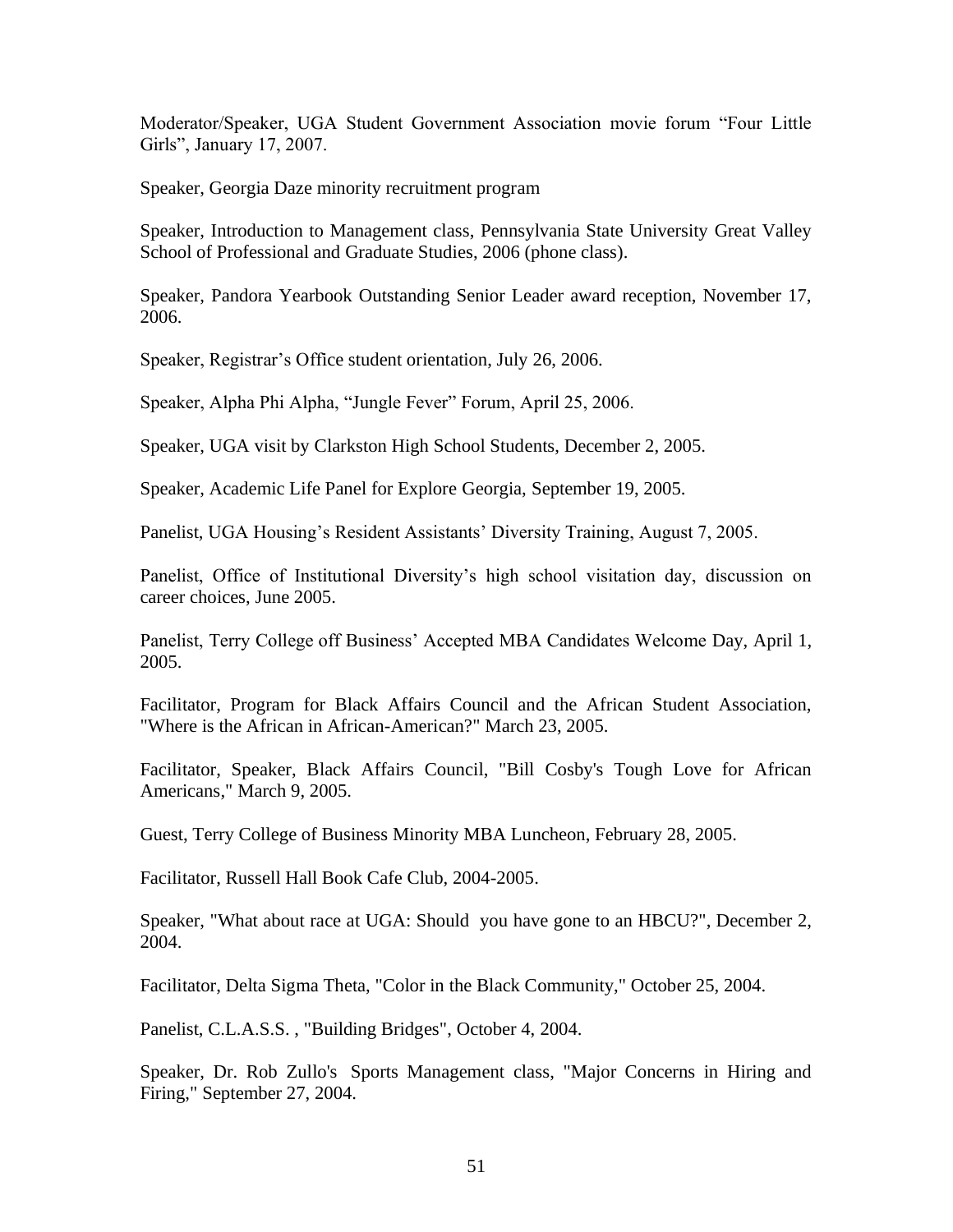Moderator/Speaker, UGA Student Government Association movie forum "Four Little Girls", January 17, 2007.

Speaker, Georgia Daze minority recruitment program

Speaker, Introduction to Management class, Pennsylvania State University Great Valley School of Professional and Graduate Studies, 2006 (phone class).

Speaker, Pandora Yearbook Outstanding Senior Leader award reception, November 17, 2006.

Speaker, Registrar's Office student orientation, July 26, 2006.

Speaker, Alpha Phi Alpha, "Jungle Fever" Forum, April 25, 2006.

Speaker, UGA visit by Clarkston High School Students, December 2, 2005.

Speaker, Academic Life Panel for Explore Georgia, September 19, 2005.

Panelist, UGA Housing's Resident Assistants' Diversity Training, August 7, 2005.

Panelist, Office of Institutional Diversity's high school visitation day, discussion on career choices, June 2005.

Panelist, Terry College off Business' Accepted MBA Candidates Welcome Day, April 1, 2005.

Facilitator, Program for Black Affairs Council and the African Student Association, "Where is the African in African-American?" March 23, 2005.

Facilitator, Speaker, Black Affairs Council, "Bill Cosby's Tough Love for African Americans," March 9, 2005.

Guest, Terry College of Business Minority MBA Luncheon, February 28, 2005.

Facilitator, Russell Hall Book Cafe Club, 2004-2005.

Speaker, "What about race at UGA: Should you have gone to an HBCU?", December 2, 2004.

Facilitator, Delta Sigma Theta, "Color in the Black Community," October 25, 2004.

Panelist, C.L.A.S.S. , "Building Bridges", October 4, 2004.

Speaker, Dr. Rob Zullo's Sports Management class, "Major Concerns in Hiring and Firing," September 27, 2004.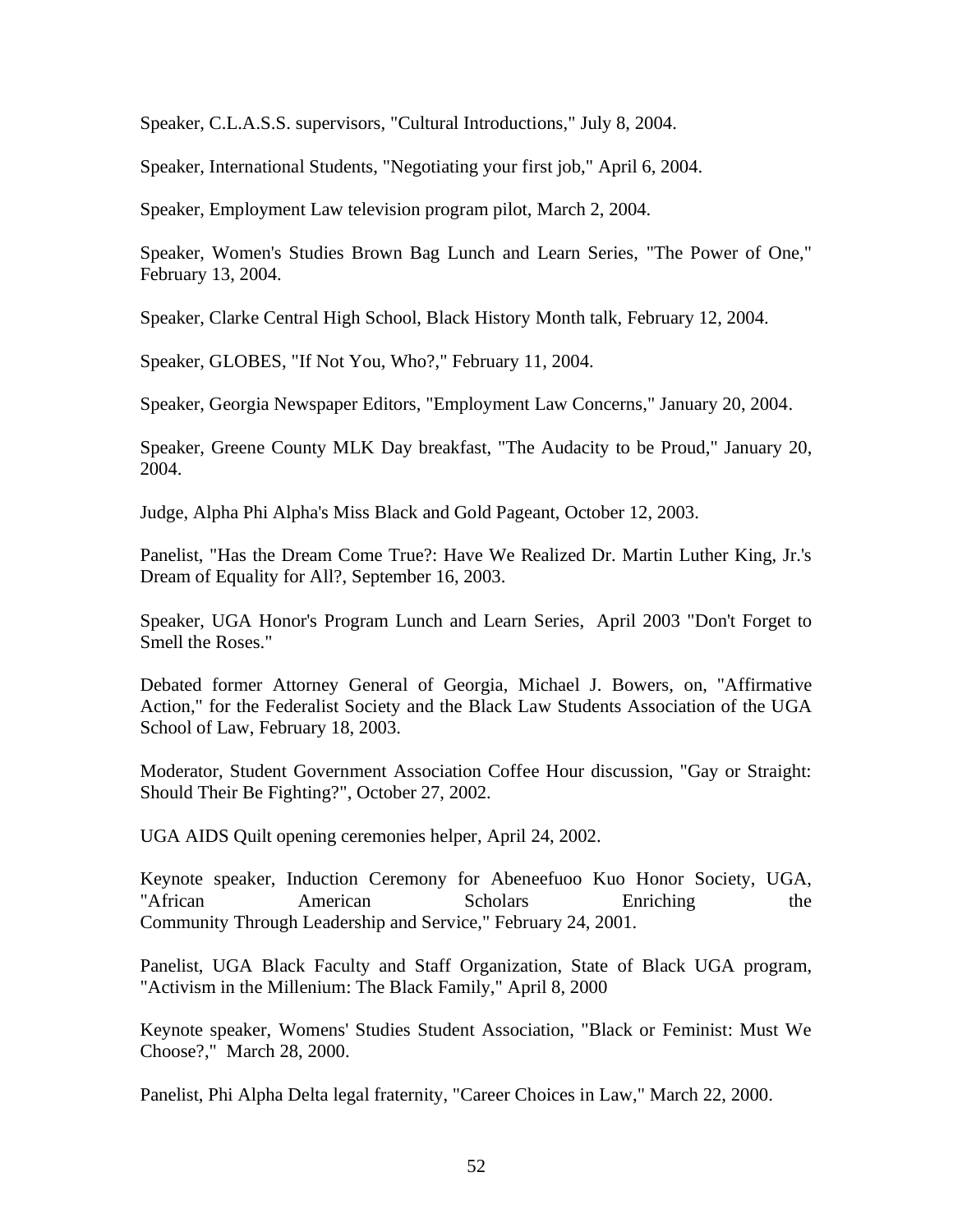Speaker, C.L.A.S.S. supervisors, "Cultural Introductions," July 8, 2004.

Speaker, International Students, "Negotiating your first job," April 6, 2004.

Speaker, Employment Law television program pilot, March 2, 2004.

Speaker, Women's Studies Brown Bag Lunch and Learn Series, "The Power of One," February 13, 2004.

Speaker, Clarke Central High School, Black History Month talk, February 12, 2004.

Speaker, GLOBES, "If Not You, Who?," February 11, 2004.

Speaker, Georgia Newspaper Editors, "Employment Law Concerns," January 20, 2004.

Speaker, Greene County MLK Day breakfast, "The Audacity to be Proud," January 20, 2004.

Judge, Alpha Phi Alpha's Miss Black and Gold Pageant, October 12, 2003.

Panelist, "Has the Dream Come True?: Have We Realized Dr. Martin Luther King, Jr.'s Dream of Equality for All?, September 16, 2003.

Speaker, UGA Honor's Program Lunch and Learn Series, April 2003 "Don't Forget to Smell the Roses."

Debated former Attorney General of Georgia, Michael J. Bowers, on, "Affirmative Action," for the Federalist Society and the Black Law Students Association of the UGA School of Law, February 18, 2003.

Moderator, Student Government Association Coffee Hour discussion, "Gay or Straight: Should Their Be Fighting?", October 27, 2002.

UGA AIDS Quilt opening ceremonies helper, April 24, 2002.

Keynote speaker, Induction Ceremony for Abeneefuoo Kuo Honor Society, UGA, "African American Scholars Enriching the Community Through Leadership and Service," February 24, 2001.

Panelist, UGA Black Faculty and Staff Organization, State of Black UGA program, "Activism in the Millenium: The Black Family," April 8, 2000

Keynote speaker, Womens' Studies Student Association, "Black or Feminist: Must We Choose?," March 28, 2000.

Panelist, Phi Alpha Delta legal fraternity, "Career Choices in Law," March 22, 2000.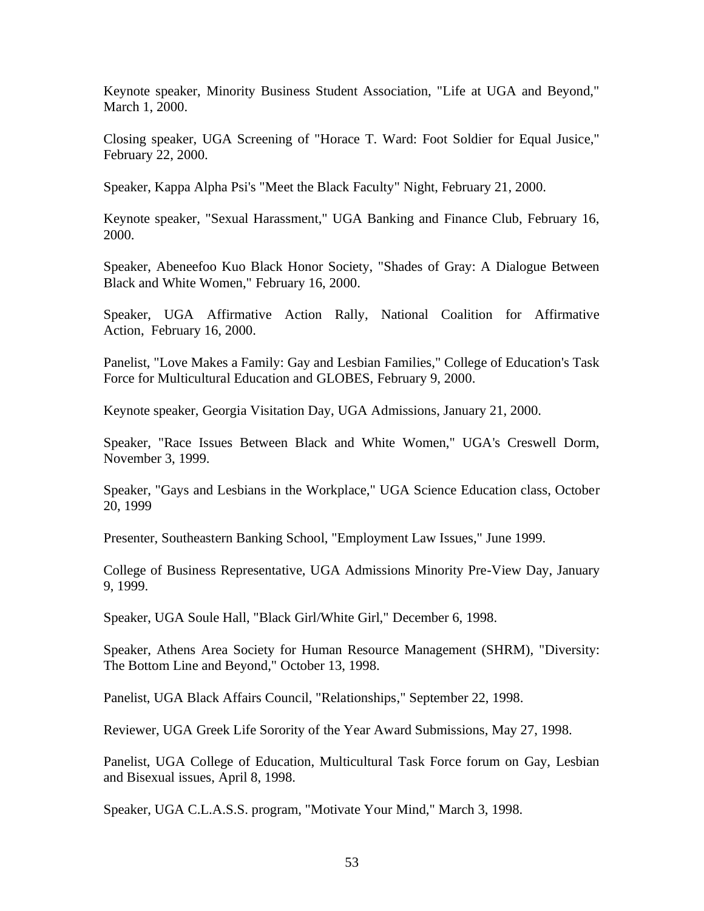Keynote speaker, Minority Business Student Association, "Life at UGA and Beyond," March 1, 2000.

Closing speaker, UGA Screening of "Horace T. Ward: Foot Soldier for Equal Jusice," February 22, 2000.

Speaker, Kappa Alpha Psi's "Meet the Black Faculty" Night, February 21, 2000.

Keynote speaker, "Sexual Harassment," UGA Banking and Finance Club, February 16, 2000.

Speaker, Abeneefoo Kuo Black Honor Society, "Shades of Gray: A Dialogue Between Black and White Women," February 16, 2000.

Speaker, UGA Affirmative Action Rally, National Coalition for Affirmative Action, February 16, 2000.

Panelist, "Love Makes a Family: Gay and Lesbian Families," College of Education's Task Force for Multicultural Education and GLOBES, February 9, 2000.

Keynote speaker, Georgia Visitation Day, UGA Admissions, January 21, 2000.

Speaker, "Race Issues Between Black and White Women," UGA's Creswell Dorm, November 3, 1999.

Speaker, "Gays and Lesbians in the Workplace," UGA Science Education class, October 20, 1999

Presenter, Southeastern Banking School, "Employment Law Issues," June 1999.

College of Business Representative, UGA Admissions Minority Pre-View Day, January 9, 1999.

Speaker, UGA Soule Hall, "Black Girl/White Girl," December 6, 1998.

Speaker, Athens Area Society for Human Resource Management (SHRM), "Diversity: The Bottom Line and Beyond," October 13, 1998.

Panelist, UGA Black Affairs Council, "Relationships," September 22, 1998.

Reviewer, UGA Greek Life Sorority of the Year Award Submissions, May 27, 1998.

Panelist, UGA College of Education, Multicultural Task Force forum on Gay, Lesbian and Bisexual issues, April 8, 1998.

Speaker, UGA C.L.A.S.S. program, "Motivate Your Mind," March 3, 1998.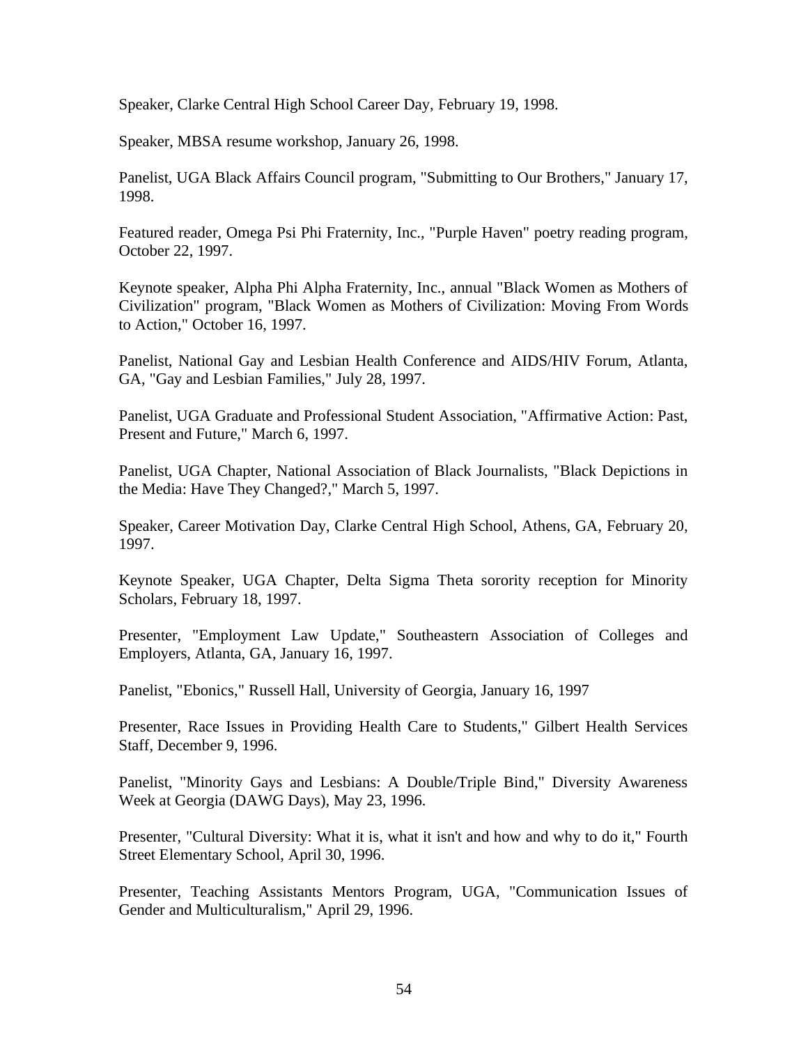Speaker, Clarke Central High School Career Day, February 19, 1998.

Speaker, MBSA resume workshop, January 26, 1998.

Panelist, UGA Black Affairs Council program, "Submitting to Our Brothers," January 17, 1998.

Featured reader, Omega Psi Phi Fraternity, Inc., "Purple Haven" poetry reading program, October 22, 1997.

Keynote speaker, Alpha Phi Alpha Fraternity, Inc., annual "Black Women as Mothers of Civilization" program, "Black Women as Mothers of Civilization: Moving From Words to Action," October 16, 1997.

Panelist, National Gay and Lesbian Health Conference and AIDS/HIV Forum, Atlanta, GA, "Gay and Lesbian Families," July 28, 1997.

Panelist, UGA Graduate and Professional Student Association, "Affirmative Action: Past, Present and Future," March 6, 1997.

Panelist, UGA Chapter, National Association of Black Journalists, "Black Depictions in the Media: Have They Changed?," March 5, 1997.

Speaker, Career Motivation Day, Clarke Central High School, Athens, GA, February 20, 1997.

Keynote Speaker, UGA Chapter, Delta Sigma Theta sorority reception for Minority Scholars, February 18, 1997.

Presenter, "Employment Law Update," Southeastern Association of Colleges and Employers, Atlanta, GA, January 16, 1997.

Panelist, "Ebonics," Russell Hall, University of Georgia, January 16, 1997

Presenter, Race Issues in Providing Health Care to Students," Gilbert Health Services Staff, December 9, 1996.

Panelist, "Minority Gays and Lesbians: A Double/Triple Bind," Diversity Awareness Week at Georgia (DAWG Days), May 23, 1996.

Presenter, "Cultural Diversity: What it is, what it isn't and how and why to do it," Fourth Street Elementary School, April 30, 1996.

Presenter, Teaching Assistants Mentors Program, UGA, "Communication Issues of Gender and Multiculturalism," April 29, 1996.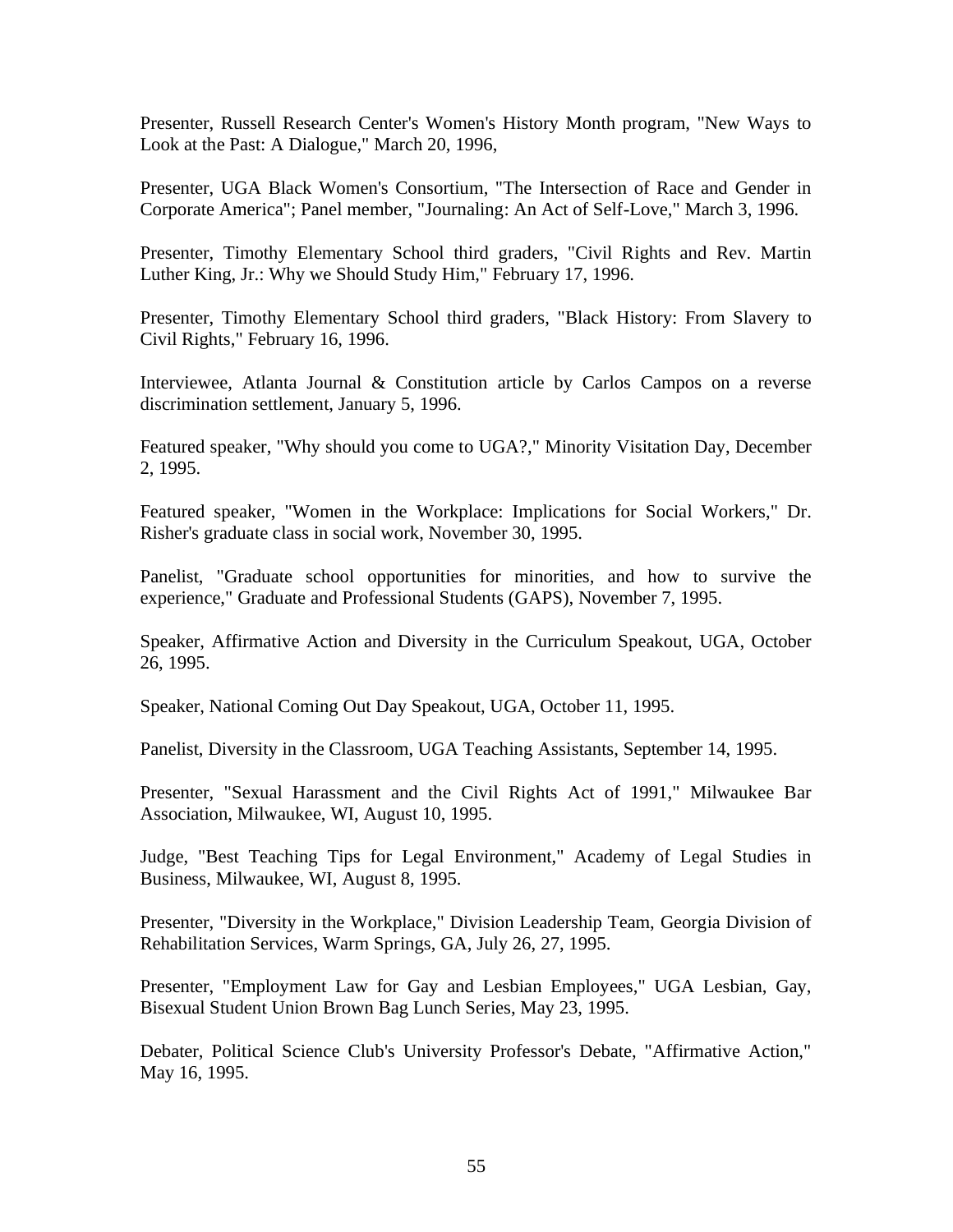Presenter, Russell Research Center's Women's History Month program, "New Ways to Look at the Past: A Dialogue," March 20, 1996,

Presenter, UGA Black Women's Consortium, "The Intersection of Race and Gender in Corporate America"; Panel member, "Journaling: An Act of Self-Love," March 3, 1996.

Presenter, Timothy Elementary School third graders, "Civil Rights and Rev. Martin Luther King, Jr.: Why we Should Study Him," February 17, 1996.

Presenter, Timothy Elementary School third graders, "Black History: From Slavery to Civil Rights," February 16, 1996.

Interviewee, Atlanta Journal & Constitution article by Carlos Campos on a reverse discrimination settlement, January 5, 1996.

Featured speaker, "Why should you come to UGA?," Minority Visitation Day, December 2, 1995.

Featured speaker, "Women in the Workplace: Implications for Social Workers," Dr. Risher's graduate class in social work, November 30, 1995.

Panelist, "Graduate school opportunities for minorities, and how to survive the experience," Graduate and Professional Students (GAPS), November 7, 1995.

Speaker, Affirmative Action and Diversity in the Curriculum Speakout, UGA, October 26, 1995.

Speaker, National Coming Out Day Speakout, UGA, October 11, 1995.

Panelist, Diversity in the Classroom, UGA Teaching Assistants, September 14, 1995.

Presenter, "Sexual Harassment and the Civil Rights Act of 1991," Milwaukee Bar Association, Milwaukee, WI, August 10, 1995.

Judge, "Best Teaching Tips for Legal Environment," Academy of Legal Studies in Business, Milwaukee, WI, August 8, 1995.

Presenter, "Diversity in the Workplace," Division Leadership Team, Georgia Division of Rehabilitation Services, Warm Springs, GA, July 26, 27, 1995.

Presenter, "Employment Law for Gay and Lesbian Employees," UGA Lesbian, Gay, Bisexual Student Union Brown Bag Lunch Series, May 23, 1995.

Debater, Political Science Club's University Professor's Debate, "Affirmative Action," May 16, 1995.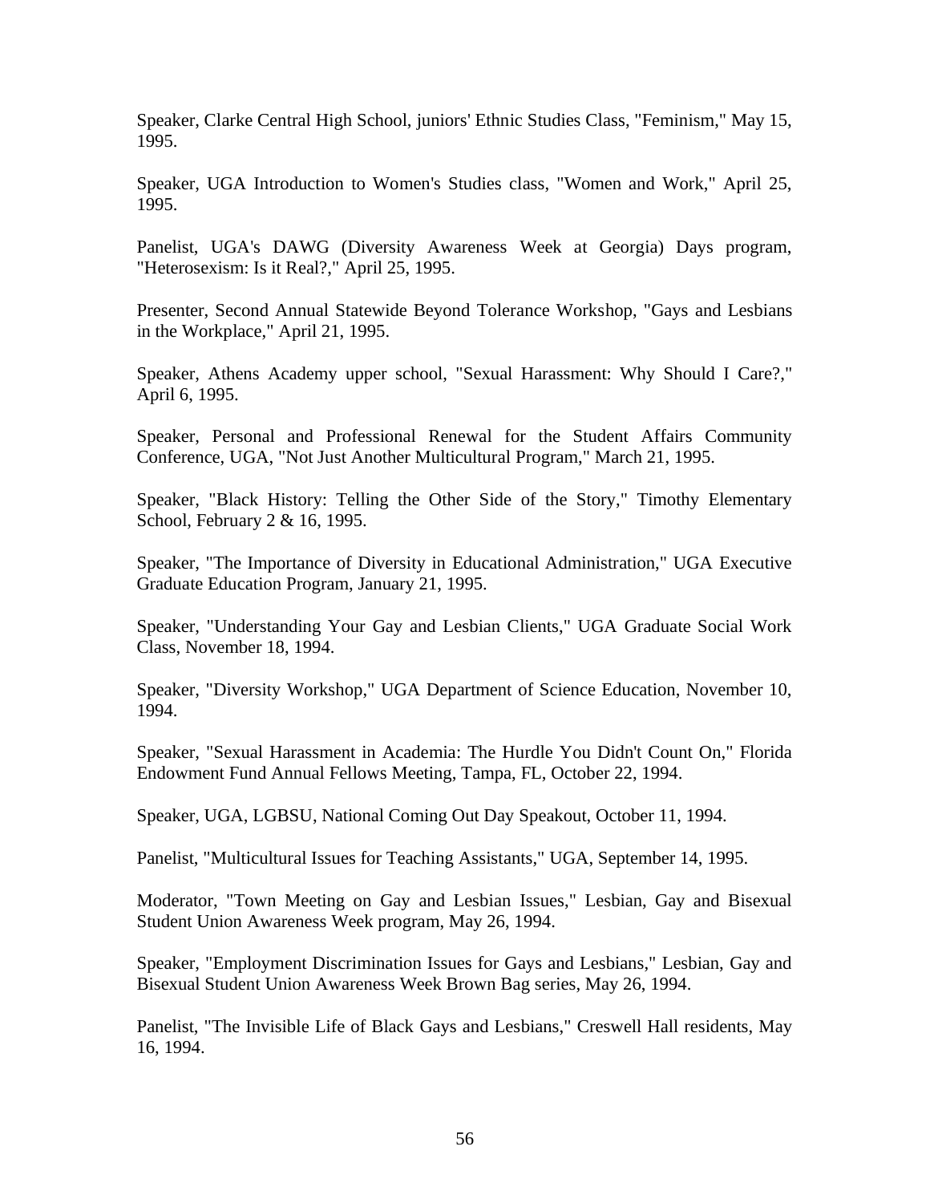Speaker, Clarke Central High School, juniors' Ethnic Studies Class, "Feminism," May 15, 1995.

Speaker, UGA Introduction to Women's Studies class, "Women and Work," April 25, 1995.

Panelist, UGA's DAWG (Diversity Awareness Week at Georgia) Days program, "Heterosexism: Is it Real?," April 25, 1995.

Presenter, Second Annual Statewide Beyond Tolerance Workshop, "Gays and Lesbians in the Workplace," April 21, 1995.

Speaker, Athens Academy upper school, "Sexual Harassment: Why Should I Care?," April 6, 1995.

Speaker, Personal and Professional Renewal for the Student Affairs Community Conference, UGA, "Not Just Another Multicultural Program," March 21, 1995.

Speaker, "Black History: Telling the Other Side of the Story," Timothy Elementary School, February 2 & 16, 1995.

Speaker, "The Importance of Diversity in Educational Administration," UGA Executive Graduate Education Program, January 21, 1995.

Speaker, "Understanding Your Gay and Lesbian Clients," UGA Graduate Social Work Class, November 18, 1994.

Speaker, "Diversity Workshop," UGA Department of Science Education, November 10, 1994.

Speaker, "Sexual Harassment in Academia: The Hurdle You Didn't Count On," Florida Endowment Fund Annual Fellows Meeting, Tampa, FL, October 22, 1994.

Speaker, UGA, LGBSU, National Coming Out Day Speakout, October 11, 1994.

Panelist, "Multicultural Issues for Teaching Assistants," UGA, September 14, 1995.

Moderator, "Town Meeting on Gay and Lesbian Issues," Lesbian, Gay and Bisexual Student Union Awareness Week program, May 26, 1994.

Speaker, "Employment Discrimination Issues for Gays and Lesbians," Lesbian, Gay and Bisexual Student Union Awareness Week Brown Bag series, May 26, 1994.

Panelist, "The Invisible Life of Black Gays and Lesbians," Creswell Hall residents, May 16, 1994.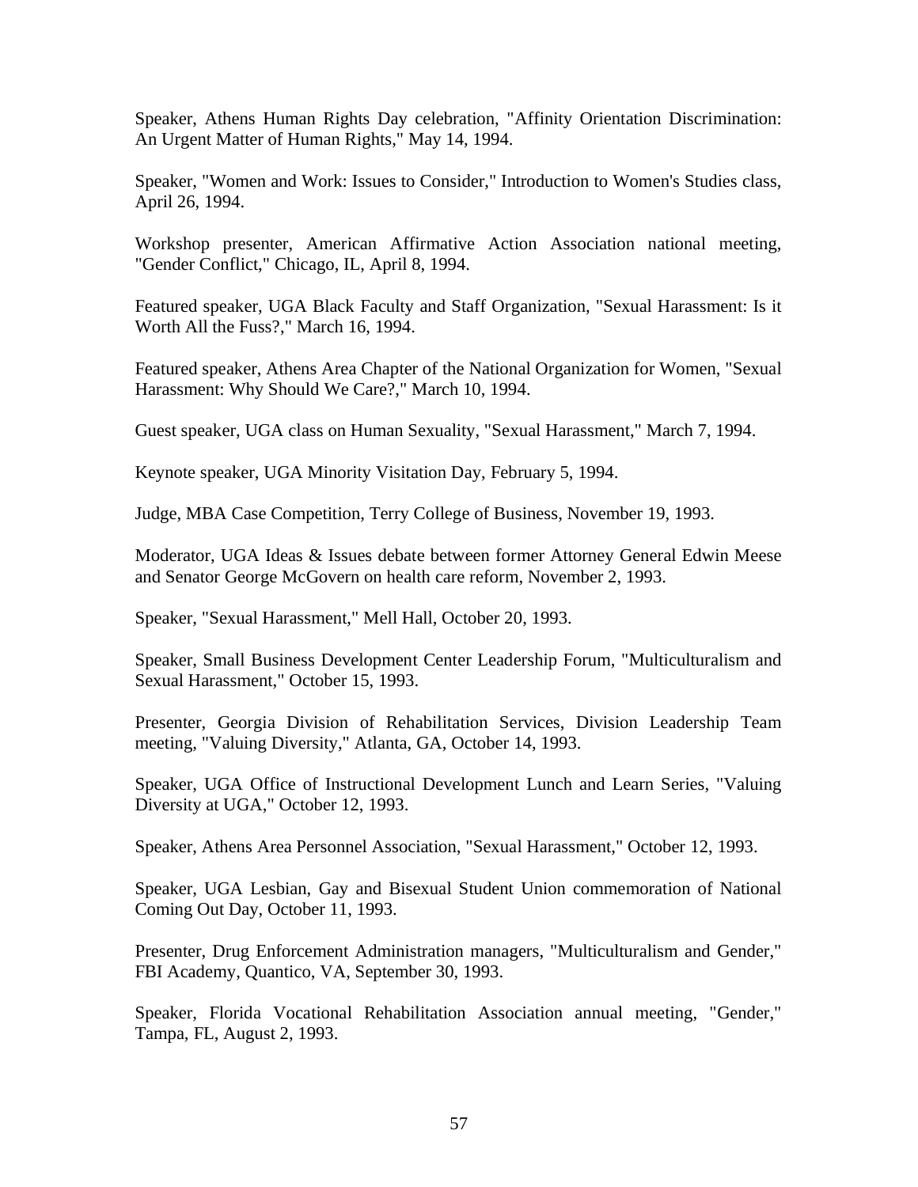Speaker, Athens Human Rights Day celebration, "Affinity Orientation Discrimination: An Urgent Matter of Human Rights," May 14, 1994.

Speaker, "Women and Work: Issues to Consider," Introduction to Women's Studies class, April 26, 1994.

Workshop presenter, American Affirmative Action Association national meeting, "Gender Conflict," Chicago, IL, April 8, 1994.

Featured speaker, UGA Black Faculty and Staff Organization, "Sexual Harassment: Is it Worth All the Fuss?," March 16, 1994.

Featured speaker, Athens Area Chapter of the National Organization for Women, "Sexual Harassment: Why Should We Care?," March 10, 1994.

Guest speaker, UGA class on Human Sexuality, "Sexual Harassment," March 7, 1994.

Keynote speaker, UGA Minority Visitation Day, February 5, 1994.

Judge, MBA Case Competition, Terry College of Business, November 19, 1993.

Moderator, UGA Ideas & Issues debate between former Attorney General Edwin Meese and Senator George McGovern on health care reform, November 2, 1993.

Speaker, "Sexual Harassment," Mell Hall, October 20, 1993.

Speaker, Small Business Development Center Leadership Forum, "Multiculturalism and Sexual Harassment," October 15, 1993.

Presenter, Georgia Division of Rehabilitation Services, Division Leadership Team meeting, "Valuing Diversity," Atlanta, GA, October 14, 1993.

Speaker, UGA Office of Instructional Development Lunch and Learn Series, "Valuing Diversity at UGA," October 12, 1993.

Speaker, Athens Area Personnel Association, "Sexual Harassment," October 12, 1993.

Speaker, UGA Lesbian, Gay and Bisexual Student Union commemoration of National Coming Out Day, October 11, 1993.

Presenter, Drug Enforcement Administration managers, "Multiculturalism and Gender," FBI Academy, Quantico, VA, September 30, 1993.

Speaker, Florida Vocational Rehabilitation Association annual meeting, "Gender," Tampa, FL, August 2, 1993.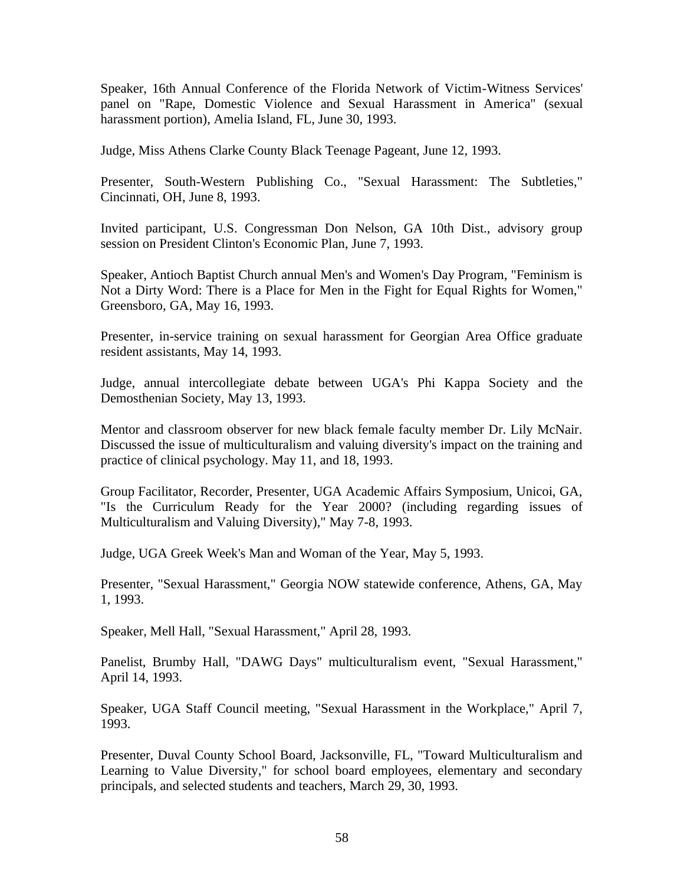Speaker, 16th Annual Conference of the Florida Network of Victim-Witness Services' panel on "Rape, Domestic Violence and Sexual Harassment in America" (sexual harassment portion), Amelia Island, FL, June 30, 1993.

Judge, Miss Athens Clarke County Black Teenage Pageant, June 12, 1993.

Presenter, South-Western Publishing Co., "Sexual Harassment: The Subtleties," Cincinnati, OH, June 8, 1993.

Invited participant, U.S. Congressman Don Nelson, GA 10th Dist., advisory group session on President Clinton's Economic Plan, June 7, 1993.

Speaker, Antioch Baptist Church annual Men's and Women's Day Program, "Feminism is Not a Dirty Word: There is a Place for Men in the Fight for Equal Rights for Women," Greensboro, GA, May 16, 1993.

Presenter, in-service training on sexual harassment for Georgian Area Office graduate resident assistants, May 14, 1993.

Judge, annual intercollegiate debate between UGA's Phi Kappa Society and the Demosthenian Society, May 13, 1993.

Mentor and classroom observer for new black female faculty member Dr. Lily McNair. Discussed the issue of multiculturalism and valuing diversity's impact on the training and practice of clinical psychology. May 11, and 18, 1993.

Group Facilitator, Recorder, Presenter, UGA Academic Affairs Symposium, Unicoi, GA, "Is the Curriculum Ready for the Year 2000? (including regarding issues of Multiculturalism and Valuing Diversity)," May 7-8, 1993.

Judge, UGA Greek Week's Man and Woman of the Year, May 5, 1993.

Presenter, "Sexual Harassment," Georgia NOW statewide conference, Athens, GA, May 1, 1993.

Speaker, Mell Hall, "Sexual Harassment," April 28, 1993.

Panelist, Brumby Hall, "DAWG Days" multiculturalism event, "Sexual Harassment," April 14, 1993.

Speaker, UGA Staff Council meeting, "Sexual Harassment in the Workplace," April 7, 1993.

Presenter, Duval County School Board, Jacksonville, FL, "Toward Multiculturalism and Learning to Value Diversity," for school board employees, elementary and secondary principals, and selected students and teachers, March 29, 30, 1993.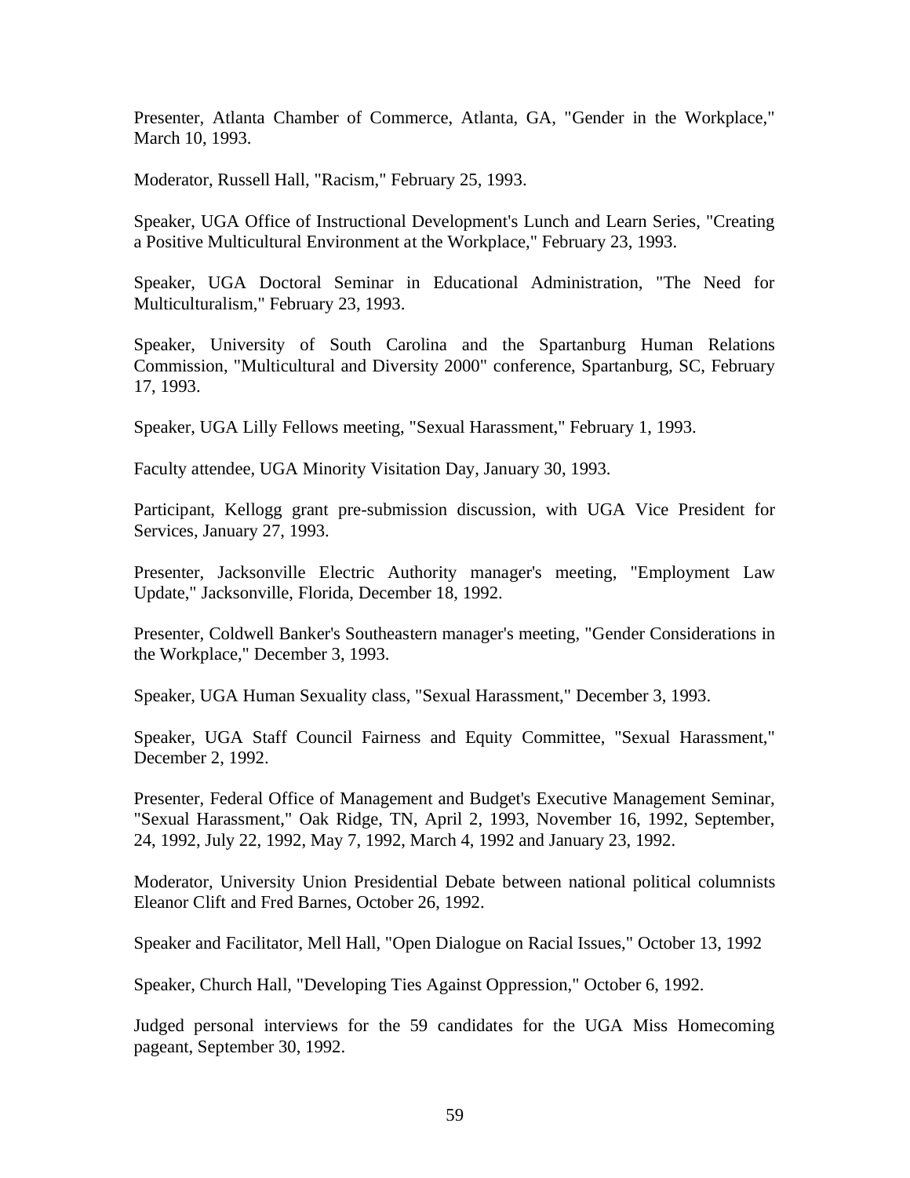Presenter, Atlanta Chamber of Commerce, Atlanta, GA, "Gender in the Workplace," March 10, 1993.

Moderator, Russell Hall, "Racism," February 25, 1993.

Speaker, UGA Office of Instructional Development's Lunch and Learn Series, "Creating a Positive Multicultural Environment at the Workplace," February 23, 1993.

Speaker, UGA Doctoral Seminar in Educational Administration, "The Need for Multiculturalism," February 23, 1993.

Speaker, University of South Carolina and the Spartanburg Human Relations Commission, "Multicultural and Diversity 2000" conference, Spartanburg, SC, February 17, 1993.

Speaker, UGA Lilly Fellows meeting, "Sexual Harassment," February 1, 1993.

Faculty attendee, UGA Minority Visitation Day, January 30, 1993.

Participant, Kellogg grant pre-submission discussion, with UGA Vice President for Services, January 27, 1993.

Presenter, Jacksonville Electric Authority manager's meeting, "Employment Law Update," Jacksonville, Florida, December 18, 1992.

Presenter, Coldwell Banker's Southeastern manager's meeting, "Gender Considerations in the Workplace," December 3, 1993.

Speaker, UGA Human Sexuality class, "Sexual Harassment," December 3, 1993.

Speaker, UGA Staff Council Fairness and Equity Committee, "Sexual Harassment," December 2, 1992.

Presenter, Federal Office of Management and Budget's Executive Management Seminar, "Sexual Harassment," Oak Ridge, TN, April 2, 1993, November 16, 1992, September, 24, 1992, July 22, 1992, May 7, 1992, March 4, 1992 and January 23, 1992.

Moderator, University Union Presidential Debate between national political columnists Eleanor Clift and Fred Barnes, October 26, 1992.

Speaker and Facilitator, Mell Hall, "Open Dialogue on Racial Issues," October 13, 1992

Speaker, Church Hall, "Developing Ties Against Oppression," October 6, 1992.

Judged personal interviews for the 59 candidates for the UGA Miss Homecoming pageant, September 30, 1992.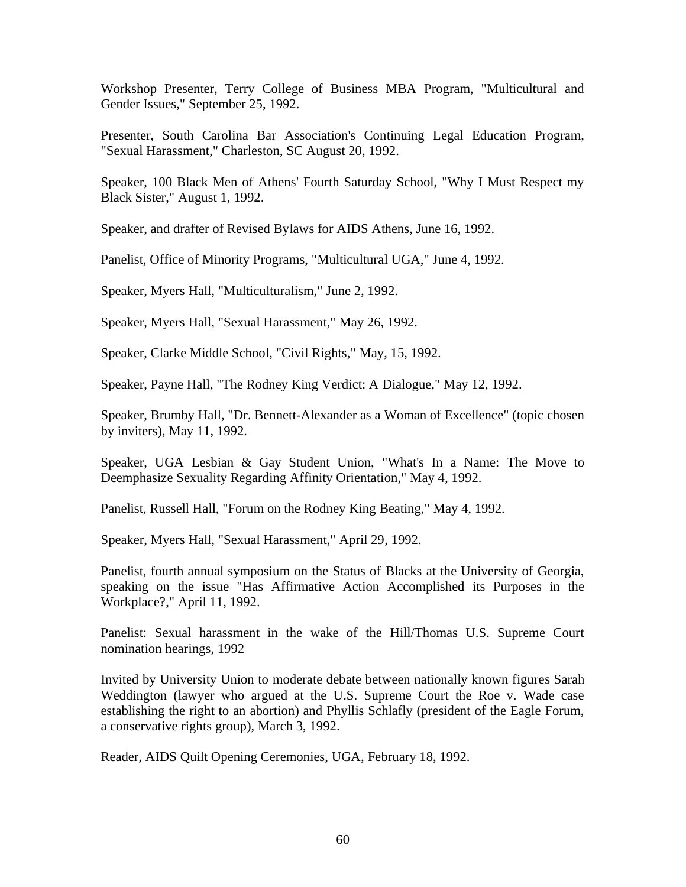Workshop Presenter, Terry College of Business MBA Program, "Multicultural and Gender Issues," September 25, 1992.

Presenter, South Carolina Bar Association's Continuing Legal Education Program, "Sexual Harassment," Charleston, SC August 20, 1992.

Speaker, 100 Black Men of Athens' Fourth Saturday School, "Why I Must Respect my Black Sister," August 1, 1992.

Speaker, and drafter of Revised Bylaws for AIDS Athens, June 16, 1992.

Panelist, Office of Minority Programs, "Multicultural UGA," June 4, 1992.

Speaker, Myers Hall, "Multiculturalism," June 2, 1992.

Speaker, Myers Hall, "Sexual Harassment," May 26, 1992.

Speaker, Clarke Middle School, "Civil Rights," May, 15, 1992.

Speaker, Payne Hall, "The Rodney King Verdict: A Dialogue," May 12, 1992.

Speaker, Brumby Hall, "Dr. Bennett-Alexander as a Woman of Excellence" (topic chosen by inviters), May 11, 1992.

Speaker, UGA Lesbian & Gay Student Union, "What's In a Name: The Move to Deemphasize Sexuality Regarding Affinity Orientation," May 4, 1992.

Panelist, Russell Hall, "Forum on the Rodney King Beating," May 4, 1992.

Speaker, Myers Hall, "Sexual Harassment," April 29, 1992.

Panelist, fourth annual symposium on the Status of Blacks at the University of Georgia, speaking on the issue "Has Affirmative Action Accomplished its Purposes in the Workplace?," April 11, 1992.

Panelist: Sexual harassment in the wake of the Hill/Thomas U.S. Supreme Court nomination hearings, 1992

Invited by University Union to moderate debate between nationally known figures Sarah Weddington (lawyer who argued at the U.S. Supreme Court the Roe v. Wade case establishing the right to an abortion) and Phyllis Schlafly (president of the Eagle Forum, a conservative rights group), March 3, 1992.

Reader, AIDS Quilt Opening Ceremonies, UGA, February 18, 1992.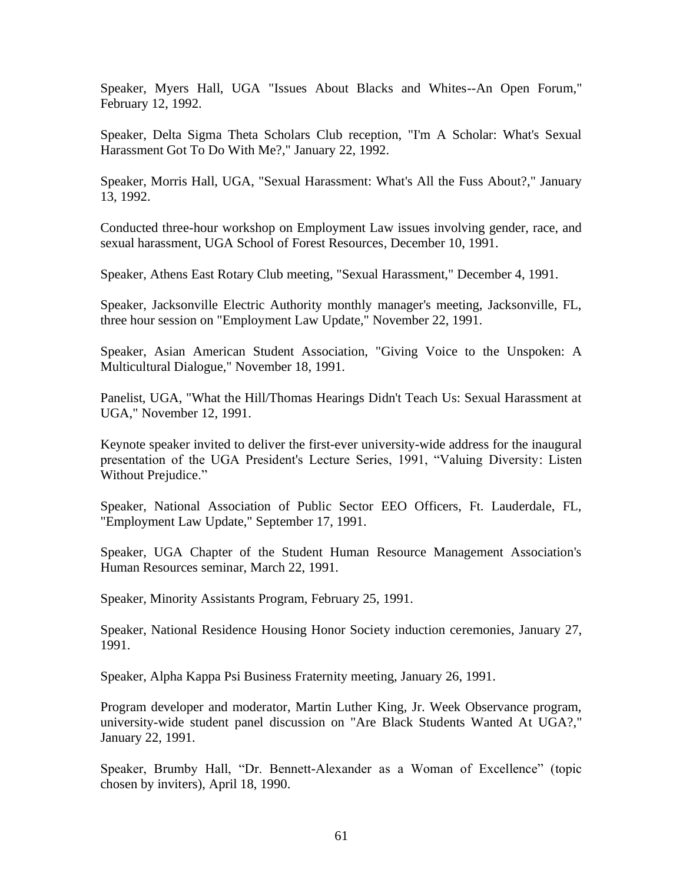Speaker, Myers Hall, UGA "Issues About Blacks and Whites--An Open Forum," February 12, 1992.

Speaker, Delta Sigma Theta Scholars Club reception, "I'm A Scholar: What's Sexual Harassment Got To Do With Me?," January 22, 1992.

Speaker, Morris Hall, UGA, "Sexual Harassment: What's All the Fuss About?," January 13, 1992.

Conducted three-hour workshop on Employment Law issues involving gender, race, and sexual harassment, UGA School of Forest Resources, December 10, 1991.

Speaker, Athens East Rotary Club meeting, "Sexual Harassment," December 4, 1991.

Speaker, Jacksonville Electric Authority monthly manager's meeting, Jacksonville, FL, three hour session on "Employment Law Update," November 22, 1991.

Speaker, Asian American Student Association, "Giving Voice to the Unspoken: A Multicultural Dialogue," November 18, 1991.

Panelist, UGA, "What the Hill/Thomas Hearings Didn't Teach Us: Sexual Harassment at UGA," November 12, 1991.

Keynote speaker invited to deliver the first-ever university-wide address for the inaugural presentation of the UGA President's Lecture Series, 1991, "Valuing Diversity: Listen Without Prejudice."

Speaker, National Association of Public Sector EEO Officers, Ft. Lauderdale, FL, "Employment Law Update," September 17, 1991.

Speaker, UGA Chapter of the Student Human Resource Management Association's Human Resources seminar, March 22, 1991.

Speaker, Minority Assistants Program, February 25, 1991.

Speaker, National Residence Housing Honor Society induction ceremonies, January 27, 1991.

Speaker, Alpha Kappa Psi Business Fraternity meeting, January 26, 1991.

Program developer and moderator, Martin Luther King, Jr. Week Observance program, university-wide student panel discussion on "Are Black Students Wanted At UGA?," January 22, 1991.

Speaker, Brumby Hall, "Dr. Bennett-Alexander as a Woman of Excellence" (topic chosen by inviters), April 18, 1990.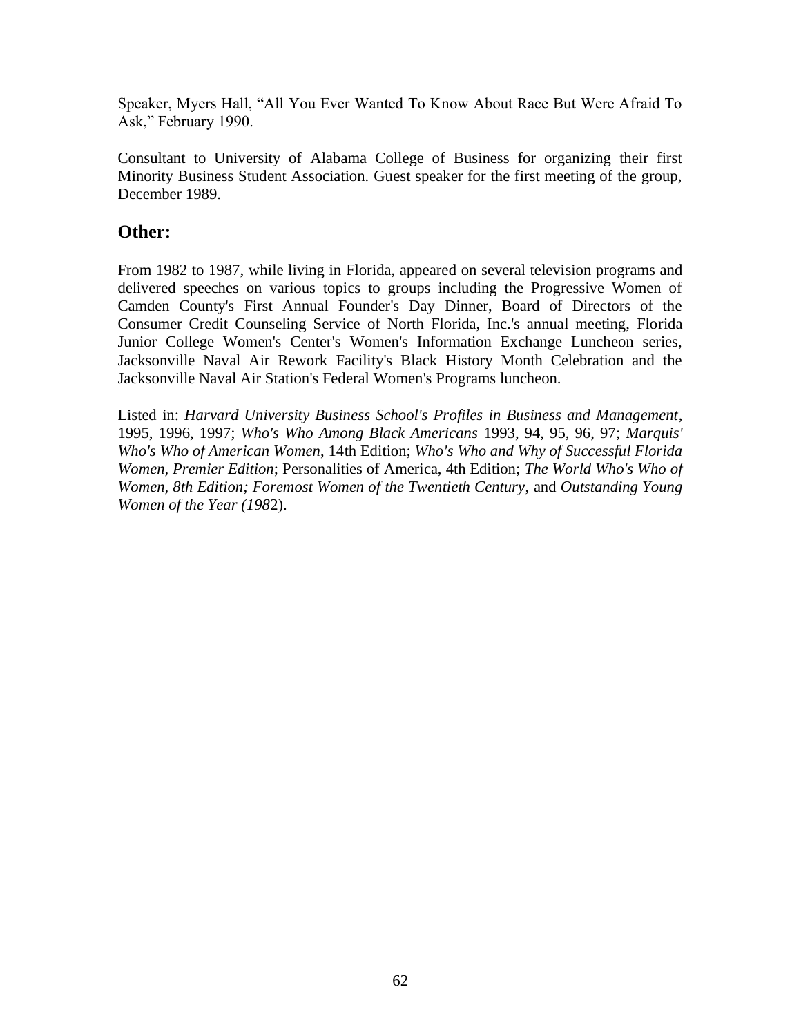Speaker, Myers Hall, “All You Ever Wanted To Know About Race But Were Afraid To Ask,” February 1990.

Consultant to University of Alabama College of Business for organizing their first Minority Business Student Association. Guest speaker for the first meeting of the group, December 1989.

## Other:

From 1982 to 1987, while living in Florida, appeared on several television programs and delivered speeches on various topics to groups including the Progressive Women of Camden County's First Annual Founder's Day Dinner, Board of Directors of the Consumer Credit Counseling Service of North Florida, Inc.'s annual meeting, Florida Junior College Women's Center's Women's Information Exchange Luncheon series, Jacksonville Naval Air Rework Facility's Black History Month Celebration and the Jacksonville Naval Air Station's Federal Women's Programs luncheon.

Listed in: *Harvard University Business School's Profiles in Business and Management*, 1995, 1996, 1997; *Who's Who Among Black Americans* 1993, 94, 95, 96, 97; *Marquis' Who's Who of American Women*, 14th Edition; *Who's Who and Why of Successful Florida Women, Premier Edition*; Personalities of America, 4th Edition; *The World Who's Who of Women, 8th Edition; Foremost Women of the Twentieth Century*, and *Outstanding Young Women of the Year (198*2).